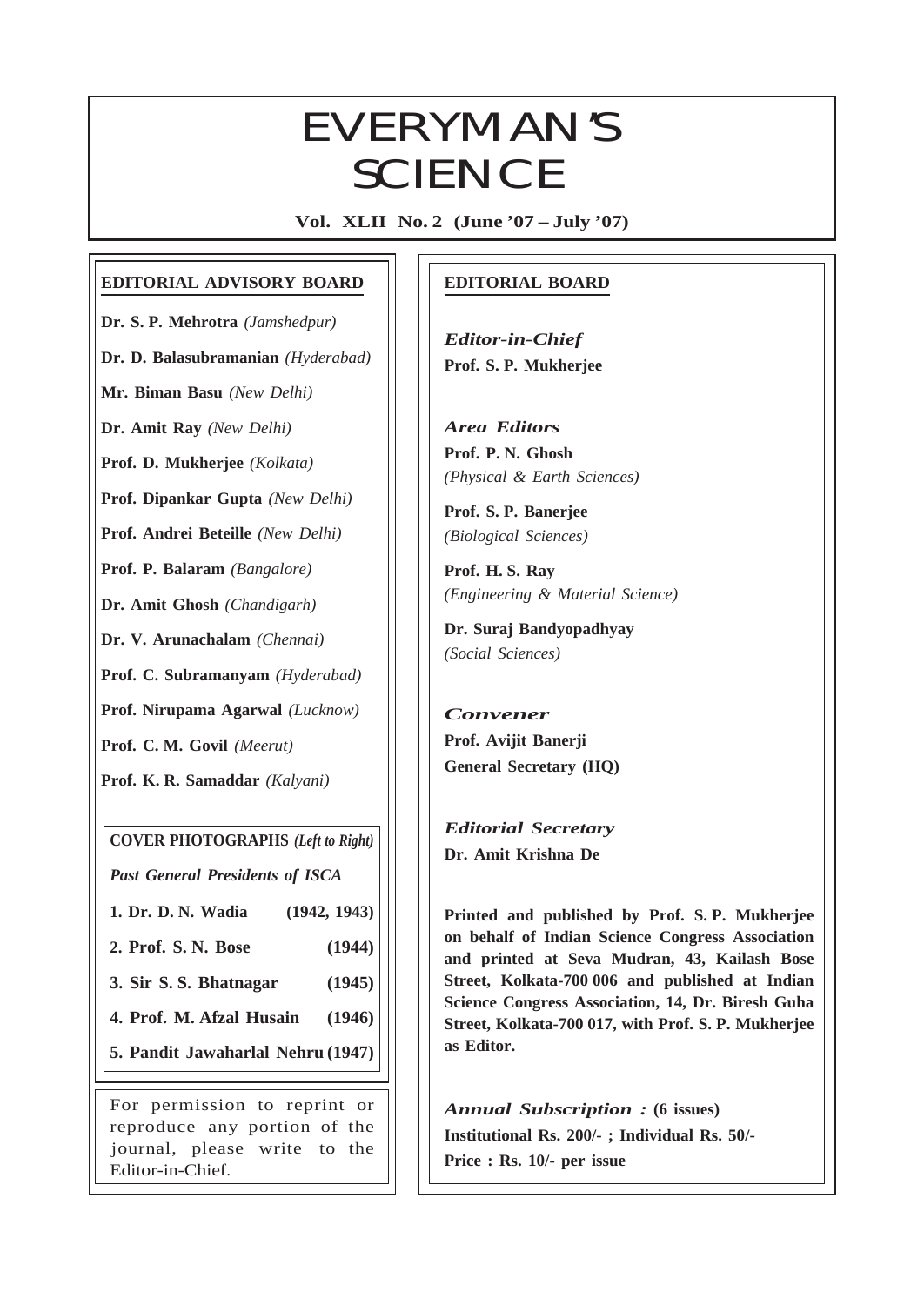# EVERYMAN'S SCIENCE

**Vol. XLII No. 2 (June '07 – July '07)**

## EDITORIAL ADVISORY BOARD

**Dr. S. P. Mehrotra** *(Jamshedpur)*

**Dr. D. Balasubramanian** *(Hyderabad)*

**Mr. Biman Basu** *(New Delhi)*

**Dr. Amit Ray** *(New Delhi)*

**Prof. D. Mukherjee** *(Kolkata)*

**Prof. Dipankar Gupta** *(New Delhi)*

**Prof. Andrei Beteille** *(New Delhi)*

**Prof. P. Balaram** *(Bangalore)*

**Dr. Amit Ghosh** *(Chandigarh)*

**Dr. V. Arunachalam** *(Chennai)*

**Prof. C. Subramanyam** *(Hyderabad)*

**Prof. Nirupama Agarwal** *(Lucknow)*

**Prof. C. M. Govil** *(Meerut)*

**Prof. K. R. Samaddar** *(Kalyani)*

### COVER PHOTOGRAPHS *(Left to Right)*

*Past General Presidents of ISCA*

| | |
|---|---|
| **1. Dr. D. N. Wadia** | **(1942, 1943)** |
| **2. Prof. S. N. Bose** | **(1944)** |
| **3. Sir S. S. Bhatnagar** | **(1945)** |
| **4. Prof. M. Afzal Husain** | **(1946)** |
| **5. Pandit Jawaharlal Nehru** | **(1947)** |

For permission to reprint or reproduce any portion of the journal, please write to the Editor-in-Chief.

## EDITORIAL BOARD

*Editor-in-Chief*
**Prof. S. P. Mukherjee**

*Area Editors*
**Prof. P. N. Ghosh**
*(Physical & Earth Sciences)*

**Prof. S. P. Banerjee**
*(Biological Sciences)*

**Prof. H. S. Ray**
*(Engineering & Material Science)*

**Dr. Suraj Bandyopadhyay**
*(Social Sciences)*

*Convener*
**Prof. Avijit Banerji**
**General Secretary (HQ)**

*Editorial Secretary*
**Dr. Amit Krishna De**

**Printed and published by Prof. S. P. Mukherjee on behalf of Indian Science Congress Association and printed at Seva Mudran, 43, Kailash Bose Street, Kolkata-700 006 and published at Indian Science Congress Association, 14, Dr. Biresh Guha Street, Kolkata-700 017, with Prof. S. P. Mukherjee as Editor.**

*Annual Subscription :* **(6 issues)**
**Institutional Rs. 200/- ; Individual Rs. 50/-**
**Price : Rs. 10/- per issue**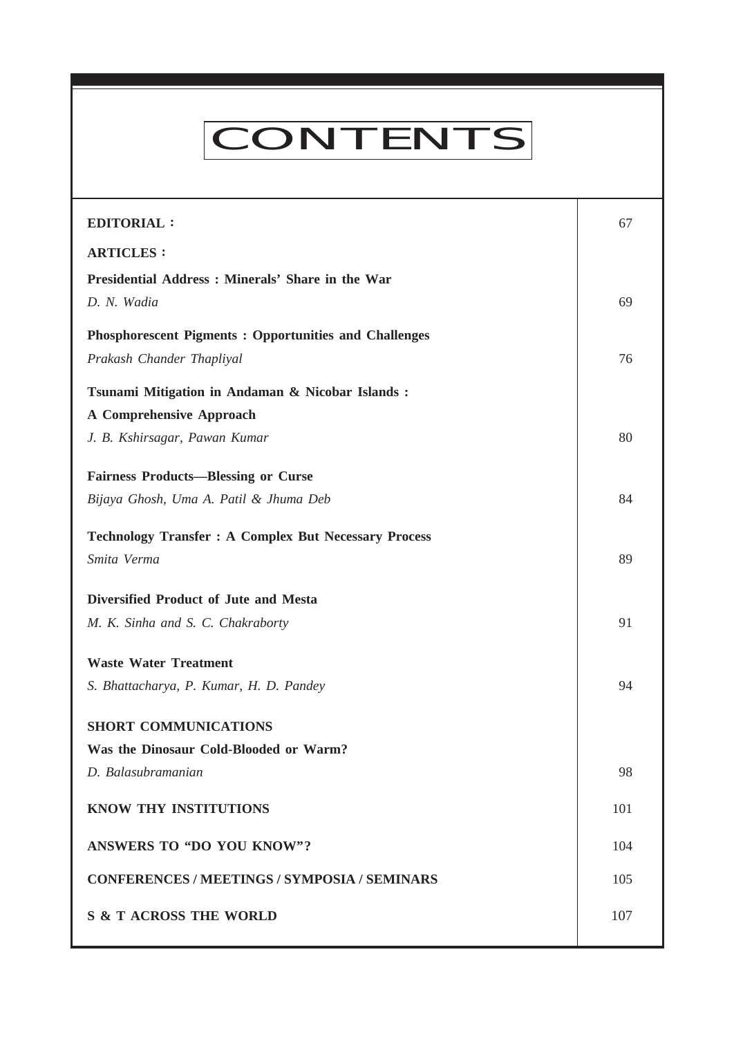# CONTENTS

| | |
|---|---|
| **EDITORIAL :** | 67 |
| **ARTICLES :** | |
| **Presidential Address : Minerals' Share in the War**<br>*D. N. Wadia* | 69 |
| **Phosphorescent Pigments : Opportunities and Challenges**<br>*Prakash Chander Thapliyal* | 76 |
| **Tsunami Mitigation in Andaman & Nicobar Islands : A Comprehensive Approach**<br>*J. B. Kshirsagar, Pawan Kumar* | 80 |
| **Fairness Products—Blessing or Curse**<br>*Bijaya Ghosh, Uma A. Patil & Jhuma Deb* | 84 |
| **Technology Transfer : A Complex But Necessary Process**<br>*Smita Verma* | 89 |
| **Diversified Product of Jute and Mesta**<br>*M. K. Sinha and S. C. Chakraborty* | 91 |
| **Waste Water Treatment**<br>*S. Bhattacharya, P. Kumar, H. D. Pandey* | 94 |
| **SHORT COMMUNICATIONS** | |
| **Was the Dinosaur Cold-Blooded or Warm?**<br>*D. Balasubramanian* | 98 |
| **KNOW THY INSTITUTIONS** | 101 |
| **ANSWERS TO "DO YOU KNOW"?** | 104 |
| **CONFERENCES / MEETINGS / SYMPOSIA / SEMINARS** | 105 |
| **S & T ACROSS THE WORLD** | 107 |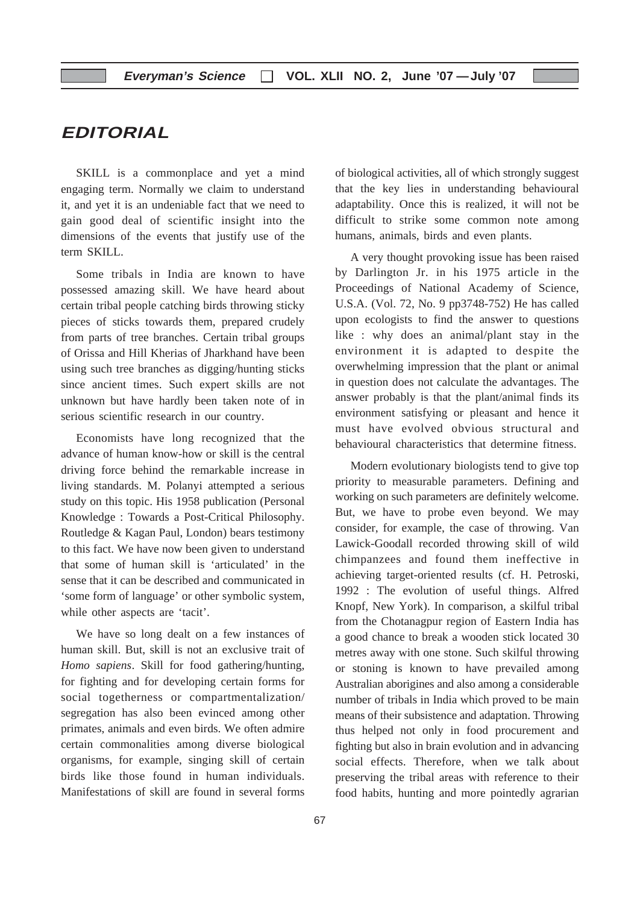# EDITORIAL

SKILL is a commonplace and yet a mind engaging term. Normally we claim to understand it, and yet it is an undeniable fact that we need to gain good deal of scientific insight into the dimensions of the events that justify use of the term SKILL.

Some tribals in India are known to have possessed amazing skill. We have heard about certain tribal people catching birds throwing sticky pieces of sticks towards them, prepared crudely from parts of tree branches. Certain tribal groups of Orissa and Hill Kherias of Jharkhand have been using such tree branches as digging/hunting sticks since ancient times. Such expert skills are not unknown but have hardly been taken note of in serious scientific research in our country.

Economists have long recognized that the advance of human know-how or skill is the central driving force behind the remarkable increase in living standards. M. Polanyi attempted a serious study on this topic. His 1958 publication (Personal Knowledge : Towards a Post-Critical Philosophy. Routledge & Kagan Paul, London) bears testimony to this fact. We have now been given to understand that some of human skill is 'articulated' in the sense that it can be described and communicated in 'some form of language' or other symbolic system, while other aspects are 'tacit'.

We have so long dealt on a few instances of human skill. But, skill is not an exclusive trait of *Homo sapiens*. Skill for food gathering/hunting, for fighting and for developing certain forms for social togetherness or compartmentalization/ segregation has also been evinced among other primates, animals and even birds. We often admire certain commonalities among diverse biological organisms, for example, singing skill of certain birds like those found in human individuals. Manifestations of skill are found in several forms of biological activities, all of which strongly suggest that the key lies in understanding behavioural adaptability. Once this is realized, it will not be difficult to strike some common note among humans, animals, birds and even plants.

A very thought provoking issue has been raised by Darlington Jr. in his 1975 article in the Proceedings of National Academy of Science, U.S.A. (Vol. 72, No. 9 pp3748-752) He has called upon ecologists to find the answer to questions like : why does an animal/plant stay in the environment it is adapted to despite the overwhelming impression that the plant or animal in question does not calculate the advantages. The answer probably is that the plant/animal finds its environment satisfying or pleasant and hence it must have evolved obvious structural and behavioural characteristics that determine fitness.

Modern evolutionary biologists tend to give top priority to measurable parameters. Defining and working on such parameters are definitely welcome. But, we have to probe even beyond. We may consider, for example, the case of throwing. Van Lawick-Goodall recorded throwing skill of wild chimpanzees and found them ineffective in achieving target-oriented results (cf. H. Petroski, 1992 : The evolution of useful things. Alfred Knopf, New York). In comparison, a skilful tribal from the Chotanagpur region of Eastern India has a good chance to break a wooden stick located 30 metres away with one stone. Such skilful throwing or stoning is known to have prevailed among Australian aborigines and also among a considerable number of tribals in India which proved to be main means of their subsistence and adaptation. Throwing thus helped not only in food procurement and fighting but also in brain evolution and in advancing social effects. Therefore, when we talk about preserving the tribal areas with reference to their food habits, hunting and more pointedly agrarian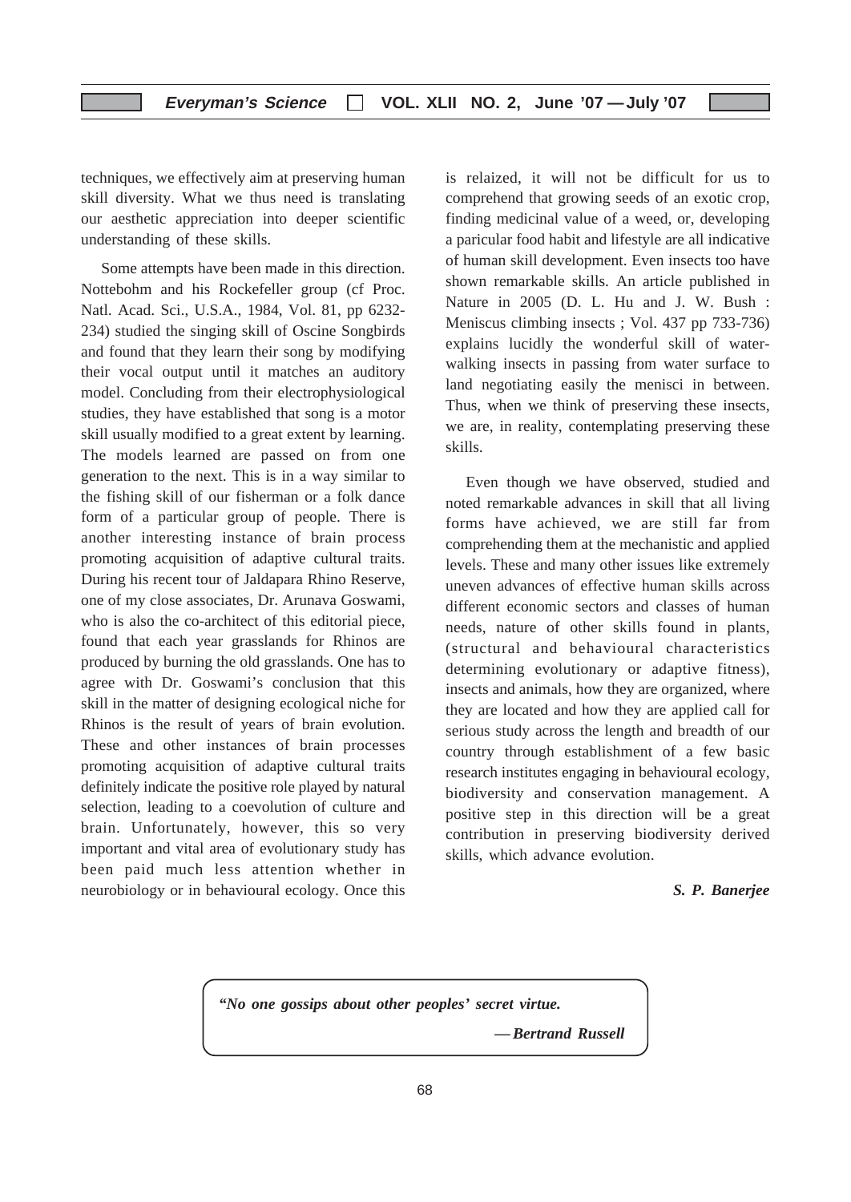techniques, we effectively aim at preserving human skill diversity. What we thus need is translating our aesthetic appreciation into deeper scientific understanding of these skills.

Some attempts have been made in this direction. Nottebohm and his Rockefeller group (cf Proc. Natl. Acad. Sci., U.S.A., 1984, Vol. 81, pp 6232-234) studied the singing skill of Oscine Songbirds and found that they learn their song by modifying their vocal output until it matches an auditory model. Concluding from their electrophysiological studies, they have established that song is a motor skill usually modified to a great extent by learning. The models learned are passed on from one generation to the next. This is in a way similar to the fishing skill of our fisherman or a folk dance form of a particular group of people. There is another interesting instance of brain process promoting acquisition of adaptive cultural traits. During his recent tour of Jaldapara Rhino Reserve, one of my close associates, Dr. Arunava Goswami, who is also the co-architect of this editorial piece, found that each year grasslands for Rhinos are produced by burning the old grasslands. One has to agree with Dr. Goswami's conclusion that this skill in the matter of designing ecological niche for Rhinos is the result of years of brain evolution. These and other instances of brain processes promoting acquisition of adaptive cultural traits definitely indicate the positive role played by natural selection, leading to a coevolution of culture and brain. Unfortunately, however, this so very important and vital area of evolutionary study has been paid much less attention whether in neurobiology or in behavioural ecology. Once this is relaized, it will not be difficult for us to comprehend that growing seeds of an exotic crop, finding medicinal value of a weed, or, developing a paricular food habit and lifestyle are all indicative of human skill development. Even insects too have shown remarkable skills. An article published in Nature in 2005 (D. L. Hu and J. W. Bush : Meniscus climbing insects ; Vol. 437 pp 733-736) explains lucidly the wonderful skill of water-walking insects in passing from water surface to land negotiating easily the menisci in between. Thus, when we think of preserving these insects, we are, in reality, contemplating preserving these skills.

Even though we have observed, studied and noted remarkable advances in skill that all living forms have achieved, we are still far from comprehending them at the mechanistic and applied levels. These and many other issues like extremely uneven advances of effective human skills across different economic sectors and classes of human needs, nature of other skills found in plants, (structural and behavioural characteristics determining evolutionary or adaptive fitness), insects and animals, how they are organized, where they are located and how they are applied call for serious study across the length and breadth of our country through establishment of a few basic research institutes engaging in behavioural ecology, biodiversity and conservation management. A positive step in this direction will be a great contribution in preserving biodiversity derived skills, which advance evolution.

***S. P. Banerjee***

***"No one gossips about other peoples' secret virtue.***

***— Bertrand Russell***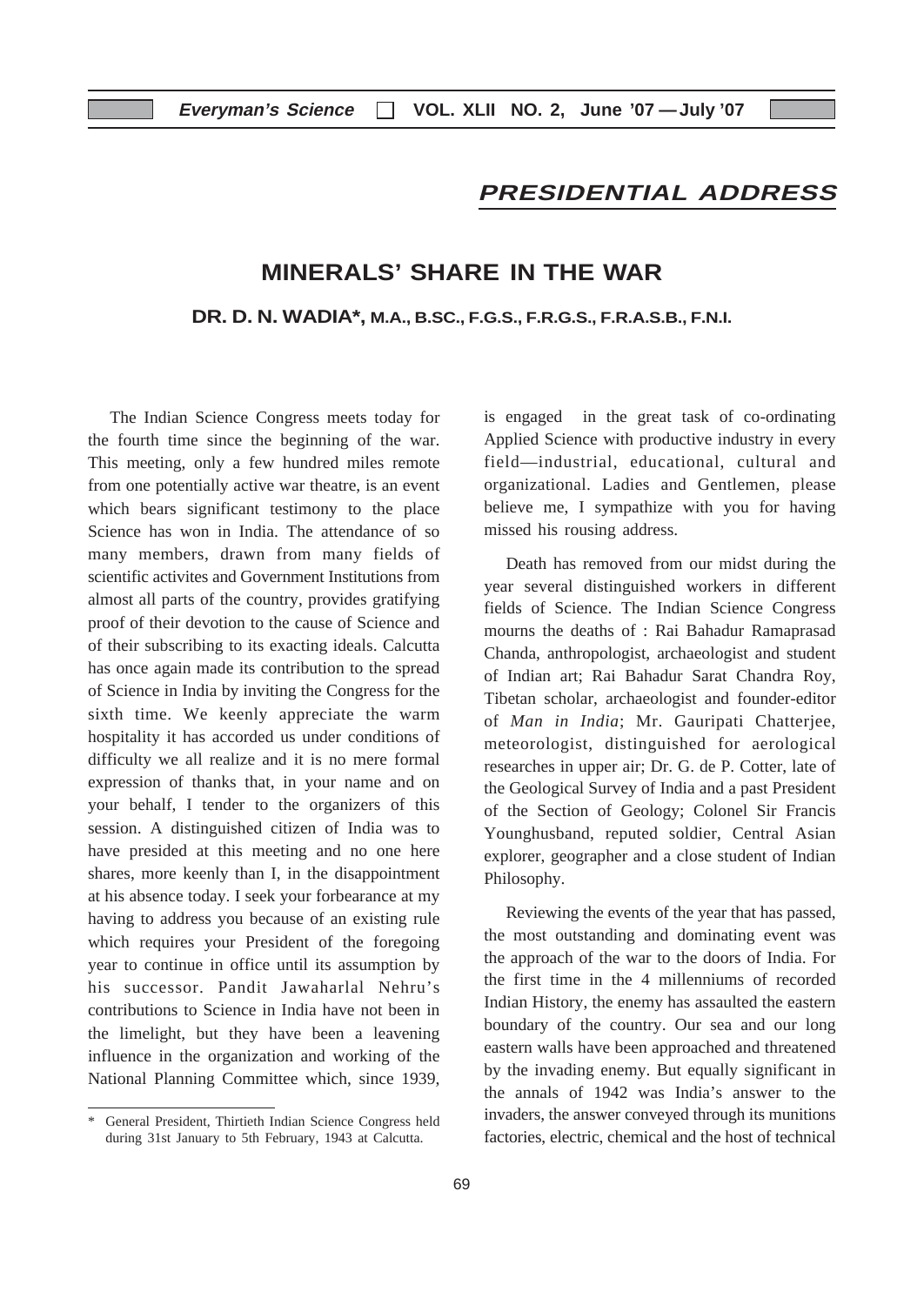## PRESIDENTIAL ADDRESS

# MINERALS' SHARE IN THE WAR

**DR. D. N. WADIA\*, M.A., B.SC., F.G.S., F.R.G.S., F.R.A.S.B., F.N.I.**

The Indian Science Congress meets today for the fourth time since the beginning of the war. This meeting, only a few hundred miles remote from one potentially active war theatre, is an event which bears significant testimony to the place Science has won in India. The attendance of so many members, drawn from many fields of scientific activites and Government Institutions from almost all parts of the country, provides gratifying proof of their devotion to the cause of Science and of their subscribing to its exacting ideals. Calcutta has once again made its contribution to the spread of Science in India by inviting the Congress for the sixth time. We keenly appreciate the warm hospitality it has accorded us under conditions of difficulty we all realize and it is no mere formal expression of thanks that, in your name and on your behalf, I tender to the organizers of this session. A distinguished citizen of India was to have presided at this meeting and no one here shares, more keenly than I, in the disappointment at his absence today. I seek your forbearance at my having to address you because of an existing rule which requires your President of the foregoing year to continue in office until its assumption by his successor. Pandit Jawaharlal Nehru's contributions to Science in India have not been in the limelight, but they have been a leavening influence in the organization and working of the National Planning Committee which, since 1939, is engaged in the great task of co-ordinating Applied Science with productive industry in every field—industrial, educational, cultural and organizational. Ladies and Gentlemen, please believe me, I sympathize with you for having missed his rousing address.

Death has removed from our midst during the year several distinguished workers in different fields of Science. The Indian Science Congress mourns the deaths of : Rai Bahadur Ramaprasad Chanda, anthropologist, archaeologist and student of Indian art; Rai Bahadur Sarat Chandra Roy, Tibetan scholar, archaeologist and founder-editor of *Man in India*; Mr. Gauripati Chatterjee, meteorologist, distinguished for aerological researches in upper air; Dr. G. de P. Cotter, late of the Geological Survey of India and a past President of the Section of Geology; Colonel Sir Francis Younghusband, reputed soldier, Central Asian explorer, geographer and a close student of Indian Philosophy.

Reviewing the events of the year that has passed, the most outstanding and dominating event was the approach of the war to the doors of India. For the first time in the 4 millenniums of recorded Indian History, the enemy has assaulted the eastern boundary of the country. Our sea and our long eastern walls have been approached and threatened by the invading enemy. But equally significant in the annals of 1942 was India's answer to the invaders, the answer conveyed through its munitions factories, electric, chemical and the host of technical

---

\* General President, Thirtieth Indian Science Congress held during 31st January to 5th February, 1943 at Calcutta.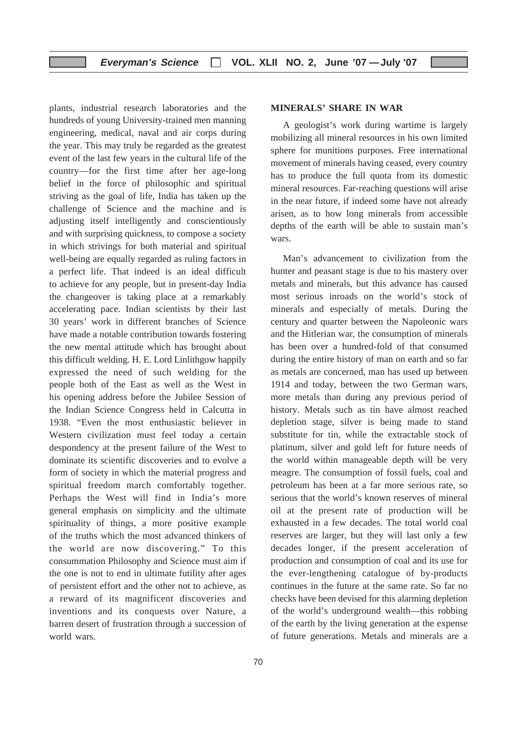plants, industrial research laboratories and the hundreds of young University-trained men manning engineering, medical, naval and air corps during the year. This may truly be regarded as the greatest event of the last few years in the cultural life of the country—for the first time after her age-long belief in the force of philosophic and spiritual striving as the goal of life, India has taken up the challenge of Science and the machine and is adjusting itself intelligently and conscientiously and with surprising quickness, to compose a society in which strivings for both material and spiritual well-being are equally regarded as ruling factors in a perfect life. That indeed is an ideal difficult to achieve for any people, but in present-day India the changeover is taking place at a remarkably accelerating pace. Indian scientists by their last 30 years' work in different branches of Science have made a notable contribution towards fostering the new mental attitude which has brought about this difficult welding. H. E. Lord Linlithgow happily expressed the need of such welding for the people both of the East as well as the West in his opening address before the Jubilee Session of the Indian Science Congress held in Calcutta in 1938. "Even the most enthusiastic believer in Western civilization must feel today a certain despondency at the present failure of the West to dominate its scientific discoveries and to evolve a form of society in which the material progress and spiritual freedom march comfortably together. Perhaps the West will find in India's more general emphasis on simplicity and the ultimate spirituality of things, a more positive example of the truths which the most advanced thinkers of the world are now discovering." To this consummation Philosophy and Science must aim if the one is not to end in ultimate futility after ages of persistent effort and the other not to achieve, as a reward of its magnificent discoveries and inventions and its conquests over Nature, a barren desert of frustration through a succession of world wars.

**MINERALS' SHARE IN WAR**

A geologist's work during wartime is largely mobilizing all mineral resources in his own limited sphere for munitions purposes. Free international movement of minerals having ceased, every country has to produce the full quota from its domestic mineral resources. Far-reaching questions will arise in the near future, if indeed some have not already arisen, as to how long minerals from accessible depths of the earth will be able to sustain man's wars.

Man's advancement to civilization from the hunter and peasant stage is due to his mastery over metals and minerals, but this advance has caused most serious inroads on the world's stock of minerals and especially of metals. During the century and quarter between the Napoleonic wars and the Hitlerian war, the consumption of minerals has been over a hundred-fold of that consumed during the entire history of man on earth and so far as metals are concerned, man has used up between 1914 and today, between the two German wars, more metals than during any previous period of history. Metals such as tin have almost reached depletion stage, silver is being made to stand substitute for tin, while the extractable stock of platinum, silver and gold left for future needs of the world within manageable depth will be very meagre. The consumption of fossil fuels, coal and petroleum has been at a far more serious rate, so serious that the world's known reserves of mineral oil at the present rate of production will be exhausted in a few decades. The total world coal reserves are larger, but they will last only a few decades longer, if the present acceleration of production and consumption of coal and its use for the ever-lengthening catalogue of by-products continues in the future at the same rate. So far no checks have been devised for this alarming depletion of the world's underground wealth—this robbing of the earth by the living generation at the expense of future generations. Metals and minerals are a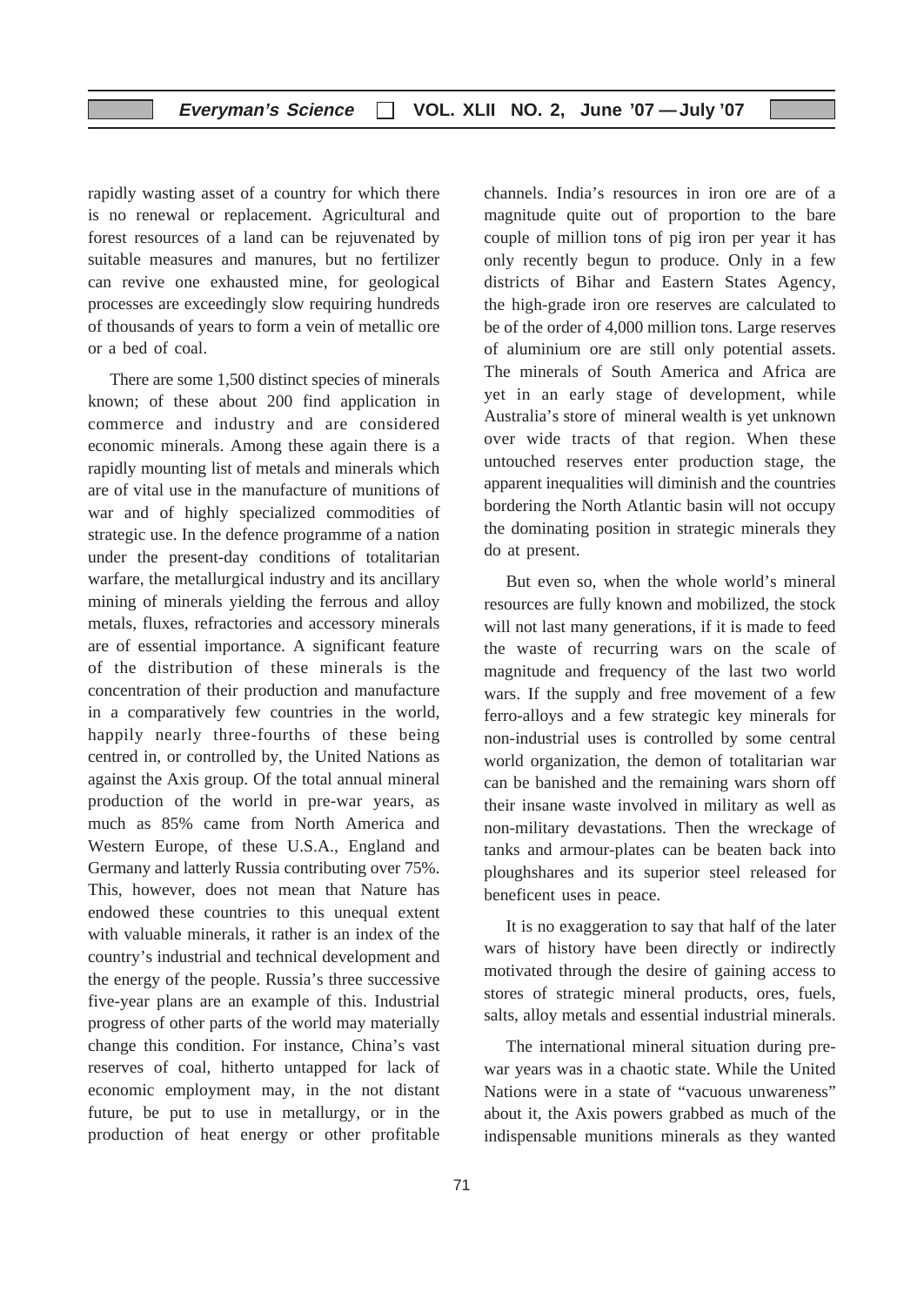rapidly wasting asset of a country for which there is no renewal or replacement. Agricultural and forest resources of a land can be rejuvenated by suitable measures and manures, but no fertilizer can revive one exhausted mine, for geological processes are exceedingly slow requiring hundreds of thousands of years to form a vein of metallic ore or a bed of coal.

There are some 1,500 distinct species of minerals known; of these about 200 find application in commerce and industry and are considered economic minerals. Among these again there is a rapidly mounting list of metals and minerals which are of vital use in the manufacture of munitions of war and of highly specialized commodities of strategic use. In the defence programme of a nation under the present-day conditions of totalitarian warfare, the metallurgical industry and its ancillary mining of minerals yielding the ferrous and alloy metals, fluxes, refractories and accessory minerals are of essential importance. A significant feature of the distribution of these minerals is the concentration of their production and manufacture in a comparatively few countries in the world, happily nearly three-fourths of these being centred in, or controlled by, the United Nations as against the Axis group. Of the total annual mineral production of the world in pre-war years, as much as 85% came from North America and Western Europe, of these U.S.A., England and Germany and latterly Russia contributing over 75%. This, however, does not mean that Nature has endowed these countries to this unequal extent with valuable minerals, it rather is an index of the country's industrial and technical development and the energy of the people. Russia's three successive five-year plans are an example of this. Industrial progress of other parts of the world may materially change this condition. For instance, China's vast reserves of coal, hitherto untapped for lack of economic employment may, in the not distant future, be put to use in metallurgy, or in the production of heat energy or other profitable channels. India's resources in iron ore are of a magnitude quite out of proportion to the bare couple of million tons of pig iron per year it has only recently begun to produce. Only in a few districts of Bihar and Eastern States Agency, the high-grade iron ore reserves are calculated to be of the order of 4,000 million tons. Large reserves of aluminium ore are still only potential assets. The minerals of South America and Africa are yet in an early stage of development, while Australia's store of mineral wealth is yet unknown over wide tracts of that region. When these untouched reserves enter production stage, the apparent inequalities will diminish and the countries bordering the North Atlantic basin will not occupy the dominating position in strategic minerals they do at present.

But even so, when the whole world's mineral resources are fully known and mobilized, the stock will not last many generations, if it is made to feed the waste of recurring wars on the scale of magnitude and frequency of the last two world wars. If the supply and free movement of a few ferro-alloys and a few strategic key minerals for non-industrial uses is controlled by some central world organization, the demon of totalitarian war can be banished and the remaining wars shorn off their insane waste involved in military as well as non-military devastations. Then the wreckage of tanks and armour-plates can be beaten back into ploughshares and its superior steel released for beneficent uses in peace.

It is no exaggeration to say that half of the later wars of history have been directly or indirectly motivated through the desire of gaining access to stores of strategic mineral products, ores, fuels, salts, alloy metals and essential industrial minerals.

The international mineral situation during pre-war years was in a chaotic state. While the United Nations were in a state of "vacuous unwareness" about it, the Axis powers grabbed as much of the indispensable munitions minerals as they wanted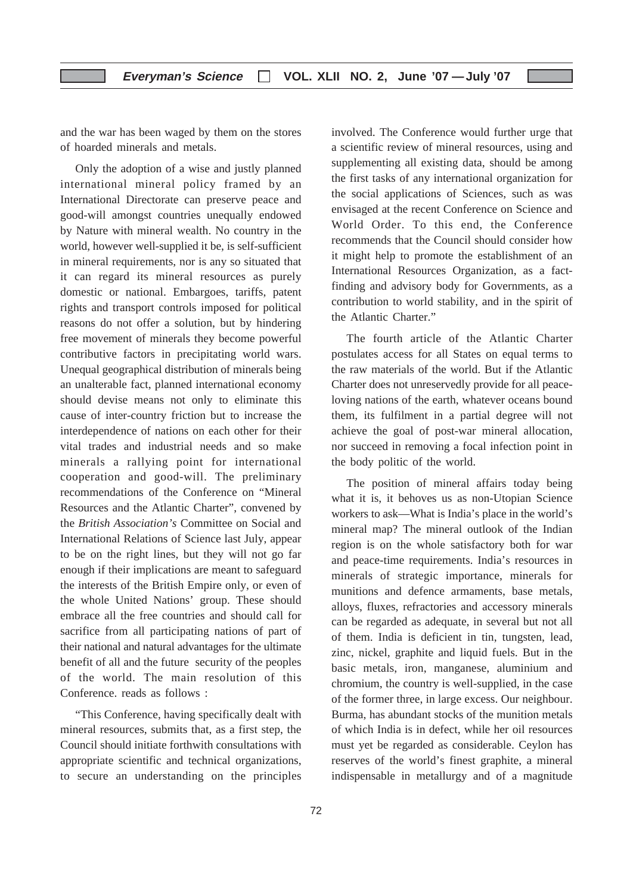and the war has been waged by them on the stores of hoarded minerals and metals.

Only the adoption of a wise and justly planned international mineral policy framed by an International Directorate can preserve peace and good-will amongst countries unequally endowed by Nature with mineral wealth. No country in the world, however well-supplied it be, is self-sufficient in mineral requirements, nor is any so situated that it can regard its mineral resources as purely domestic or national. Embargoes, tariffs, patent rights and transport controls imposed for political reasons do not offer a solution, but by hindering free movement of minerals they become powerful contributive factors in precipitating world wars. Unequal geographical distribution of minerals being an unalterable fact, planned international economy should devise means not only to eliminate this cause of inter-country friction but to increase the interdependence of nations on each other for their vital trades and industrial needs and so make minerals a rallying point for international cooperation and good-will. The preliminary recommendations of the Conference on "Mineral Resources and the Atlantic Charter", convened by the *British Association's* Committee on Social and International Relations of Science last July, appear to be on the right lines, but they will not go far enough if their implications are meant to safeguard the interests of the British Empire only, or even of the whole United Nations' group. These should embrace all the free countries and should call for sacrifice from all participating nations of part of their national and natural advantages for the ultimate benefit of all and the future security of the peoples of the world. The main resolution of this Conference. reads as follows :

"This Conference, having specifically dealt with mineral resources, submits that, as a first step, the Council should initiate forthwith consultations with appropriate scientific and technical organizations, to secure an understanding on the principles involved. The Conference would further urge that a scientific review of mineral resources, using and supplementing all existing data, should be among the first tasks of any international organization for the social applications of Sciences, such as was envisaged at the recent Conference on Science and World Order. To this end, the Conference recommends that the Council should consider how it might help to promote the establishment of an International Resources Organization, as a fact-finding and advisory body for Governments, as a contribution to world stability, and in the spirit of the Atlantic Charter."

The fourth article of the Atlantic Charter postulates access for all States on equal terms to the raw materials of the world. But if the Atlantic Charter does not unreservedly provide for all peace-loving nations of the earth, whatever oceans bound them, its fulfilment in a partial degree will not achieve the goal of post-war mineral allocation, nor succeed in removing a focal infection point in the body politic of the world.

The position of mineral affairs today being what it is, it behoves us as non-Utopian Science workers to ask—What is India's place in the world's mineral map? The mineral outlook of the Indian region is on the whole satisfactory both for war and peace-time requirements. India's resources in minerals of strategic importance, minerals for munitions and defence armaments, base metals, alloys, fluxes, refractories and accessory minerals can be regarded as adequate, in several but not all of them. India is deficient in tin, tungsten, lead, zinc, nickel, graphite and liquid fuels. But in the basic metals, iron, manganese, aluminium and chromium, the country is well-supplied, in the case of the former three, in large excess. Our neighbour. Burma, has abundant stocks of the munition metals of which India is in defect, while her oil resources must yet be regarded as considerable. Ceylon has reserves of the world's finest graphite, a mineral indispensable in metallurgy and of a magnitude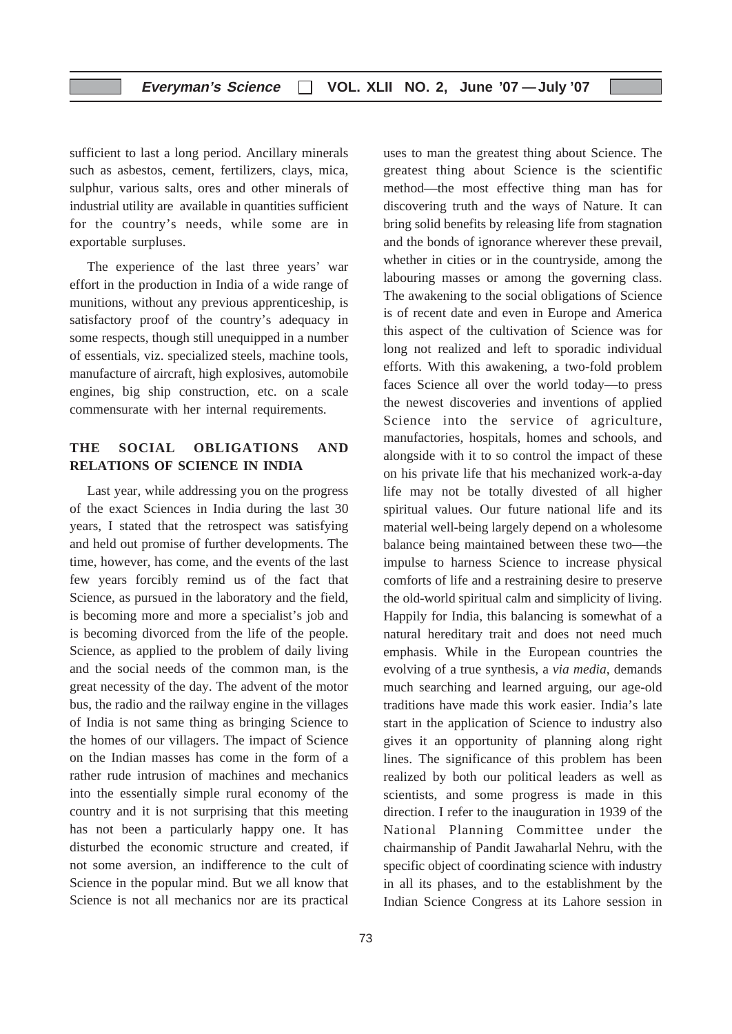sufficient to last a long period. Ancillary minerals such as asbestos, cement, fertilizers, clays, mica, sulphur, various salts, ores and other minerals of industrial utility are available in quantities sufficient for the country's needs, while some are in exportable surpluses.

The experience of the last three years' war effort in the production in India of a wide range of munitions, without any previous apprenticeship, is satisfactory proof of the country's adequacy in some respects, though still unequipped in a number of essentials, viz. specialized steels, machine tools, manufacture of aircraft, high explosives, automobile engines, big ship construction, etc. on a scale commensurate with her internal requirements.

## THE SOCIAL OBLIGATIONS AND RELATIONS OF SCIENCE IN INDIA

Last year, while addressing you on the progress of the exact Sciences in India during the last 30 years, I stated that the retrospect was satisfying and held out promise of further developments. The time, however, has come, and the events of the last few years forcibly remind us of the fact that Science, as pursued in the laboratory and the field, is becoming more and more a specialist's job and is becoming divorced from the life of the people. Science, as applied to the problem of daily living and the social needs of the common man, is the great necessity of the day. The advent of the motor bus, the radio and the railway engine in the villages of India is not same thing as bringing Science to the homes of our villagers. The impact of Science on the Indian masses has come in the form of a rather rude intrusion of machines and mechanics into the essentially simple rural economy of the country and it is not surprising that this meeting has not been a particularly happy one. It has disturbed the economic structure and created, if not some aversion, an indifference to the cult of Science in the popular mind. But we all know that Science is not all mechanics nor are its practical uses to man the greatest thing about Science. The greatest thing about Science is the scientific method—the most effective thing man has for discovering truth and the ways of Nature. It can bring solid benefits by releasing life from stagnation and the bonds of ignorance wherever these prevail, whether in cities or in the countryside, among the labouring masses or among the governing class. The awakening to the social obligations of Science is of recent date and even in Europe and America this aspect of the cultivation of Science was for long not realized and left to sporadic individual efforts. With this awakening, a two-fold problem faces Science all over the world today—to press the newest discoveries and inventions of applied Science into the service of agriculture, manufactories, hospitals, homes and schools, and alongside with it to so control the impact of these on his private life that his mechanized work-a-day life may not be totally divested of all higher spiritual values. Our future national life and its material well-being largely depend on a wholesome balance being maintained between these two—the impulse to harness Science to increase physical comforts of life and a restraining desire to preserve the old-world spiritual calm and simplicity of living. Happily for India, this balancing is somewhat of a natural hereditary trait and does not need much emphasis. While in the European countries the evolving of a true synthesis, a *via media*, demands much searching and learned arguing, our age-old traditions have made this work easier. India's late start in the application of Science to industry also gives it an opportunity of planning along right lines. The significance of this problem has been realized by both our political leaders as well as scientists, and some progress is made in this direction. I refer to the inauguration in 1939 of the National Planning Committee under the chairmanship of Pandit Jawaharlal Nehru, with the specific object of coordinating science with industry in all its phases, and to the establishment by the Indian Science Congress at its Lahore session in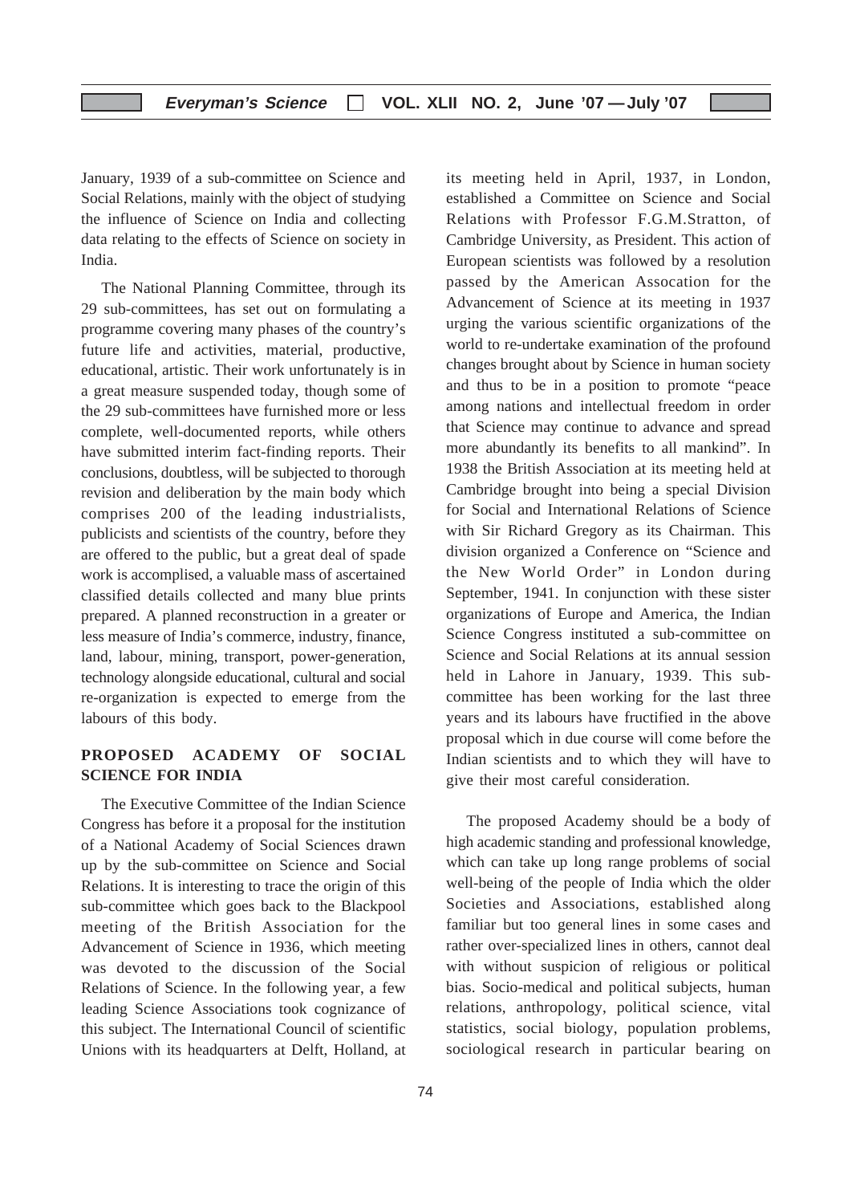January, 1939 of a sub-committee on Science and Social Relations, mainly with the object of studying the influence of Science on India and collecting data relating to the effects of Science on society in India.

The National Planning Committee, through its 29 sub-committees, has set out on formulating a programme covering many phases of the country's future life and activities, material, productive, educational, artistic. Their work unfortunately is in a great measure suspended today, though some of the 29 sub-committees have furnished more or less complete, well-documented reports, while others have submitted interim fact-finding reports. Their conclusions, doubtless, will be subjected to thorough revision and deliberation by the main body which comprises 200 of the leading industrialists, publicists and scientists of the country, before they are offered to the public, but a great deal of spade work is accomplised, a valuable mass of ascertained classified details collected and many blue prints prepared. A planned reconstruction in a greater or less measure of India's commerce, industry, finance, land, labour, mining, transport, power-generation, technology alongside educational, cultural and social re-organization is expected to emerge from the labours of this body.

## PROPOSED ACADEMY OF SOCIAL SCIENCE FOR INDIA

The Executive Committee of the Indian Science Congress has before it a proposal for the institution of a National Academy of Social Sciences drawn up by the sub-committee on Science and Social Relations. It is interesting to trace the origin of this sub-committee which goes back to the Blackpool meeting of the British Association for the Advancement of Science in 1936, which meeting was devoted to the discussion of the Social Relations of Science. In the following year, a few leading Science Associations took cognizance of this subject. The International Council of scientific Unions with its headquarters at Delft, Holland, at its meeting held in April, 1937, in London, established a Committee on Science and Social Relations with Professor F.G.M.Stratton, of Cambridge University, as President. This action of European scientists was followed by a resolution passed by the American Assocation for the Advancement of Science at its meeting in 1937 urging the various scientific organizations of the world to re-undertake examination of the profound changes brought about by Science in human society and thus to be in a position to promote "peace among nations and intellectual freedom in order that Science may continue to advance and spread more abundantly its benefits to all mankind". In 1938 the British Association at its meeting held at Cambridge brought into being a special Division for Social and International Relations of Science with Sir Richard Gregory as its Chairman. This division organized a Conference on "Science and the New World Order" in London during September, 1941. In conjunction with these sister organizations of Europe and America, the Indian Science Congress instituted a sub-committee on Science and Social Relations at its annual session held in Lahore in January, 1939. This sub-committee has been working for the last three years and its labours have fructified in the above proposal which in due course will come before the Indian scientists and to which they will have to give their most careful consideration.

The proposed Academy should be a body of high academic standing and professional knowledge, which can take up long range problems of social well-being of the people of India which the older Societies and Associations, established along familiar but too general lines in some cases and rather over-specialized lines in others, cannot deal with without suspicion of religious or political bias. Socio-medical and political subjects, human relations, anthropology, political science, vital statistics, social biology, population problems, sociological research in particular bearing on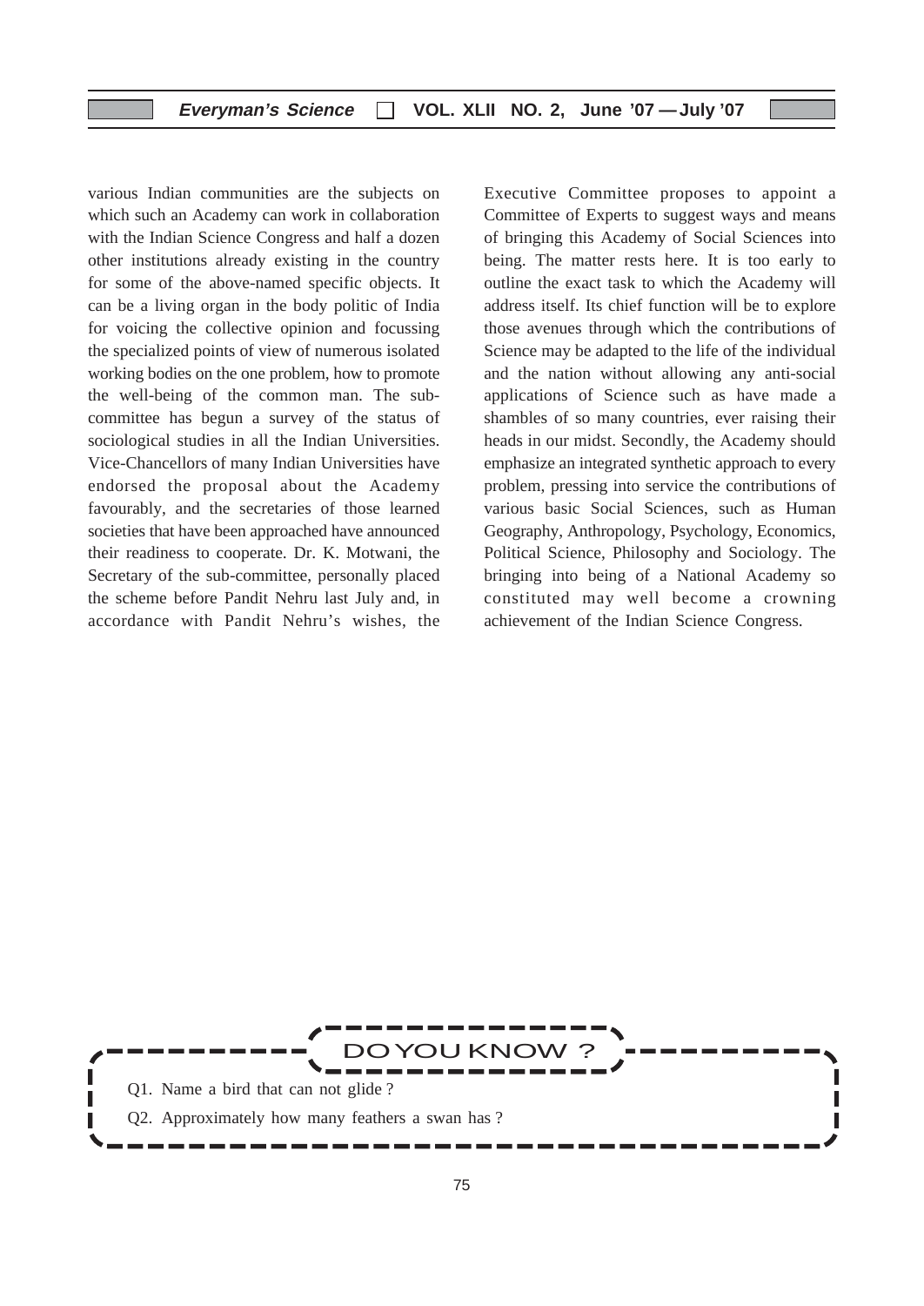various Indian communities are the subjects on which such an Academy can work in collaboration with the Indian Science Congress and half a dozen other institutions already existing in the country for some of the above-named specific objects. It can be a living organ in the body politic of India for voicing the collective opinion and focussing the specialized points of view of numerous isolated working bodies on the one problem, how to promote the well-being of the common man. The sub-committee has begun a survey of the status of sociological studies in all the Indian Universities. Vice-Chancellors of many Indian Universities have endorsed the proposal about the Academy favourably, and the secretaries of those learned societies that have been approached have announced their readiness to cooperate. Dr. K. Motwani, the Secretary of the sub-committee, personally placed the scheme before Pandit Nehru last July and, in accordance with Pandit Nehru's wishes, the Executive Committee proposes to appoint a Committee of Experts to suggest ways and means of bringing this Academy of Social Sciences into being. The matter rests here. It is too early to outline the exact task to which the Academy will address itself. Its chief function will be to explore those avenues through which the contributions of Science may be adapted to the life of the individual and the nation without allowing any anti-social applications of Science such as have made a shambles of so many countries, ever raising their heads in our midst. Secondly, the Academy should emphasize an integrated synthetic approach to every problem, pressing into service the contributions of various basic Social Sciences, such as Human Geography, Anthropology, Psychology, Economics, Political Science, Philosophy and Sociology. The bringing into being of a National Academy so constituted may well become a crowning achievement of the Indian Science Congress.

## DO YOU KNOW ?

Q1. Name a bird that can not glide ?

Q2. Approximately how many feathers a swan has ?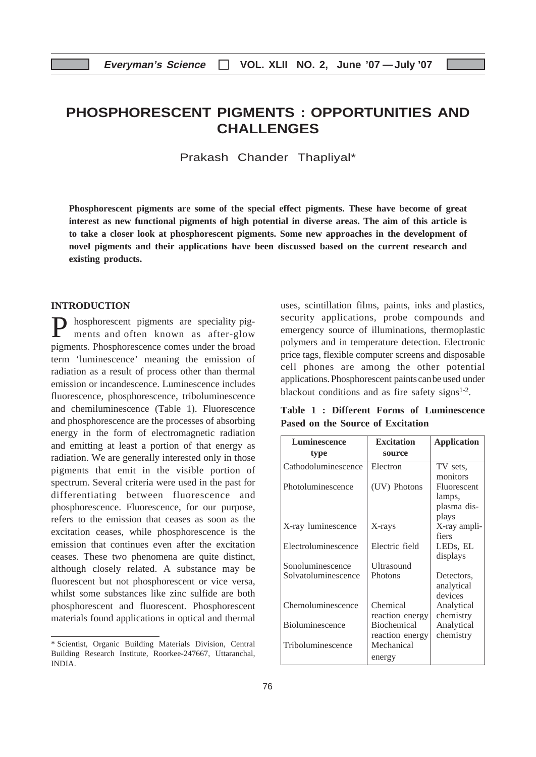# PHOSPHORESCENT PIGMENTS : OPPORTUNITIES AND CHALLENGES

Prakash Chander Thapliyal*

**Phosphorescent pigments are some of the special effect pigments. These have become of great interest as new functional pigments of high potential in diverse areas. The aim of this article is to take a closer look at phosphorescent pigments. Some new approaches in the development of novel pigments and their applications have been discussed based on the current research and existing products.**

## INTRODUCTION

Phosphorescent pigments are speciality pigments and often known as after-glow pigments. Phosphorescence comes under the broad term 'luminescence' meaning the emission of radiation as a result of process other than thermal emission or incandescence. Luminescence includes fluorescence, phosphorescence, triboluminescence and chemiluminescence (Table 1). Fluorescence and phosphorescence are the processes of absorbing energy in the form of electromagnetic radiation and emitting at least a portion of that energy as radiation. We are generally interested only in those pigments that emit in the visible portion of spectrum. Several criteria were used in the past for differentiating between fluorescence and phosphorescence. Fluorescence, for our purpose, refers to the emission that ceases as soon as the excitation ceases, while phosphorescence is the emission that continues even after the excitation ceases. These two phenomena are quite distinct, although closely related. A substance may be fluorescent but not phosphorescent or vice versa, whilst some substances like zinc sulfide are both phosphorescent and fluorescent. Phosphorescent materials found applications in optical and thermal uses, scintillation films, paints, inks and plastics, security applications, probe compounds and emergency source of illuminations, thermoplastic polymers and in temperature detection. Electronic price tags, flexible computer screens and disposable cell phones are among the other potential applications. Phosphorescent paints can be used under blackout conditions and as fire safety signs[1-2].

**Table 1 : Different Forms of Luminescence Pased on the Source of Excitation**

| Luminescence type | Excitation source | Application |
|---|---|---|
| Cathodoluminescence | Electron | TV sets, monitors |
| Photoluminescence | (UV) Photons | Fluorescent lamps, plasma displays |
| X-ray luminescence | X-rays | X-ray amplifiers |
| Electroluminescence | Electric field | LEDs, EL displays |
| Sonoluminescence | Ultrasound | |
| Solvatoluminescence | Photons | Detectors, analytical devices |
| Chemoluminescence | Chemical reaction energy | Analytical chemistry |
| Bioluminescence | Biochemical reaction energy | Analytical chemistry |
| Triboluminescence | Mechanical energy | |

\* Scientist, Organic Building Materials Division, Central Building Research Institute, Roorkee-247667, Uttaranchal, INDIA.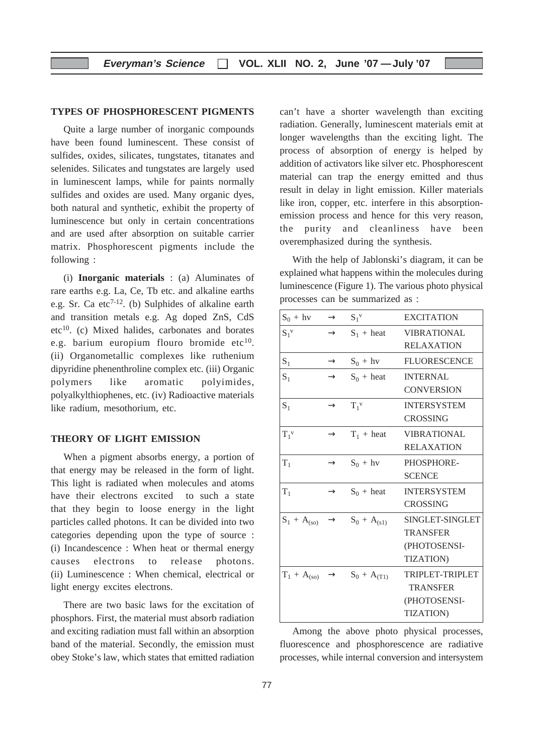## TYPES OF PHOSPHORESCENT PIGMENTS

Quite a large number of inorganic compounds have been found luminescent. These consist of sulfides, oxides, silicates, tungstates, titanates and selenides. Silicates and tungstates are largely used in luminescent lamps, while for paints normally sulfides and oxides are used. Many organic dyes, both natural and synthetic, exhibit the property of luminescence but only in certain concentrations and are used after absorption on suitable carrier matrix. Phosphorescent pigments include the following :

(i) **Inorganic materials** : (a) Aluminates of rare earths e.g. La, Ce, Tb etc. and alkaline earths e.g. Sr. Ca etc[7-12]. (b) Sulphides of alkaline earth and transition metals e.g. Ag doped ZnS, CdS etc[10]. (c) Mixed halides, carbonates and borates e.g. barium europium flouro bromide etc[10]. (ii) Organometallic complexes like ruthenium dipyridine phenenthroline complex etc. (iii) Organic polymers like aromatic polyimides, polyalkylthiophenes, etc. (iv) Radioactive materials like radium, mesothorium, etc.

## THEORY OF LIGHT EMISSION

When a pigment absorbs energy, a portion of that energy may be released in the form of light. This light is radiated when molecules and atoms have their electrons excited to such a state that they begin to loose energy in the light particles called photons. It can be divided into two categories depending upon the type of source : (i) Incandescence : When heat or thermal energy causes electrons to release photons. (ii) Luminescence : When chemical, electrical or light energy excites electrons.

There are two basic laws for the excitation of phosphors. First, the material must absorb radiation and exciting radiation must fall within an absorption band of the material. Secondly, the emission must obey Stoke's law, which states that emitted radiation can't have a shorter wavelength than exciting radiation. Generally, luminescent materials emit at longer wavelengths than the exciting light. The process of absorption of energy is helped by addition of activators like silver etc. Phosphorescent material can trap the energy emitted and thus result in delay in light emission. Killer materials like iron, copper, etc. interfere in this absorption-emission process and hence for this very reason, the purity and cleanliness have been overemphasized during the synthesis.

With the help of Jablonski's diagram, it can be explained what happens within the molecules during luminescence (Figure 1). The various photo physical processes can be summarized as :

| | | | |
|---|---|---|---|
| $S_0 + hv$ | $\rightarrow$ | $S_1^v$ | EXCITATION |
| $S_1^v$ | $\rightarrow$ | $S_1$ + heat | VIBRATIONAL RELAXATION |
| $S_1$ | $\rightarrow$ | $S_0 + hv$ | FLUORESCENCE |
| $S_1$ | $\rightarrow$ | $S_0$ + heat | INTERNAL CONVERSION |
| $S_1$ | $\rightarrow$ | $T_1^v$ | INTERSYSTEM CROSSING |
| $T_1^v$ | $\rightarrow$ | $T_1$ + heat | VIBRATIONAL RELAXATION |
| $T_1$ | $\rightarrow$ | $S_0 + hv$ | PHOSPHORESCENCE |
| $T_1$ | $\rightarrow$ | $S_0$ + heat | INTERSYSTEM CROSSING |
| $S_1 + A_{(so)}$ | $\rightarrow$ | $S_0 + A_{(s1)}$ | SINGLET-SINGLET TRANSFER (PHOTOSENSITIZATION) |
| $T_1 + A_{(so)}$ | $\rightarrow$ | $S_0 + A_{(T1)}$ | TRIPLET-TRIPLET TRANSFER (PHOTOSENSITIZATION) |

Among the above photo physical processes, fluorescence and phosphorescence are radiative processes, while internal conversion and intersystem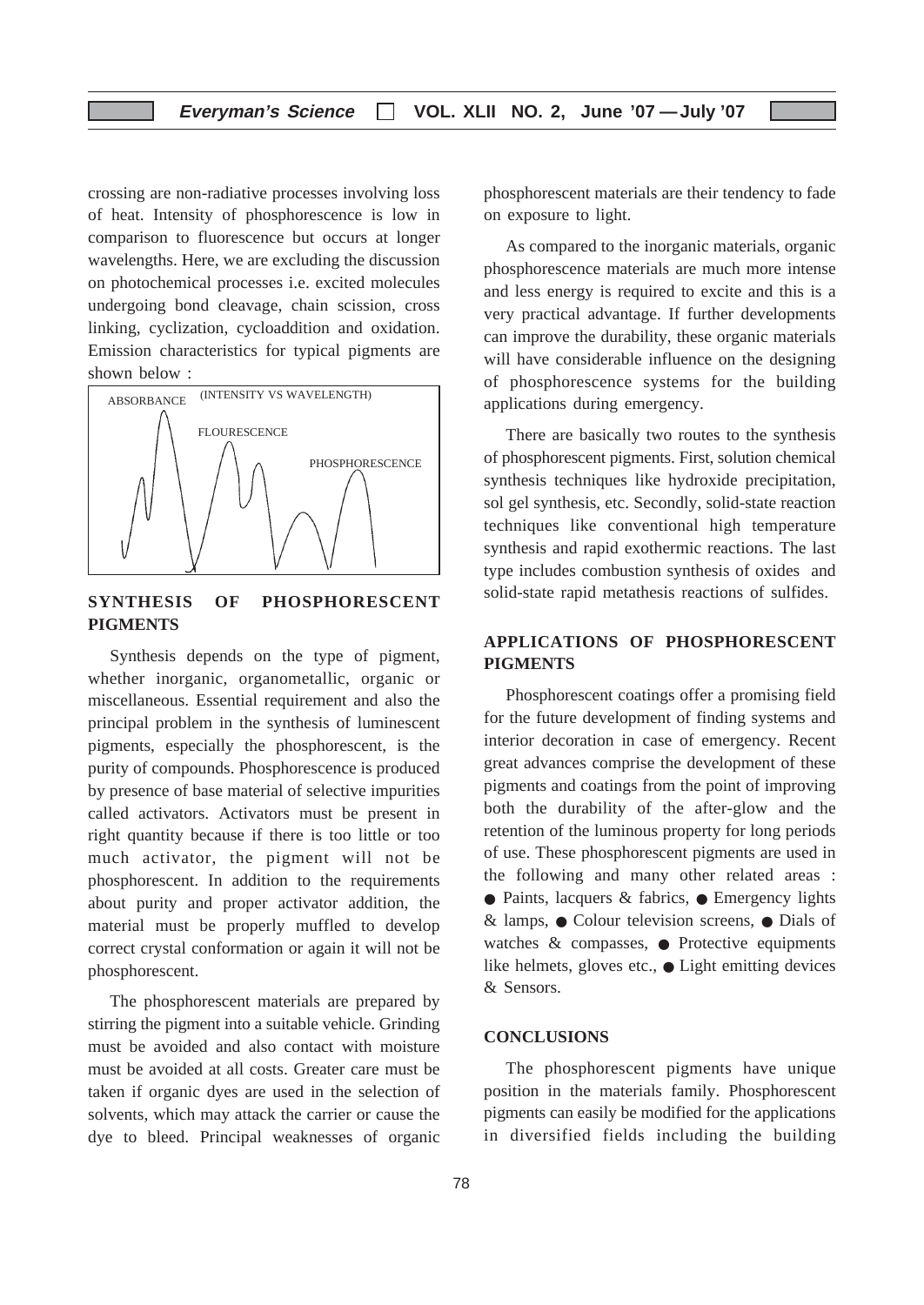crossing are non-radiative processes involving loss of heat. Intensity of phosphorescence is low in comparison to fluorescence but occurs at longer wavelengths. Here, we are excluding the discussion on photochemical processes i.e. excited molecules undergoing bond cleavage, chain scission, cross linking, cyclization, cycloaddition and oxidation. Emission characteristics for typical pigments are shown below :

ABSORBANCE (INTENSITY VS WAVELENGTH) FLOURESCENCE PHOSPHORESCENCE

## SYNTHESIS OF PHOSPHORESCENT PIGMENTS

Synthesis depends on the type of pigment, whether inorganic, organometallic, organic or miscellaneous. Essential requirement and also the principal problem in the synthesis of luminescent pigments, especially the phosphorescent, is the purity of compounds. Phosphorescence is produced by presence of base material of selective impurities called activators. Activators must be present in right quantity because if there is too little or too much activator, the pigment will not be phosphorescent. In addition to the requirements about purity and proper activator addition, the material must be properly muffled to develop correct crystal conformation or again it will not be phosphorescent.

The phosphorescent materials are prepared by stirring the pigment into a suitable vehicle. Grinding must be avoided and also contact with moisture must be avoided at all costs. Greater care must be taken if organic dyes are used in the selection of solvents, which may attack the carrier or cause the dye to bleed. Principal weaknesses of organic phosphorescent materials are their tendency to fade on exposure to light.

As compared to the inorganic materials, organic phosphorescence materials are much more intense and less energy is required to excite and this is a very practical advantage. If further developments can improve the durability, these organic materials will have considerable influence on the designing of phosphorescence systems for the building applications during emergency.

There are basically two routes to the synthesis of phosphorescent pigments. First, solution chemical synthesis techniques like hydroxide precipitation, sol gel synthesis, etc. Secondly, solid-state reaction techniques like conventional high temperature synthesis and rapid exothermic reactions. The last type includes combustion synthesis of oxides and solid-state rapid metathesis reactions of sulfides.

## APPLICATIONS OF PHOSPHORESCENT PIGMENTS

Phosphorescent coatings offer a promising field for the future development of finding systems and interior decoration in case of emergency. Recent great advances comprise the development of these pigments and coatings from the point of improving both the durability of the after-glow and the retention of the luminous property for long periods of use. These phosphorescent pigments are used in the following and many other related areas : ● Paints, lacquers & fabrics, ● Emergency lights & lamps, ● Colour television screens, ● Dials of watches & compasses, ● Protective equipments like helmets, gloves etc., ● Light emitting devices & Sensors.

## CONCLUSIONS

The phosphorescent pigments have unique position in the materials family. Phosphorescent pigments can easily be modified for the applications in diversified fields including the building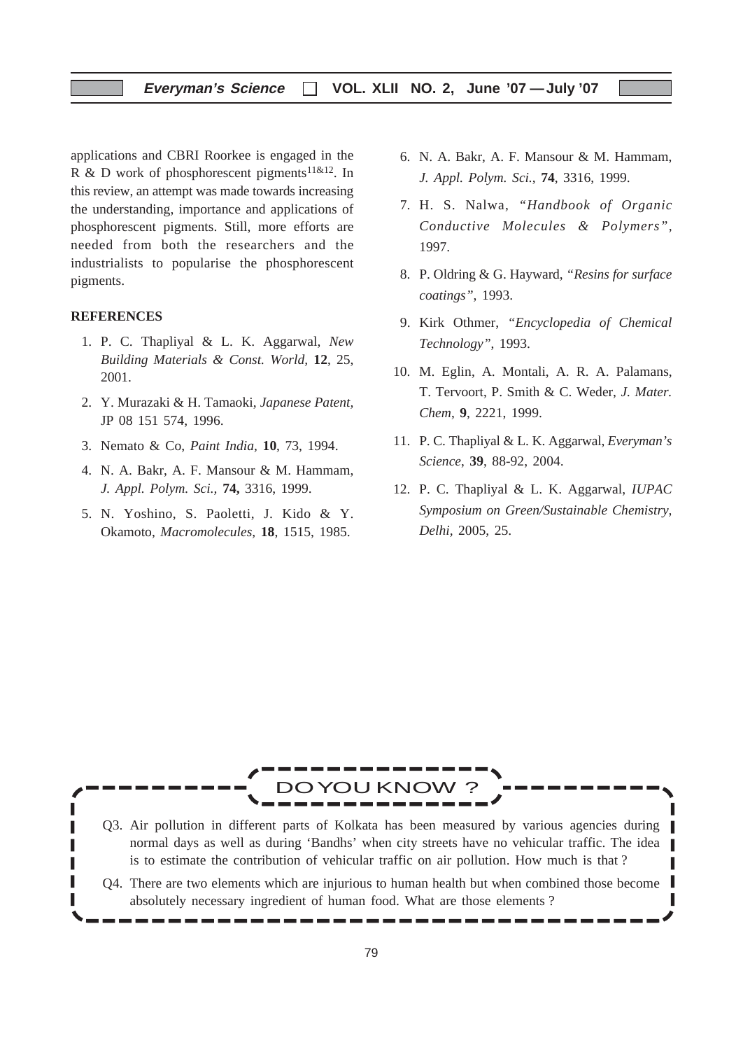applications and CBRI Roorkee is engaged in the R & D work of phosphorescent pigments[11&12]. In this review, an attempt was made towards increasing the understanding, importance and applications of phosphorescent pigments. Still, more efforts are needed from both the researchers and the industrialists to popularise the phosphorescent pigments.

## REFERENCES

1. P. C. Thapliyal & L. K. Aggarwal, *New Building Materials & Const. World,* **12**, 25, 2001.
2. Y. Murazaki & H. Tamaoki, *Japanese Patent,* JP 08 151 574, 1996.
3. Nemato & Co, *Paint India,* **10**, 73, 1994.
4. N. A. Bakr, A. F. Mansour & M. Hammam, *J. Appl. Polym. Sci.,* **74,** 3316, 1999.
5. N. Yoshino, S. Paoletti, J. Kido & Y. Okamoto, *Macromolecules,* **18**, 1515, 1985.
6. N. A. Bakr, A. F. Mansour & M. Hammam, *J. Appl. Polym. Sci.*, **74**, 3316, 1999.
7. H. S. Nalwa, *"Handbook of Organic Conductive Molecules & Polymers"*, 1997.
8. P. Oldring & G. Hayward, *"Resins for surface coatings"*, 1993.
9. Kirk Othmer, *"Encyclopedia of Chemical Technology"*, 1993.
10. M. Eglin, A. Montali, A. R. A. Palamans, T. Tervoort, P. Smith & C. Weder, *J. Mater. Chem*, **9**, 2221, 1999.
11. P. C. Thapliyal & L. K. Aggarwal, *Everyman's Science*, **39**, 88-92, 2004.
12. P. C. Thapliyal & L. K. Aggarwal, *IUPAC Symposium on Green/Sustainable Chemistry, Delhi*, 2005, 25.

### DO YOU KNOW ?

Q3. Air pollution in different parts of Kolkata has been measured by various agencies during normal days as well as during 'Bandhs' when city streets have no vehicular traffic. The idea is to estimate the contribution of vehicular traffic on air pollution. How much is that ?

Q4. There are two elements which are injurious to human health but when combined those become absolutely necessary ingredient of human food. What are those elements ?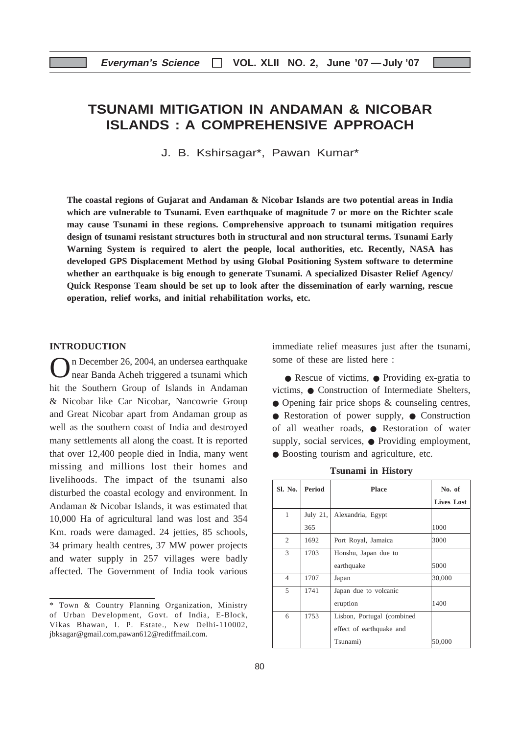# TSUNAMI MITIGATION IN ANDAMAN & NICOBAR ISLANDS : A COMPREHENSIVE APPROACH

J. B. Kshirsagar*, Pawan Kumar*

**The coastal regions of Gujarat and Andaman & Nicobar Islands are two potential areas in India which are vulnerable to Tsunami. Even earthquake of magnitude 7 or more on the Richter scale may cause Tsunami in these regions. Comprehensive approach to tsunami mitigation requires design of tsunami resistant structures both in structural and non structural terms. Tsunami Early Warning System is required to alert the people, local authorities, etc. Recently, NASA has developed GPS Displacement Method by using Global Positioning System software to determine whether an earthquake is big enough to generate Tsunami. A specialized Disaster Relief Agency/ Quick Response Team should be set up to look after the dissemination of early warning, rescue operation, relief works, and initial rehabilitation works, etc.**

## INTRODUCTION

On December 26, 2004, an undersea earthquake near Banda Acheh triggered a tsunami which hit the Southern Group of Islands in Andaman & Nicobar like Car Nicobar, Nancowrie Group and Great Nicobar apart from Andaman group as well as the southern coast of India and destroyed many settlements all along the coast. It is reported that over 12,400 people died in India, many went missing and millions lost their homes and livelihoods. The impact of the tsunami also disturbed the coastal ecology and environment. In Andaman & Nicobar Islands, it was estimated that 10,000 Ha of agricultural land was lost and 354 Km. roads were damaged. 24 jetties, 85 schools, 34 primary health centres, 37 MW power projects and water supply in 257 villages were badly affected. The Government of India took various immediate relief measures just after the tsunami, some of these are listed here :

● Rescue of victims, ● Providing ex-gratia to victims, ● Construction of Intermediate Shelters, ● Opening fair price shops & counseling centres, ● Restoration of power supply, ● Construction of all weather roads, ● Restoration of water supply, social services, ● Providing employment, ● Boosting tourism and agriculture, etc.

**Tsunami in History**

| Sl. No. | Period | Place | No. of Lives Lost |
|---|---|---|---|
| 1 | July 21, 365 | Alexandria, Egypt | 1000 |
| 2 | 1692 | Port Royal, Jamaica | 3000 |
| 3 | 1703 | Honshu, Japan due to earthquake | 5000 |
| 4 | 1707 | Japan | 30,000 |
| 5 | 1741 | Japan due to volcanic eruption | 1400 |
| 6 | 1753 | Lisbon, Portugal (combined effect of earthquake and Tsunami) | 50,000 |

\* Town & Country Planning Organization, Ministry of Urban Development, Govt. of India, E-Block, Vikas Bhawan, I. P. Estate., New Delhi-110002, jbksagar@gmail.com,pawan612@rediffmail.com.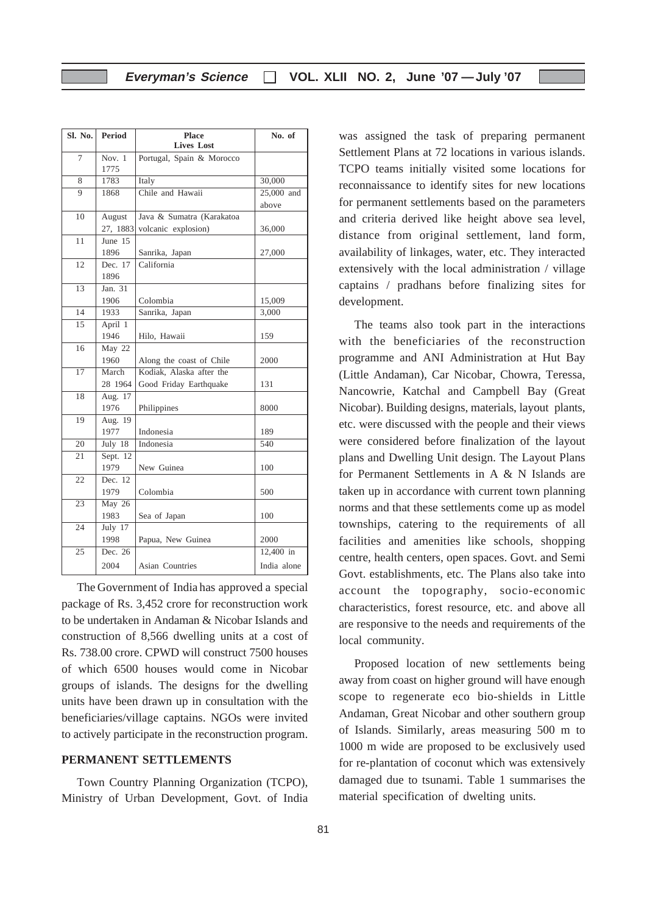| Sl. No. | Period | Place Lives Lost | No. of |
|---|---|---|---|
| 7 | Nov. 1 1775 | Portugal, Spain & Morocco | |
| 8 | 1783 | Italy | 30,000 |
| 9 | 1868 | Chile and Hawaii | 25,000 and above |
| 10 | August 27, 1883 | Java & Sumatra (Karakatoa volcanic explosion) | 36,000 |
| 11 | June 15 1896 | Sanrika, Japan | 27,000 |
| 12 | Dec. 17 1896 | California | |
| 13 | Jan. 31 1906 | Colombia | 15,009 |
| 14 | 1933 | Sanrika, Japan | 3,000 |
| 15 | April 1 1946 | Hilo, Hawaii | 159 |
| 16 | May 22 1960 | Along the coast of Chile | 2000 |
| 17 | March 28 1964 | Kodiak, Alaska after the Good Friday Earthquake | 131 |
| 18 | Aug. 17 1976 | Philippines | 8000 |
| 19 | Aug. 19 1977 | Indonesia | 189 |
| 20 | July 18 | Indonesia | 540 |
| 21 | Sept. 12 1979 | New Guinea | 100 |
| 22 | Dec. 12 1979 | Colombia | 500 |
| 23 | May 26 1983 | Sea of Japan | 100 |
| 24 | July 17 1998 | Papua, New Guinea | 2000 |
| 25 | Dec. 26 2004 | Asian Countries | 12,400 in India alone |

The Government of India has approved a special package of Rs. 3,452 crore for reconstruction work to be undertaken in Andaman & Nicobar Islands and construction of 8,566 dwelling units at a cost of Rs. 738.00 crore. CPWD will construct 7500 houses of which 6500 houses would come in Nicobar groups of islands. The designs for the dwelling units have been drawn up in consultation with the beneficiaries/village captains. NGOs were invited to actively participate in the reconstruction program.

## PERMANENT SETTLEMENTS

Town Country Planning Organization (TCPO), Ministry of Urban Development, Govt. of India was assigned the task of preparing permanent Settlement Plans at 72 locations in various islands. TCPO teams initially visited some locations for reconnaissance to identify sites for new locations for permanent settlements based on the parameters and criteria derived like height above sea level, distance from original settlement, land form, availability of linkages, water, etc. They interacted extensively with the local administration / village captains / pradhans before finalizing sites for development.

The teams also took part in the interactions with the beneficiaries of the reconstruction programme and ANI Administration at Hut Bay (Little Andaman), Car Nicobar, Chowra, Teressa, Nancowrie, Katchal and Campbell Bay (Great Nicobar). Building designs, materials, layout plants, etc. were discussed with the people and their views were considered before finalization of the layout plans and Dwelling Unit design. The Layout Plans for Permanent Settlements in A & N Islands are taken up in accordance with current town planning norms and that these settlements come up as model townships, catering to the requirements of all facilities and amenities like schools, shopping centre, health centers, open spaces. Govt. and Semi Govt. establishments, etc. The Plans also take into account the topography, socio-economic characteristics, forest resource, etc. and above all are responsive to the needs and requirements of the local community.

Proposed location of new settlements being away from coast on higher ground will have enough scope to regenerate eco bio-shields in Little Andaman, Great Nicobar and other southern group of Islands. Similarly, areas measuring 500 m to 1000 m wide are proposed to be exclusively used for re-plantation of coconut which was extensively damaged due to tsunami. Table 1 summarises the material specification of dwelting units.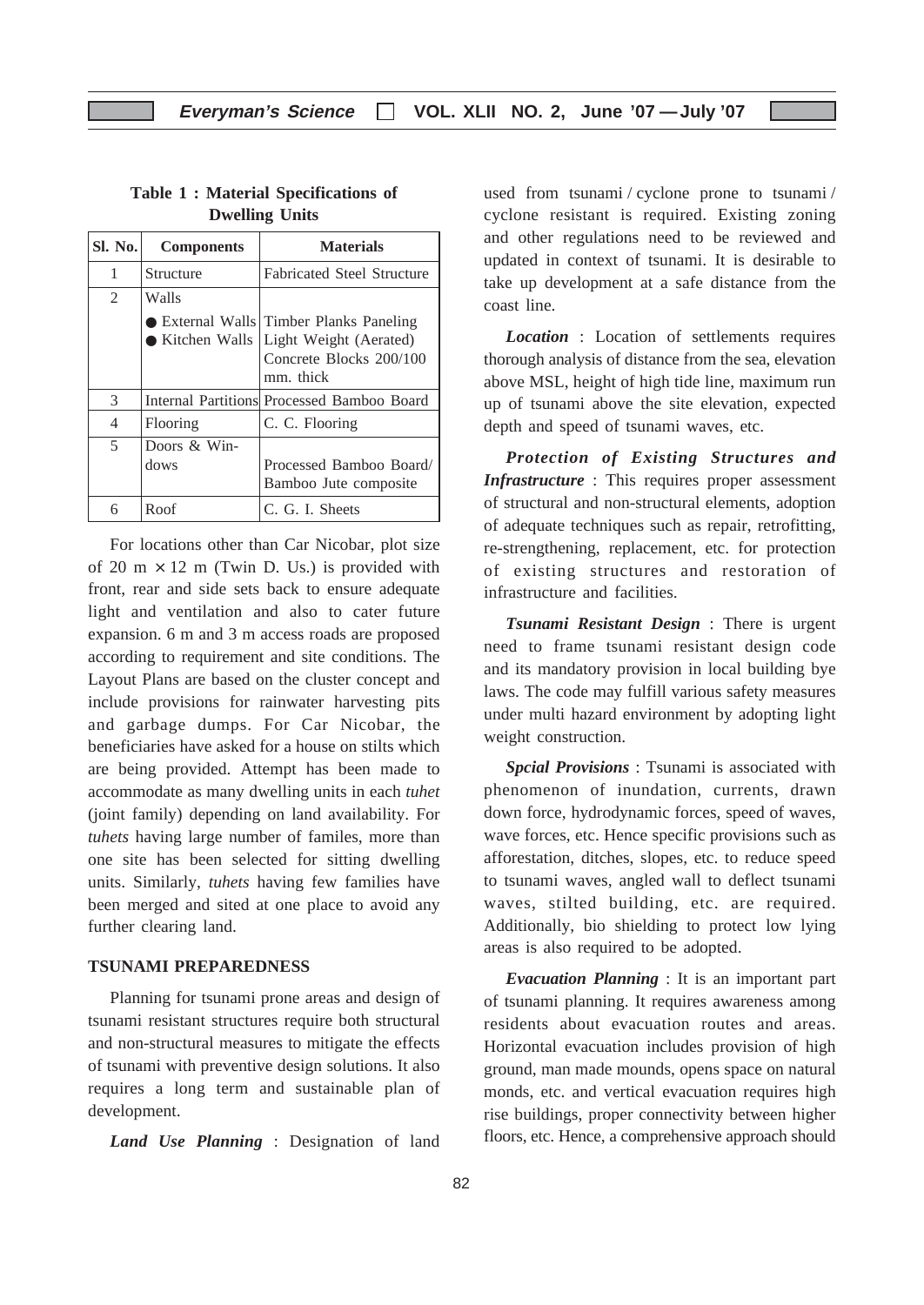**Table 1 : Material Specifications of Dwelling Units**

| Sl. No. | Components | Materials |
|---|---|---|
| 1 | Structure | Fabricated Steel Structure |
| 2 | Walls<br>● External Walls<br>● Kitchen Walls | <br>Timber Planks Paneling<br>Light Weight (Aerated) Concrete Blocks 200/100 mm. thick |
| 3 | Internal Partitions | Processed Bamboo Board |
| 4 | Flooring | C. C. Flooring |
| 5 | Doors & Windows | Processed Bamboo Board/ Bamboo Jute composite |
| 6 | Roof | C. G. I. Sheets |

For locations other than Car Nicobar, plot size of 20 m × 12 m (Twin D. Us.) is provided with front, rear and side sets back to ensure adequate light and ventilation and also to cater future expansion. 6 m and 3 m access roads are proposed according to requirement and site conditions. The Layout Plans are based on the cluster concept and include provisions for rainwater harvesting pits and garbage dumps. For Car Nicobar, the beneficiaries have asked for a house on stilts which are being provided. Attempt has been made to accommodate as many dwelling units in each *tuhet* (joint family) depending on land availability. For *tuhets* having large number of familes, more than one site has been selected for sitting dwelling units. Similarly, *tuhets* having few families have been merged and sited at one place to avoid any further clearing land.

## TSUNAMI PREPAREDNESS

Planning for tsunami prone areas and design of tsunami resistant structures require both structural and non-structural measures to mitigate the effects of tsunami with preventive design solutions. It also requires a long term and sustainable plan of development.

***Land Use Planning*** : Designation of land used from tsunami / cyclone prone to tsunami / cyclone resistant is required. Existing zoning and other regulations need to be reviewed and updated in context of tsunami. It is desirable to take up development at a safe distance from the coast line.

***Location*** : Location of settlements requires thorough analysis of distance from the sea, elevation above MSL, height of high tide line, maximum run up of tsunami above the site elevation, expected depth and speed of tsunami waves, etc.

***Protection of Existing Structures and Infrastructure*** : This requires proper assessment of structural and non-structural elements, adoption of adequate techniques such as repair, retrofitting, re-strengthening, replacement, etc. for protection of existing structures and restoration of infrastructure and facilities.

***Tsunami Resistant Design*** : There is urgent need to frame tsunami resistant design code and its mandatory provision in local building bye laws. The code may fulfill various safety measures under multi hazard environment by adopting light weight construction.

***Spcial Provisions*** : Tsunami is associated with phenomenon of inundation, currents, drawn down force, hydrodynamic forces, speed of waves, wave forces, etc. Hence specific provisions such as afforestation, ditches, slopes, etc. to reduce speed to tsunami waves, angled wall to deflect tsunami waves, stilted building, etc. are required. Additionally, bio shielding to protect low lying areas is also required to be adopted.

***Evacuation Planning*** : It is an important part of tsunami planning. It requires awareness among residents about evacuation routes and areas. Horizontal evacuation includes provision of high ground, man made mounds, opens space on natural monds, etc. and vertical evacuation requires high rise buildings, proper connectivity between higher floors, etc. Hence, a comprehensive approach should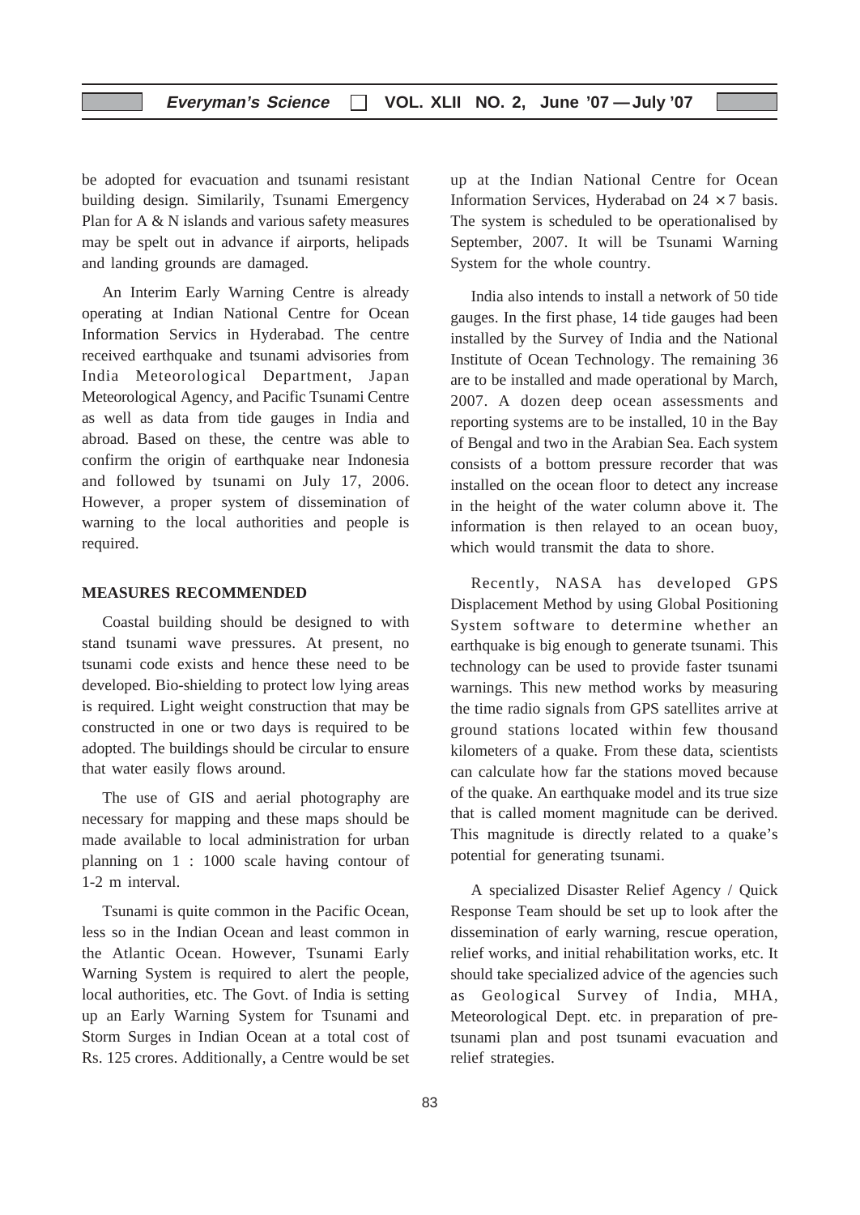be adopted for evacuation and tsunami resistant building design. Similarily, Tsunami Emergency Plan for A & N islands and various safety measures may be spelt out in advance if airports, helipads and landing grounds are damaged.

An Interim Early Warning Centre is already operating at Indian National Centre for Ocean Information Servics in Hyderabad. The centre received earthquake and tsunami advisories from India Meteorological Department, Japan Meteorological Agency, and Pacific Tsunami Centre as well as data from tide gauges in India and abroad. Based on these, the centre was able to confirm the origin of earthquake near Indonesia and followed by tsunami on July 17, 2006. However, a proper system of dissemination of warning to the local authorities and people is required.

**MEASURES RECOMMENDED**

Coastal building should be designed to with stand tsunami wave pressures. At present, no tsunami code exists and hence these need to be developed. Bio-shielding to protect low lying areas is required. Light weight construction that may be constructed in one or two days is required to be adopted. The buildings should be circular to ensure that water easily flows around.

The use of GIS and aerial photography are necessary for mapping and these maps should be made available to local administration for urban planning on 1 : 1000 scale having contour of 1-2 m interval.

Tsunami is quite common in the Pacific Ocean, less so in the Indian Ocean and least common in the Atlantic Ocean. However, Tsunami Early Warning System is required to alert the people, local authorities, etc. The Govt. of India is setting up an Early Warning System for Tsunami and Storm Surges in Indian Ocean at a total cost of Rs. 125 crores. Additionally, a Centre would be set up at the Indian National Centre for Ocean Information Services, Hyderabad on $24 \times 7$ basis. The system is scheduled to be operationalised by September, 2007. It will be Tsunami Warning System for the whole country.

India also intends to install a network of 50 tide gauges. In the first phase, 14 tide gauges had been installed by the Survey of India and the National Institute of Ocean Technology. The remaining 36 are to be installed and made operational by March, 2007. A dozen deep ocean assessments and reporting systems are to be installed, 10 in the Bay of Bengal and two in the Arabian Sea. Each system consists of a bottom pressure recorder that was installed on the ocean floor to detect any increase in the height of the water column above it. The information is then relayed to an ocean buoy, which would transmit the data to shore.

Recently, NASA has developed GPS Displacement Method by using Global Positioning System software to determine whether an earthquake is big enough to generate tsunami. This technology can be used to provide faster tsunami warnings. This new method works by measuring the time radio signals from GPS satellites arrive at ground stations located within few thousand kilometers of a quake. From these data, scientists can calculate how far the stations moved because of the quake. An earthquake model and its true size that is called moment magnitude can be derived. This magnitude is directly related to a quake's potential for generating tsunami.

A specialized Disaster Relief Agency / Quick Response Team should be set up to look after the dissemination of early warning, rescue operation, relief works, and initial rehabilitation works, etc. It should take specialized advice of the agencies such as Geological Survey of India, MHA, Meteorological Dept. etc. in preparation of pre-tsunami plan and post tsunami evacuation and relief strategies.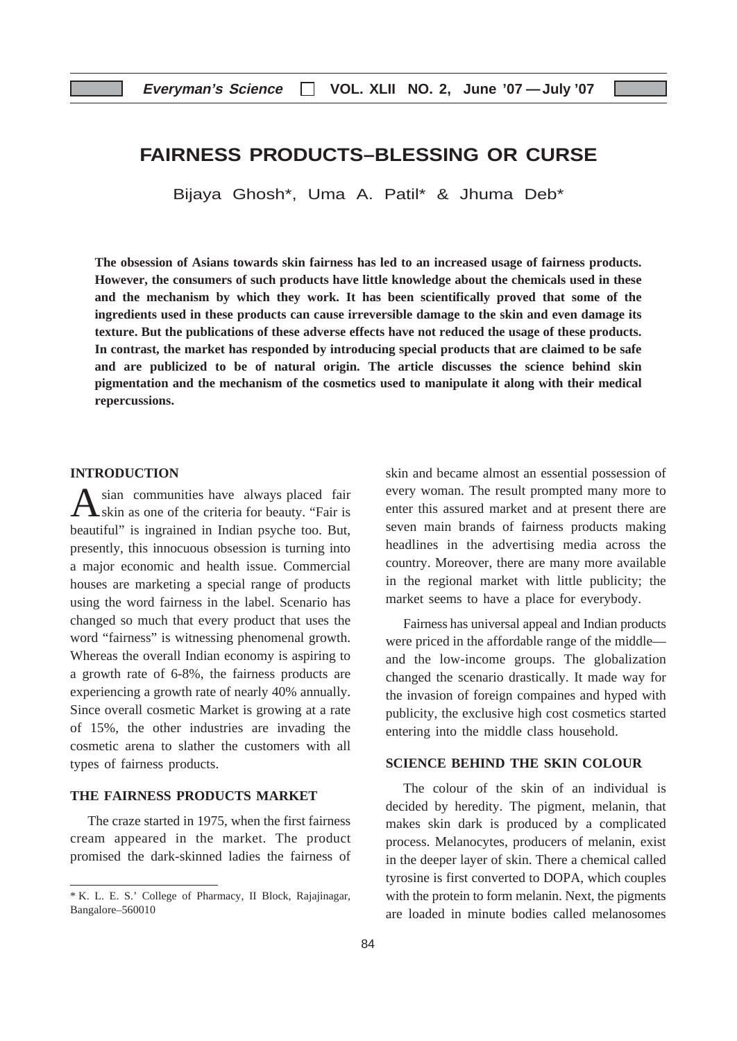# FAIRNESS PRODUCTS–BLESSING OR CURSE

Bijaya Ghosh*, Uma A. Patil* & Jhuma Deb*

**The obsession of Asians towards skin fairness has led to an increased usage of fairness products. However, the consumers of such products have little knowledge about the chemicals used in these and the mechanism by which they work. It has been scientifically proved that some of the ingredients used in these products can cause irreversible damage to the skin and even damage its texture. But the publications of these adverse effects have not reduced the usage of these products. In contrast, the market has responded by introducing special products that are claimed to be safe and are publicized to be of natural origin. The article discusses the science behind skin pigmentation and the mechanism of the cosmetics used to manipulate it along with their medical repercussions.**

## INTRODUCTION

Asian communities have always placed fair skin as one of the criteria for beauty. "Fair is beautiful" is ingrained in Indian psyche too. But, presently, this innocuous obsession is turning into a major economic and health issue. Commercial houses are marketing a special range of products using the word fairness in the label. Scenario has changed so much that every product that uses the word "fairness" is witnessing phenomenal growth. Whereas the overall Indian economy is aspiring to a growth rate of 6-8%, the fairness products are experiencing a growth rate of nearly 40% annually. Since overall cosmetic Market is growing at a rate of 15%, the other industries are invading the cosmetic arena to slather the customers with all types of fairness products.

## THE FAIRNESS PRODUCTS MARKET

The craze started in 1975, when the first fairness cream appeared in the market. The product promised the dark-skinned ladies the fairness of skin and became almost an essential possession of every woman. The result prompted many more to enter this assured market and at present there are seven main brands of fairness products making headlines in the advertising media across the country. Moreover, there are many more available in the regional market with little publicity; the market seems to have a place for everybody.

Fairness has universal appeal and Indian products were priced in the affordable range of the middle— and the low-income groups. The globalization changed the scenario drastically. It made way for the invasion of foreign compaines and hyped with publicity, the exclusive high cost cosmetics started entering into the middle class household.

## SCIENCE BEHIND THE SKIN COLOUR

The colour of the skin of an individual is decided by heredity. The pigment, melanin, that makes skin dark is produced by a complicated process. Melanocytes, producers of melanin, exist in the deeper layer of skin. There a chemical called tyrosine is first converted to DOPA, which couples with the protein to form melanin. Next, the pigments are loaded in minute bodies called melanosomes

\* K. L. E. S.' College of Pharmacy, II Block, Rajajinagar, Bangalore–560010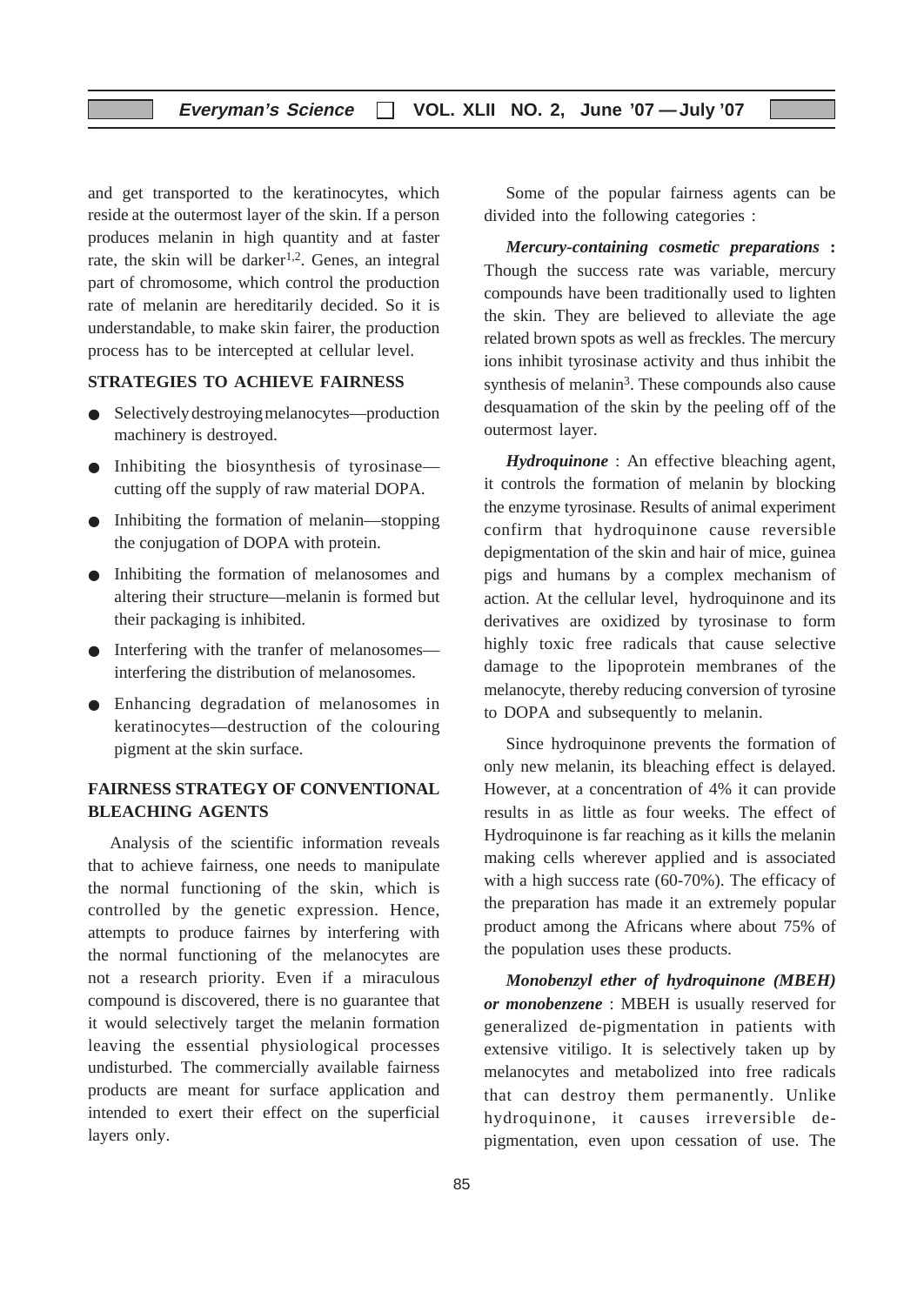and get transported to the keratinocytes, which reside at the outermost layer of the skin. If a person produces melanin in high quantity and at faster rate, the skin will be darker[1,2]. Genes, an integral part of chromosome, which control the production rate of melanin are hereditarily decided. So it is understandable, to make skin fairer, the production process has to be intercepted at cellular level.

## STRATEGIES TO ACHIEVE FAIRNESS

- Selectively destroying melanocytes—production machinery is destroyed.
- Inhibiting the biosynthesis of tyrosinase—cutting off the supply of raw material DOPA.
- Inhibiting the formation of melanin—stopping the conjugation of DOPA with protein.
- Inhibiting the formation of melanosomes and altering their structure—melanin is formed but their packaging is inhibited.
- Interfering with the tranfer of melanosomes—interfering the distribution of melanosomes.
- Enhancing degradation of melanosomes in keratinocytes—destruction of the colouring pigment at the skin surface.

## FAIRNESS STRATEGY OF CONVENTIONAL BLEACHING AGENTS

Analysis of the scientific information reveals that to achieve fairness, one needs to manipulate the normal functioning of the skin, which is controlled by the genetic expression. Hence, attempts to produce fairnes by interfering with the normal functioning of the melanocytes are not a research priority. Even if a miraculous compound is discovered, there is no guarantee that it would selectively target the melanin formation leaving the essential physiological processes undisturbed. The commercially available fairness products are meant for surface application and intended to exert their effect on the superficial layers only.

Some of the popular fairness agents can be divided into the following categories :

***Mercury-containing cosmetic preparations*** **:** Though the success rate was variable, mercury compounds have been traditionally used to lighten the skin. They are believed to alleviate the age related brown spots as well as freckles. The mercury ions inhibit tyrosinase activity and thus inhibit the synthesis of melanin[3]. These compounds also cause desquamation of the skin by the peeling off of the outermost layer.

***Hydroquinone*** : An effective bleaching agent, it controls the formation of melanin by blocking the enzyme tyrosinase. Results of animal experiment confirm that hydroquinone cause reversible depigmentation of the skin and hair of mice, guinea pigs and humans by a complex mechanism of action. At the cellular level, hydroquinone and its derivatives are oxidized by tyrosinase to form highly toxic free radicals that cause selective damage to the lipoprotein membranes of the melanocyte, thereby reducing conversion of tyrosine to DOPA and subsequently to melanin.

Since hydroquinone prevents the formation of only new melanin, its bleaching effect is delayed. However, at a concentration of 4% it can provide results in as little as four weeks. The effect of Hydroquinone is far reaching as it kills the melanin making cells wherever applied and is associated with a high success rate (60-70%). The efficacy of the preparation has made it an extremely popular product among the Africans where about 75% of the population uses these products.

***Monobenzyl ether of hydroquinone (MBEH) or monobenzene*** : MBEH is usually reserved for generalized de-pigmentation in patients with extensive vitiligo. It is selectively taken up by melanocytes and metabolized into free radicals that can destroy them permanently. Unlike hydroquinone, it causes irreversible de-pigmentation, even upon cessation of use. The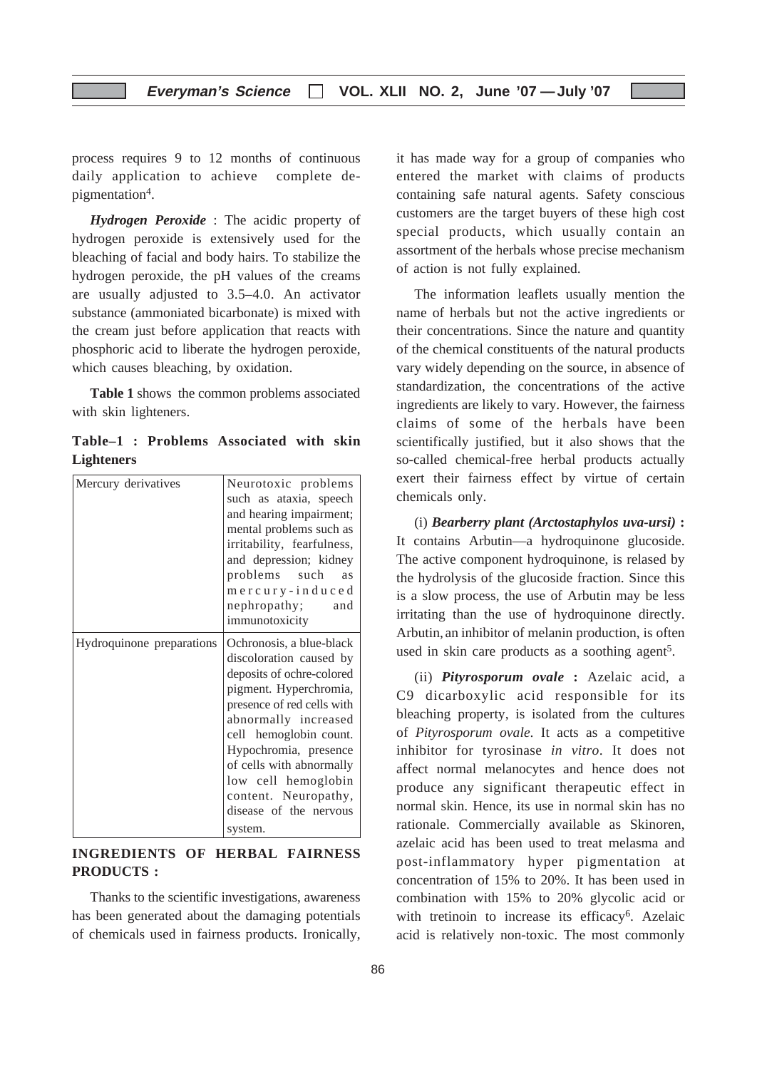process requires 9 to 12 months of continuous daily application to achieve complete de-pigmentation[4].

***Hydrogen Peroxide*** : The acidic property of hydrogen peroxide is extensively used for the bleaching of facial and body hairs. To stabilize the hydrogen peroxide, the pH values of the creams are usually adjusted to 3.5–4.0. An activator substance (ammoniated bicarbonate) is mixed with the cream just before application that reacts with phosphoric acid to liberate the hydrogen peroxide, which causes bleaching, by oxidation.

**Table 1** shows the common problems associated with skin lighteners.

**Table–1 : Problems Associated with skin Lighteners**

| | |
|---|---|
| Mercury derivatives | Neurotoxic problems such as ataxia, speech and hearing impairment; mental problems such as irritability, fearfulness, and depression; kidney problems such as mercury-induced nephropathy; and immunotoxicity |
| Hydroquinone preparations | Ochronosis, a blue-black discoloration caused by deposits of ochre-colored pigment. Hyperchromia, presence of red cells with abnormally increased cell hemoglobin count. Hypochromia, presence of cells with abnormally low cell hemoglobin content. Neuropathy, disease of the nervous system. |

## INGREDIENTS OF HERBAL FAIRNESS PRODUCTS :

Thanks to the scientific investigations, awareness has been generated about the damaging potentials of chemicals used in fairness products. Ironically, it has made way for a group of companies who entered the market with claims of products containing safe natural agents. Safety conscious customers are the target buyers of these high cost special products, which usually contain an assortment of the herbals whose precise mechanism of action is not fully explained.

The information leaflets usually mention the name of herbals but not the active ingredients or their concentrations. Since the nature and quantity of the chemical constituents of the natural products vary widely depending on the source, in absence of standardization, the concentrations of the active ingredients are likely to vary. However, the fairness claims of some of the herbals have been scientifically justified, but it also shows that the so-called chemical-free herbal products actually exert their fairness effect by virtue of certain chemicals only.

(i) ***Bearberry plant (Arctostaphylos uva-ursi)*** **:** It contains Arbutin—a hydroquinone glucoside. The active component hydroquinone, is relased by the hydrolysis of the glucoside fraction. Since this is a slow process, the use of Arbutin may be less irritating than the use of hydroquinone directly. Arbutin, an inhibitor of melanin production, is often used in skin care products as a soothing agent[5].

(ii) ***Pityrosporum ovale*** **:** Azelaic acid, a C9 dicarboxylic acid responsible for its bleaching property, is isolated from the cultures of *Pityrosporum ovale*. It acts as a competitive inhibitor for tyrosinase *in vitro*. It does not affect normal melanocytes and hence does not produce any significant therapeutic effect in normal skin. Hence, its use in normal skin has no rationale. Commercially available as Skinoren, azelaic acid has been used to treat melasma and post-inflammatory hyper pigmentation at concentration of 15% to 20%. It has been used in combination with 15% to 20% glycolic acid or with tretinoin to increase its efficacy[6]. Azelaic acid is relatively non-toxic. The most commonly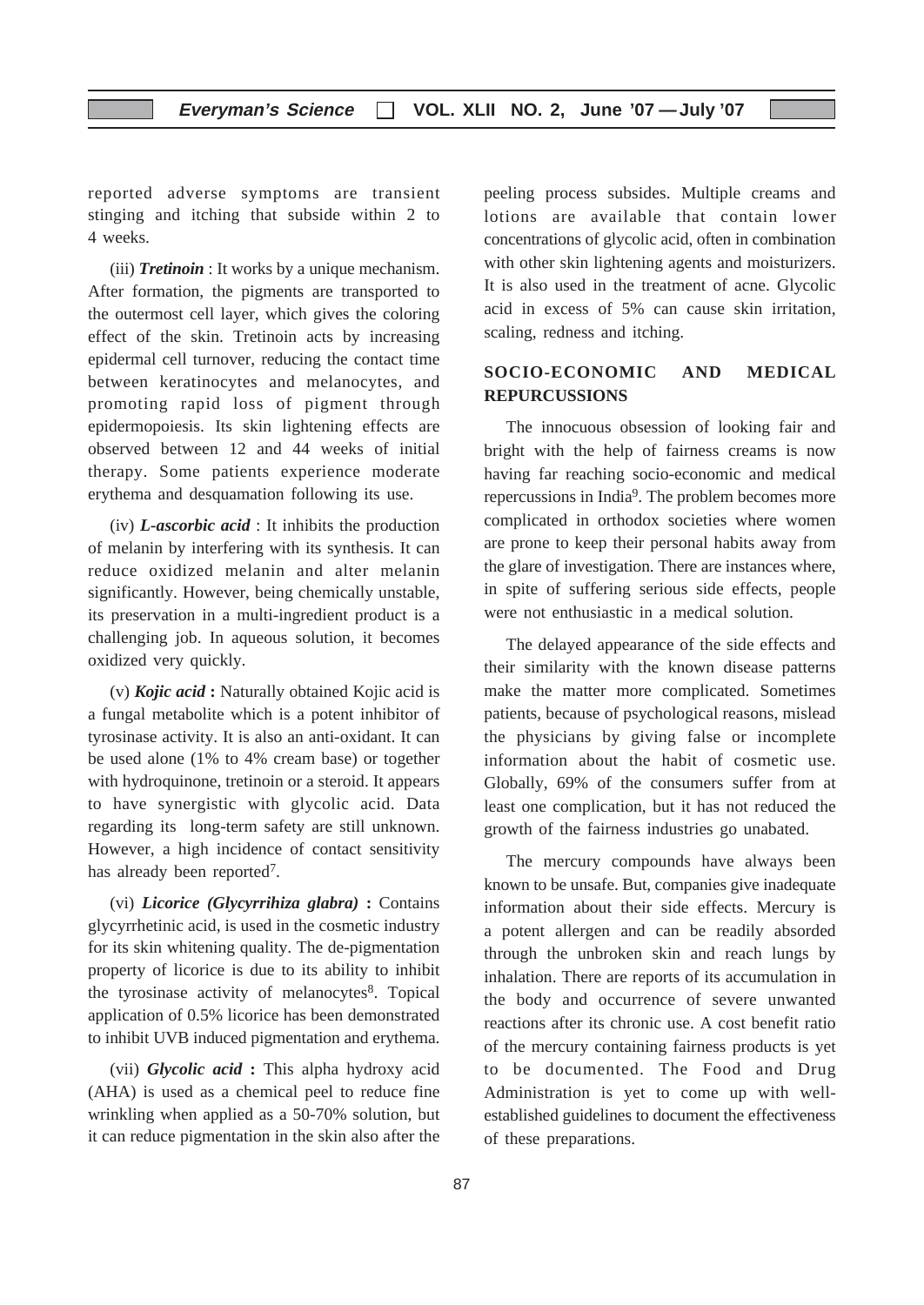reported adverse symptoms are transient stinging and itching that subside within 2 to 4 weeks.

(iii) ***Tretinoin*** : It works by a unique mechanism. After formation, the pigments are transported to the outermost cell layer, which gives the coloring effect of the skin. Tretinoin acts by increasing epidermal cell turnover, reducing the contact time between keratinocytes and melanocytes, and promoting rapid loss of pigment through epidermopoiesis. Its skin lightening effects are observed between 12 and 44 weeks of initial therapy. Some patients experience moderate erythema and desquamation following its use.

(iv) ***L-ascorbic acid*** : It inhibits the production of melanin by interfering with its synthesis. It can reduce oxidized melanin and alter melanin significantly. However, being chemically unstable, its preservation in a multi-ingredient product is a challenging job. In aqueous solution, it becomes oxidized very quickly.

(v) ***Kojic acid*** **:** Naturally obtained Kojic acid is a fungal metabolite which is a potent inhibitor of tyrosinase activity. It is also an anti-oxidant. It can be used alone (1% to 4% cream base) or together with hydroquinone, tretinoin or a steroid. It appears to have synergistic with glycolic acid. Data regarding its long-term safety are still unknown. However, a high incidence of contact sensitivity has already been reported[7].

(vi) ***Licorice (Glycyrrihiza glabra)*** **:** Contains glycyrrhetinic acid, is used in the cosmetic industry for its skin whitening quality. The de-pigmentation property of licorice is due to its ability to inhibit the tyrosinase activity of melanocytes[8]. Topical application of 0.5% licorice has been demonstrated to inhibit UVB induced pigmentation and erythema.

(vii) ***Glycolic acid*** **:** This alpha hydroxy acid (AHA) is used as a chemical peel to reduce fine wrinkling when applied as a 50-70% solution, but it can reduce pigmentation in the skin also after the peeling process subsides. Multiple creams and lotions are available that contain lower concentrations of glycolic acid, often in combination with other skin lightening agents and moisturizers. It is also used in the treatment of acne. Glycolic acid in excess of 5% can cause skin irritation, scaling, redness and itching.

## SOCIO-ECONOMIC AND MEDICAL REPURCUSSIONS

The innocuous obsession of looking fair and bright with the help of fairness creams is now having far reaching socio-economic and medical repercussions in India[9]. The problem becomes more complicated in orthodox societies where women are prone to keep their personal habits away from the glare of investigation. There are instances where, in spite of suffering serious side effects, people were not enthusiastic in a medical solution.

The delayed appearance of the side effects and their similarity with the known disease patterns make the matter more complicated. Sometimes patients, because of psychological reasons, mislead the physicians by giving false or incomplete information about the habit of cosmetic use. Globally, 69% of the consumers suffer from at least one complication, but it has not reduced the growth of the fairness industries go unabated.

The mercury compounds have always been known to be unsafe. But, companies give inadequate information about their side effects. Mercury is a potent allergen and can be readily absorbed through the unbroken skin and reach lungs by inhalation. There are reports of its accumulation in the body and occurrence of severe unwanted reactions after its chronic use. A cost benefit ratio of the mercury containing fairness products is yet to be documented. The Food and Drug Administration is yet to come up with well-established guidelines to document the effectiveness of these preparations.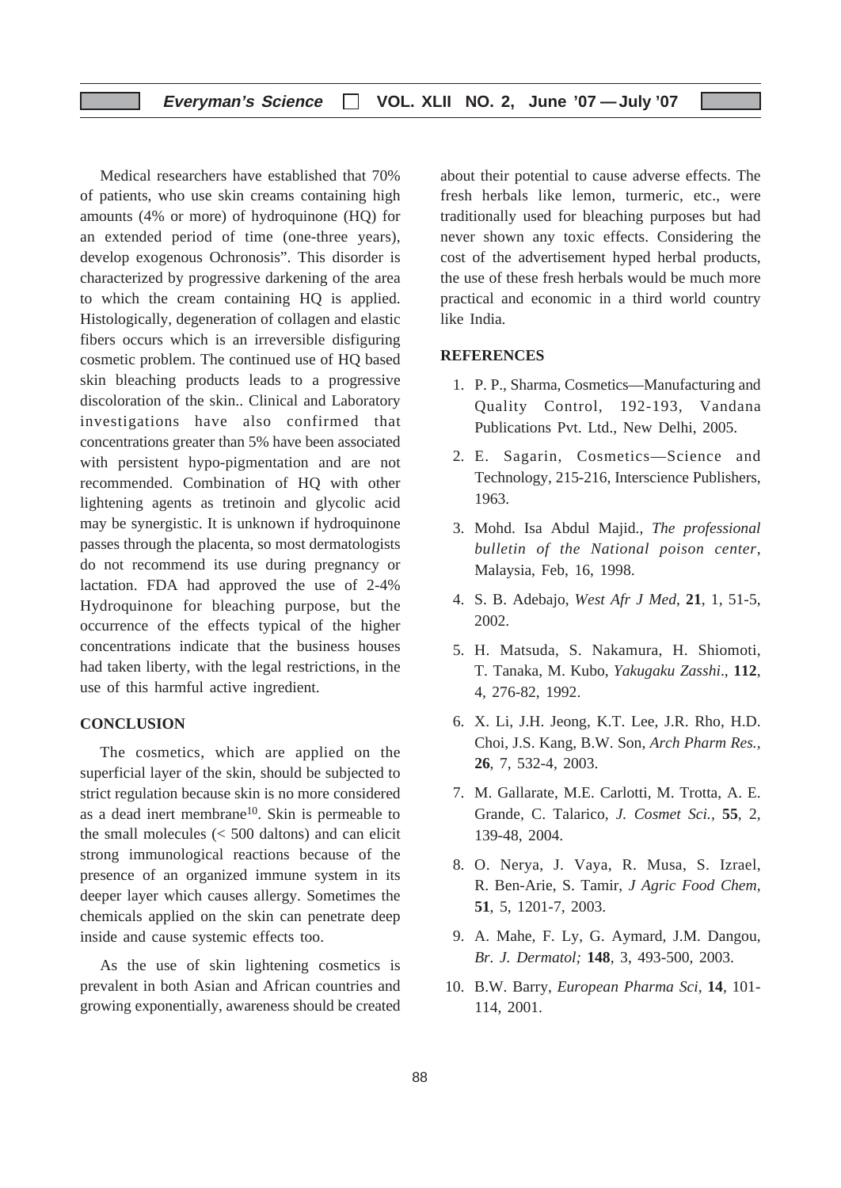Medical researchers have established that 70% of patients, who use skin creams containing high amounts (4% or more) of hydroquinone (HQ) for an extended period of time (one-three years), develop exogenous Ochronosis". This disorder is characterized by progressive darkening of the area to which the cream containing HQ is applied. Histologically, degeneration of collagen and elastic fibers occurs which is an irreversible disfiguring cosmetic problem. The continued use of HQ based skin bleaching products leads to a progressive discoloration of the skin.. Clinical and Laboratory investigations have also confirmed that concentrations greater than 5% have been associated with persistent hypo-pigmentation and are not recommended. Combination of HQ with other lightening agents as tretinoin and glycolic acid may be synergistic. It is unknown if hydroquinone passes through the placenta, so most dermatologists do not recommend its use during pregnancy or lactation. FDA had approved the use of 2-4% Hydroquinone for bleaching purpose, but the occurrence of the effects typical of the higher concentrations indicate that the business houses had taken liberty, with the legal restrictions, in the use of this harmful active ingredient.

## CONCLUSION

The cosmetics, which are applied on the superficial layer of the skin, should be subjected to strict regulation because skin is no more considered as a dead inert membrane[10]. Skin is permeable to the small molecules (< 500 daltons) and can elicit strong immunological reactions because of the presence of an organized immune system in its deeper layer which causes allergy. Sometimes the chemicals applied on the skin can penetrate deep inside and cause systemic effects too.

As the use of skin lightening cosmetics is prevalent in both Asian and African countries and growing exponentially, awareness should be created about their potential to cause adverse effects. The fresh herbals like lemon, turmeric, etc., were traditionally used for bleaching purposes but had never shown any toxic effects. Considering the cost of the advertisement hyped herbal products, the use of these fresh herbals would be much more practical and economic in a third world country like India.

## REFERENCES

1. P. P., Sharma, Cosmetics—Manufacturing and Quality Control, 192-193, Vandana Publications Pvt. Ltd., New Delhi, 2005.
2. E. Sagarin, Cosmetics—Science and Technology, 215-216, Interscience Publishers, 1963.
3. Mohd. Isa Abdul Majid., *The professional bulletin of the National poison center*, Malaysia, Feb, 16, 1998.
4. S. B. Adebajo, *West Afr J Med*, **21**, 1, 51-5, 2002.
5. H. Matsuda, S. Nakamura, H. Shiomoti, T. Tanaka, M. Kubo, *Yakugaku Zasshi*., **112**, 4, 276-82, 1992.
6. X. Li, J.H. Jeong, K.T. Lee, J.R. Rho, H.D. Choi, J.S. Kang, B.W. Son, *Arch Pharm Res.*, **26**, 7, 532-4, 2003.
7. M. Gallarate, M.E. Carlotti, M. Trotta, A. E. Grande, C. Talarico, *J. Cosmet Sci.*, **55**, 2, 139-48, 2004.
8. O. Nerya, J. Vaya, R. Musa, S. Izrael, R. Ben-Arie, S. Tamir, *J Agric Food Chem*, **51**, 5, 1201-7, 2003.
9. A. Mahe, F. Ly, G. Aymard, J.M. Dangou, *Br. J. Dermatol;* **148**, 3, 493-500, 2003.
10. B.W. Barry, *European Pharma Sci*, **14**, 101-114, 2001.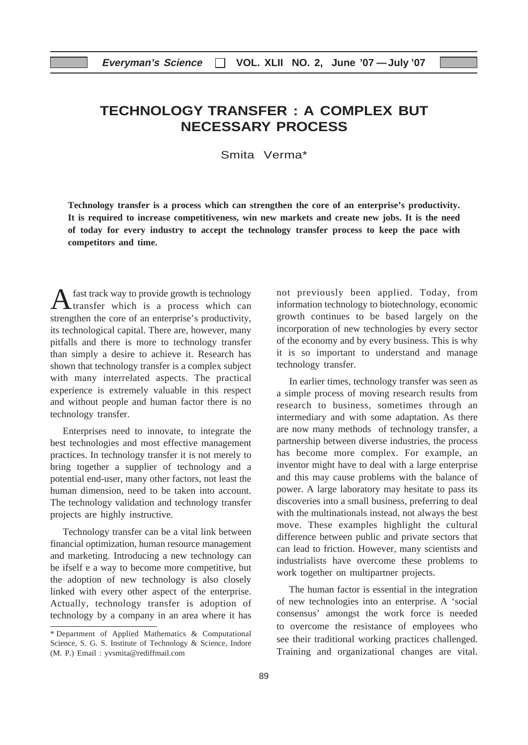# TECHNOLOGY TRANSFER : A COMPLEX BUT NECESSARY PROCESS

Smita Verma*

**Technology transfer is a process which can strengthen the core of an enterprise's productivity. It is required to increase competitiveness, win new markets and create new jobs. It is the need of today for every industry to accept the technology transfer process to keep the pace with competitors and time.**

A fast track way to provide growth is technology transfer which is a process which can strengthen the core of an enterprise's productivity, its technological capital. There are, however, many pitfalls and there is more to technology transfer than simply a desire to achieve it. Research has shown that technology transfer is a complex subject with many interrelated aspects. The practical experience is extremely valuable in this respect and without people and human factor there is no technology transfer.

Enterprises need to innovate, to integrate the best technologies and most effective management practices. In technology transfer it is not merely to bring together a supplier of technology and a potential end-user, many other factors, not least the human dimension, need to be taken into account. The technology validation and technology transfer projects are highly instructive.

Technology transfer can be a vital link between financial optimization, human resource management and marketing. Introducing a new technology can be ifself e a way to become more competitive, but the adoption of new technology is also closely linked with every other aspect of the enterprise. Actually, technology transfer is adoption of technology by a company in an area where it has not previously been applied. Today, from information technology to biotechnology, economic growth continues to be based largely on the incorporation of new technologies by every sector of the economy and by every business. This is why it is so important to understand and manage technology transfer.

In earlier times, technology transfer was seen as a simple process of moving research results from research to business, sometimes through an intermediary and with some adaptation. As there are now many methods of technology transfer, a partnership between diverse industries, the process has become more complex. For example, an inventor might have to deal with a large enterprise and this may cause problems with the balance of power. A large laboratory may hesitate to pass its discoveries into a small business, preferring to deal with the multinationals instead, not always the best move. These examples highlight the cultural difference between public and private sectors that can lead to friction. However, many scientists and industrialists have overcome these problems to work together on multipartner projects.

The human factor is essential in the integration of new technologies into an enterprise. A 'social consensus' amongst the work force is needed to overcome the resistance of employees who see their traditional working practices challenged. Training and organizational changes are vital.

\* Department of Applied Mathematics & Computational Science, S. G. S. Institute of Technology & Science, Indore (M. P.) Email : yvsmita@rediffmail.com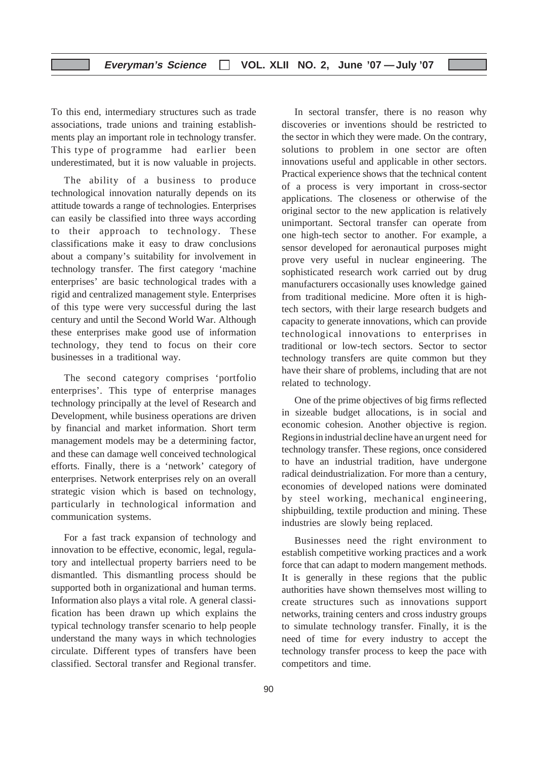To this end, intermediary structures such as trade associations, trade unions and training establishments play an important role in technology transfer. This type of programme had earlier been underestimated, but it is now valuable in projects.

The ability of a business to produce technological innovation naturally depends on its attitude towards a range of technologies. Enterprises can easily be classified into three ways according to their approach to technology. These classifications make it easy to draw conclusions about a company's suitability for involvement in technology transfer. The first category 'machine enterprises' are basic technological trades with a rigid and centralized management style. Enterprises of this type were very successful during the last century and until the Second World War. Although these enterprises make good use of information technology, they tend to focus on their core businesses in a traditional way.

The second category comprises 'portfolio enterprises'. This type of enterprise manages technology principally at the level of Research and Development, while business operations are driven by financial and market information. Short term management models may be a determining factor, and these can damage well conceived technological efforts. Finally, there is a 'network' category of enterprises. Network enterprises rely on an overall strategic vision which is based on technology, particularly in technological information and communication systems.

For a fast track expansion of technology and innovation to be effective, economic, legal, regulatory and intellectual property barriers need to be dismantled. This dismantling process should be supported both in organizational and human terms. Information also plays a vital role. A general classification has been drawn up which explains the typical technology transfer scenario to help people understand the many ways in which technologies circulate. Different types of transfers have been classified. Sectoral transfer and Regional transfer.

In sectoral transfer, there is no reason why discoveries or inventions should be restricted to the sector in which they were made. On the contrary, solutions to problem in one sector are often innovations useful and applicable in other sectors. Practical experience shows that the technical content of a process is very important in cross-sector applications. The closeness or otherwise of the original sector to the new application is relatively unimportant. Sectoral transfer can operate from one high-tech sector to another. For example, a sensor developed for aeronautical purposes might prove very useful in nuclear engineering. The sophisticated research work carried out by drug manufacturers occasionally uses knowledge gained from traditional medicine. More often it is high-tech sectors, with their large research budgets and capacity to generate innovations, which can provide technological innovations to enterprises in traditional or low-tech sectors. Sector to sector technology transfers are quite common but they have their share of problems, including that are not related to technology.

One of the prime objectives of big firms reflected in sizeable budget allocations, is in social and economic cohesion. Another objective is region. Regions in industrial decline have an urgent need for technology transfer. These regions, once considered to have an industrial tradition, have undergone radical deindustrialization. For more than a century, economies of developed nations were dominated by steel working, mechanical engineering, shipbuilding, textile production and mining. These industries are slowly being replaced.

Businesses need the right environment to establish competitive working practices and a work force that can adapt to modern mangement methods. It is generally in these regions that the public authorities have shown themselves most willing to create structures such as innovations support networks, training centers and cross industry groups to simulate technology transfer. Finally, it is the need of time for every industry to accept the technology transfer process to keep the pace with competitors and time.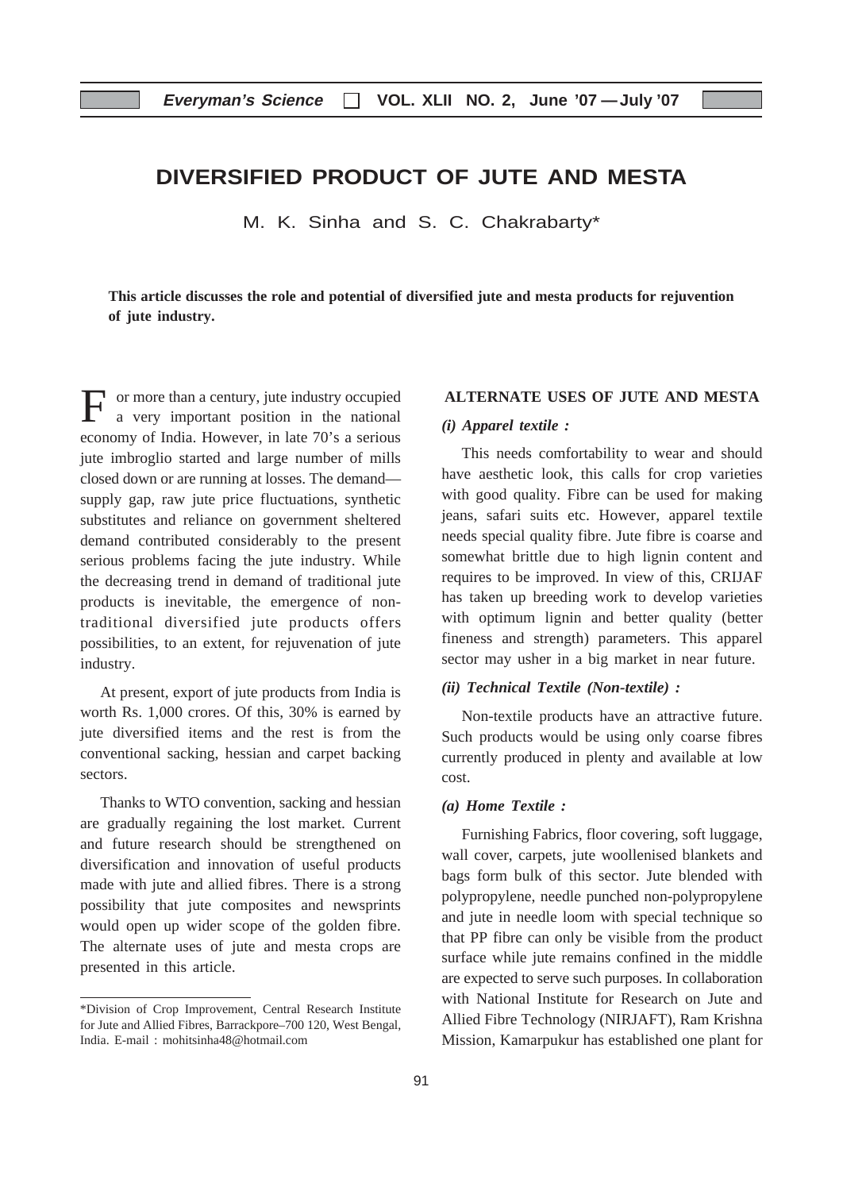# DIVERSIFIED PRODUCT OF JUTE AND MESTA

M. K. Sinha and S. C. Chakrabarty*

**This article discusses the role and potential of diversified jute and mesta products for rejuvention of jute industry.**

For more than a century, jute industry occupied a very important position in the national economy of India. However, in late 70's a serious jute imbroglio started and large number of mills closed down or are running at losses. The demand—supply gap, raw jute price fluctuations, synthetic substitutes and reliance on government sheltered demand contributed considerably to the present serious problems facing the jute industry. While the decreasing trend in demand of traditional jute products is inevitable, the emergence of non-traditional diversified jute products offers possibilities, to an extent, for rejuvenation of jute industry.

At present, export of jute products from India is worth Rs. 1,000 crores. Of this, 30% is earned by jute diversified items and the rest is from the conventional sacking, hessian and carpet backing sectors.

Thanks to WTO convention, sacking and hessian are gradually regaining the lost market. Current and future research should be strengthened on diversification and innovation of useful products made with jute and allied fibres. There is a strong possibility that jute composites and newsprints would open up wider scope of the golden fibre. The alternate uses of jute and mesta crops are presented in this article.

\*Division of Crop Improvement, Central Research Institute for Jute and Allied Fibres, Barrackpore–700 120, West Bengal, India. E-mail : mohitsinha48@hotmail.com

## ALTERNATE USES OF JUTE AND MESTA

### *(i) Apparel textile :*

This needs comfortability to wear and should have aesthetic look, this calls for crop varieties with good quality. Fibre can be used for making jeans, safari suits etc. However, apparel textile needs special quality fibre. Jute fibre is coarse and somewhat brittle due to high lignin content and requires to be improved. In view of this, CRIJAF has taken up breeding work to develop varieties with optimum lignin and better quality (better fineness and strength) parameters. This apparel sector may usher in a big market in near future.

### *(ii) Technical Textile (Non-textile) :*

Non-textile products have an attractive future. Such products would be using only coarse fibres currently produced in plenty and available at low cost.

### *(a) Home Textile :*

Furnishing Fabrics, floor covering, soft luggage, wall cover, carpets, jute woollenised blankets and bags form bulk of this sector. Jute blended with polypropylene, needle punched non-polypropylene and jute in needle loom with special technique so that PP fibre can only be visible from the product surface while jute remains confined in the middle are expected to serve such purposes. In collaboration with National Institute for Research on Jute and Allied Fibre Technology (NIRJAFT), Ram Krishna Mission, Kamarpukur has established one plant for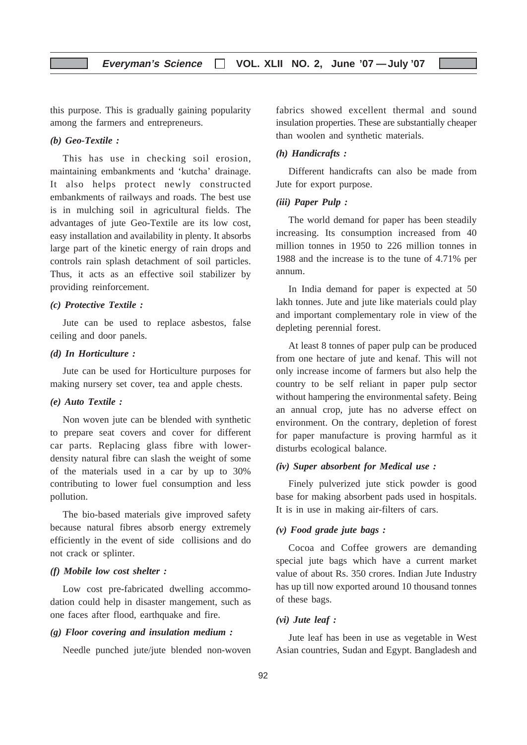this purpose. This is gradually gaining popularity among the farmers and entrepreneurs.

***(b) Geo-Textile :***

This has use in checking soil erosion, maintaining embankments and 'kutcha' drainage. It also helps protect newly constructed embankments of railways and roads. The best use is in mulching soil in agricultural fields. The advantages of jute Geo-Textile are its low cost, easy installation and availability in plenty. It absorbs large part of the kinetic energy of rain drops and controls rain splash detachment of soil particles. Thus, it acts as an effective soil stabilizer by providing reinforcement.

***(c) Protective Textile :***

Jute can be used to replace asbestos, false ceiling and door panels.

***(d) In Horticulture :***

Jute can be used for Horticulture purposes for making nursery set cover, tea and apple chests.

***(e) Auto Textile :***

Non woven jute can be blended with synthetic to prepare seat covers and cover for different car parts. Replacing glass fibre with lower-density natural fibre can slash the weight of some of the materials used in a car by up to 30% contributing to lower fuel consumption and less pollution.

The bio-based materials give improved safety because natural fibres absorb energy extremely efficiently in the event of side collisions and do not crack or splinter.

***(f) Mobile low cost shelter :***

Low cost pre-fabricated dwelling accommodation could help in disaster mangement, such as one faces after flood, earthquake and fire.

***(g) Floor covering and insulation medium :***

Needle punched jute/jute blended non-woven fabrics showed excellent thermal and sound insulation properties. These are substantially cheaper than woolen and synthetic materials.

***(h) Handicrafts :***

Different handicrafts can also be made from Jute for export purpose.

***(iii) Paper Pulp :***

The world demand for paper has been steadily increasing. Its consumption increased from 40 million tonnes in 1950 to 226 million tonnes in 1988 and the increase is to the tune of 4.71% per annum.

In India demand for paper is expected at 50 lakh tonnes. Jute and jute like materials could play and important complementary role in view of the depleting perennial forest.

At least 8 tonnes of paper pulp can be produced from one hectare of jute and kenaf. This will not only increase income of farmers but also help the country to be self reliant in paper pulp sector without hampering the environmental safety. Being an annual crop, jute has no adverse effect on environment. On the contrary, depletion of forest for paper manufacture is proving harmful as it disturbs ecological balance.

***(iv) Super absorbent for Medical use :***

Finely pulverized jute stick powder is good base for making absorbent pads used in hospitals. It is in use in making air-filters of cars.

***(v) Food grade jute bags :***

Cocoa and Coffee growers are demanding special jute bags which have a current market value of about Rs. 350 crores. Indian Jute Industry has up till now exported around 10 thousand tonnes of these bags.

***(vi) Jute leaf :***

Jute leaf has been in use as vegetable in West Asian countries, Sudan and Egypt. Bangladesh and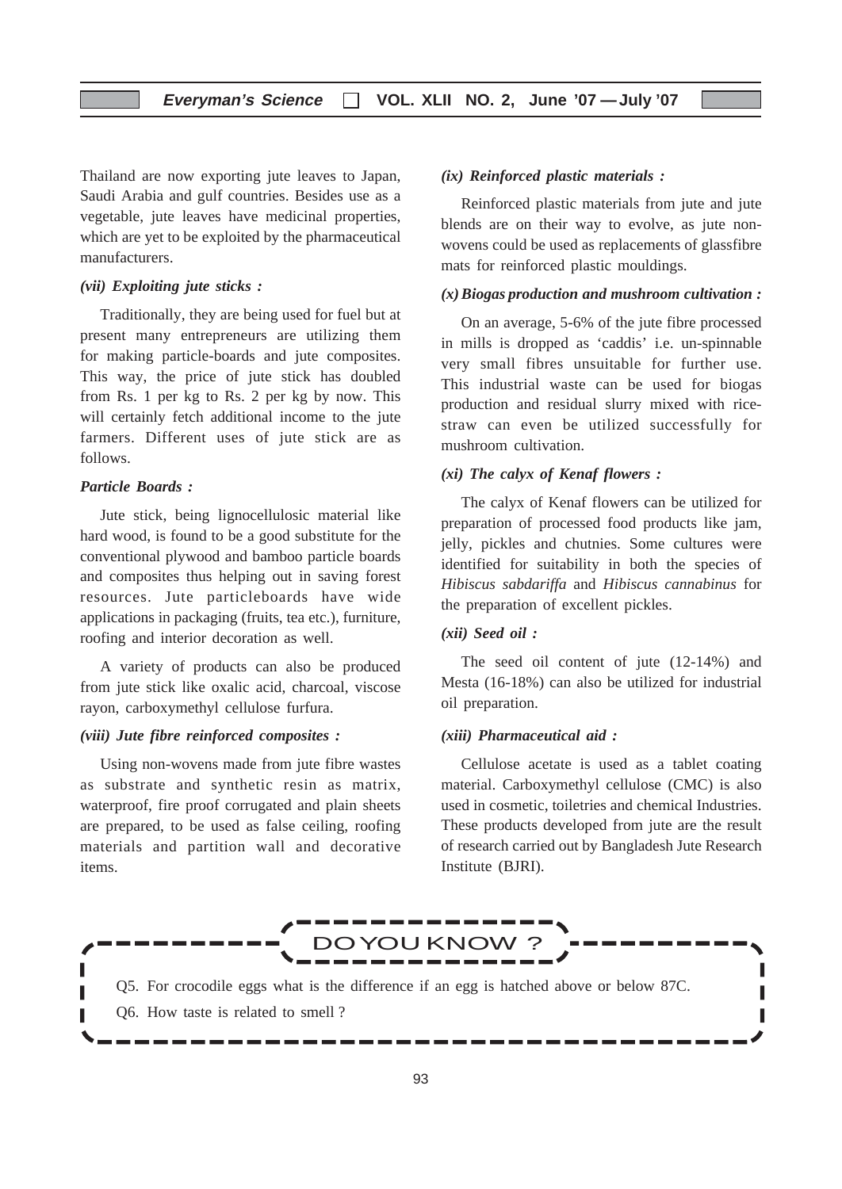Thailand are now exporting jute leaves to Japan, Saudi Arabia and gulf countries. Besides use as a vegetable, jute leaves have medicinal properties, which are yet to be exploited by the pharmaceutical manufacturers.

***(vii) Exploiting jute sticks :***

Traditionally, they are being used for fuel but at present many entrepreneurs are utilizing them for making particle-boards and jute composites. This way, the price of jute stick has doubled from Rs. 1 per kg to Rs. 2 per kg by now. This will certainly fetch additional income to the jute farmers. Different uses of jute stick are as follows.

***Particle Boards :***

Jute stick, being lignocellulosic material like hard wood, is found to be a good substitute for the conventional plywood and bamboo particle boards and composites thus helping out in saving forest resources. Jute particleboards have wide applications in packaging (fruits, tea etc.), furniture, roofing and interior decoration as well.

A variety of products can also be produced from jute stick like oxalic acid, charcoal, viscose rayon, carboxymethyl cellulose furfura.

***(viii) Jute fibre reinforced composites :***

Using non-wovens made from jute fibre wastes as substrate and synthetic resin as matrix, waterproof, fire proof corrugated and plain sheets are prepared, to be used as false ceiling, roofing materials and partition wall and decorative items.

***(ix) Reinforced plastic materials :***

Reinforced plastic materials from jute and jute blends are on their way to evolve, as jute non-wovens could be used as replacements of glassfibre mats for reinforced plastic mouldings.

***(x) Biogas production and mushroom cultivation :***

On an average, 5-6% of the jute fibre processed in mills is dropped as 'caddis' i.e. un-spinnable very small fibres unsuitable for further use. This industrial waste can be used for biogas production and residual slurry mixed with rice-straw can even be utilized successfully for mushroom cultivation.

***(xi) The calyx of Kenaf flowers :***

The calyx of Kenaf flowers can be utilized for preparation of processed food products like jam, jelly, pickles and chutnies. Some cultures were identified for suitability in both the species of *Hibiscus sabdariffa* and *Hibiscus cannabinus* for the preparation of excellent pickles.

***(xii) Seed oil :***

The seed oil content of jute (12-14%) and Mesta (16-18%) can also be utilized for industrial oil preparation.

***(xiii) Pharmaceutical aid :***

Cellulose acetate is used as a tablet coating material. Carboxymethyl cellulose (CMC) is also used in cosmetic, toiletries and chemical Industries. These products developed from jute are the result of research carried out by Bangladesh Jute Research Institute (BJRI).

---

**DO YOU KNOW ?**

Q5. For crocodile eggs what is the difference if an egg is hatched above or below 87C.

Q6. How taste is related to smell ?

---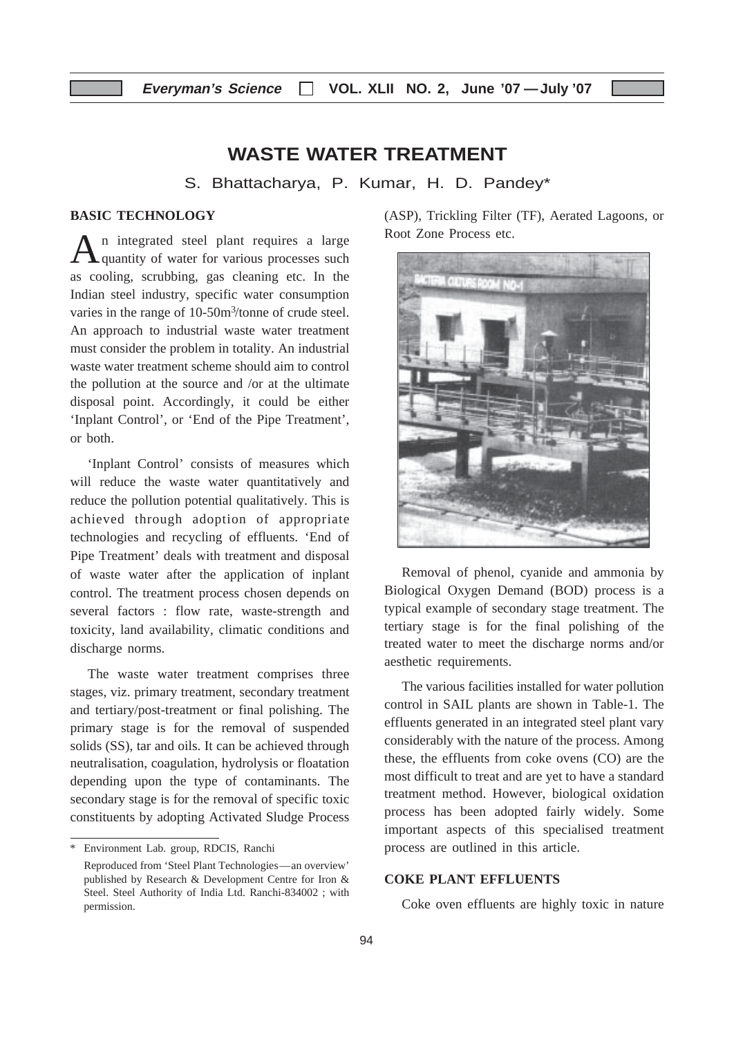# WASTE WATER TREATMENT

S. Bhattacharya, P. Kumar, H. D. Pandey*

## BASIC TECHNOLOGY

An integrated steel plant requires a large quantity of water for various processes such as cooling, scrubbing, gas cleaning etc. In the Indian steel industry, specific water consumption varies in the range of 10-50m$^3$/tonne of crude steel. An approach to industrial waste water treatment must consider the problem in totality. An industrial waste water treatment scheme should aim to control the pollution at the source and /or at the ultimate disposal point. Accordingly, it could be either 'Inplant Control', or 'End of the Pipe Treatment', or both.

'Inplant Control' consists of measures which will reduce the waste water quantitatively and reduce the pollution potential qualitatively. This is achieved through adoption of appropriate technologies and recycling of effluents. 'End of Pipe Treatment' deals with treatment and disposal of waste water after the application of inplant control. The treatment process chosen depends on several factors : flow rate, waste-strength and toxicity, land availability, climatic conditions and discharge norms.

The waste water treatment comprises three stages, viz. primary treatment, secondary treatment and tertiary/post-treatment or final polishing. The primary stage is for the removal of suspended solids (SS), tar and oils. It can be achieved through neutralisation, coagulation, hydrolysis or floatation depending upon the type of contaminants. The secondary stage is for the removal of specific toxic constituents by adopting Activated Sludge Process (ASP), Trickling Filter (TF), Aerated Lagoons, or Root Zone Process etc.

Removal of phenol, cyanide and ammonia by Biological Oxygen Demand (BOD) process is a typical example of secondary stage treatment. The tertiary stage is for the final polishing of the treated water to meet the discharge norms and/or aesthetic requirements.

The various facilities installed for water pollution control in SAIL plants are shown in Table-1. The effluents generated in an integrated steel plant vary considerably with the nature of the process. Among these, the effluents from coke ovens (CO) are the most difficult to treat and are yet to have a standard treatment method. However, biological oxidation process has been adopted fairly widely. Some important aspects of this specialised treatment process are outlined in this article.

## COKE PLANT EFFLUENTS

Coke oven effluents are highly toxic in nature

---

\* Environment Lab. group, RDCIS, Ranchi

Reproduced from 'Steel Plant Technologies—an overview' published by Research & Development Centre for Iron & Steel. Steel Authority of India Ltd. Ranchi-834002 ; with permission.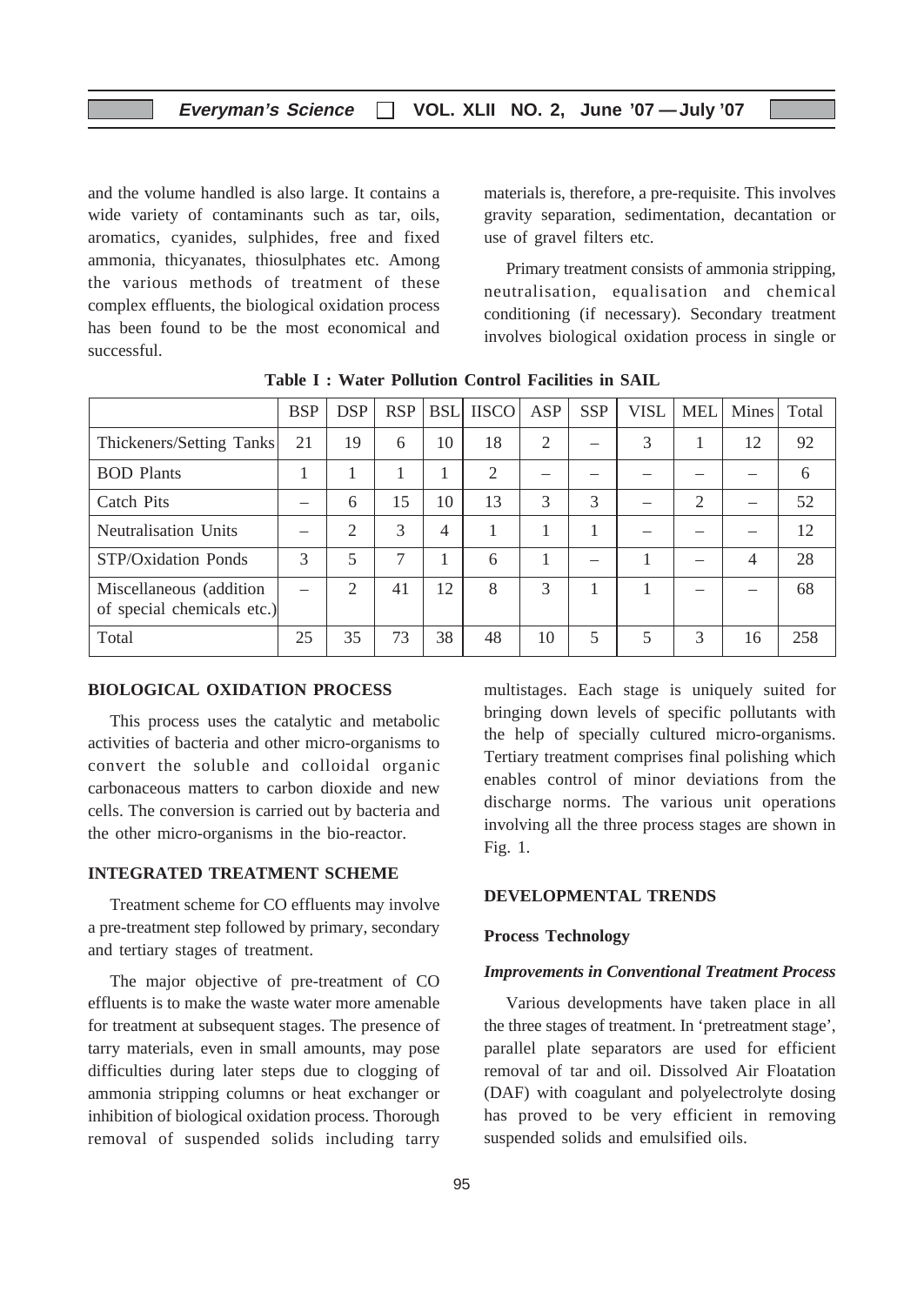and the volume handled is also large. It contains a wide variety of contaminants such as tar, oils, aromatics, cyanides, sulphides, free and fixed ammonia, thicyanates, thiosulphates etc. Among the various methods of treatment of these complex effluents, the biological oxidation process has been found to be the most economical and successful.

**Table I : Water Pollution Control Facilities in SAIL**

| | BSP | DSP | RSP | BSL | IISCO | ASP | SSP | VISL | MEL | Mines | Total |
|---|---|---|---|---|---|---|---|---|---|---|---|
| Thickeners/Setting Tanks | 21 | 19 | 6 | 10 | 18 | 2 | – | 3 | 1 | 12 | 92 |
| BOD Plants | 1 | 1 | 1 | 1 | 2 | – | – | – | – | – | 6 |
| Catch Pits | – | 6 | 15 | 10 | 13 | 3 | 3 | – | 2 | – | 52 |
| Neutralisation Units | – | 2 | 3 | 4 | 1 | 1 | 1 | – | – | – | 12 |
| STP/Oxidation Ponds | 3 | 5 | 7 | 1 | 6 | 1 | – | 1 | – | 4 | 28 |
| Miscellaneous (addition of special chemicals etc.) | – | 2 | 41 | 12 | 8 | 3 | 1 | 1 | – | – | 68 |
| Total | 25 | 35 | 73 | 38 | 48 | 10 | 5 | 5 | 3 | 16 | 258 |

## BIOLOGICAL OXIDATION PROCESS

This process uses the catalytic and metabolic activities of bacteria and other micro-organisms to convert the soluble and colloidal organic carbonaceous matters to carbon dioxide and new cells. The conversion is carried out by bacteria and the other micro-organisms in the bio-reactor.

## INTEGRATED TREATMENT SCHEME

Treatment scheme for CO effluents may involve a pre-treatment step followed by primary, secondary and tertiary stages of treatment.

The major objective of pre-treatment of CO effluents is to make the waste water more amenable for treatment at subsequent stages. The presence of tarry materials, even in small amounts, may pose difficulties during later steps due to clogging of ammonia stripping columns or heat exchanger or inhibition of biological oxidation process. Thorough removal of suspended solids including tarry materials is, therefore, a pre-requisite. This involves gravity separation, sedimentation, decantation or use of gravel filters etc.

Primary treatment consists of ammonia stripping, neutralisation, equalisation and chemical conditioning (if necessary). Secondary treatment involves biological oxidation process in single or multistages. Each stage is uniquely suited for bringing down levels of specific pollutants with the help of specially cultured micro-organisms. Tertiary treatment comprises final polishing which enables control of minor deviations from the discharge norms. The various unit operations involving all the three process stages are shown in Fig. 1.

## DEVELOPMENTAL TRENDS

### Process Technology

#### *Improvements in Conventional Treatment Process*

Various developments have taken place in all the three stages of treatment. In 'pretreatment stage', parallel plate separators are used for efficient removal of tar and oil. Dissolved Air Floatation (DAF) with coagulant and polyelectrolyte dosing has proved to be very efficient in removing suspended solids and emulsified oils.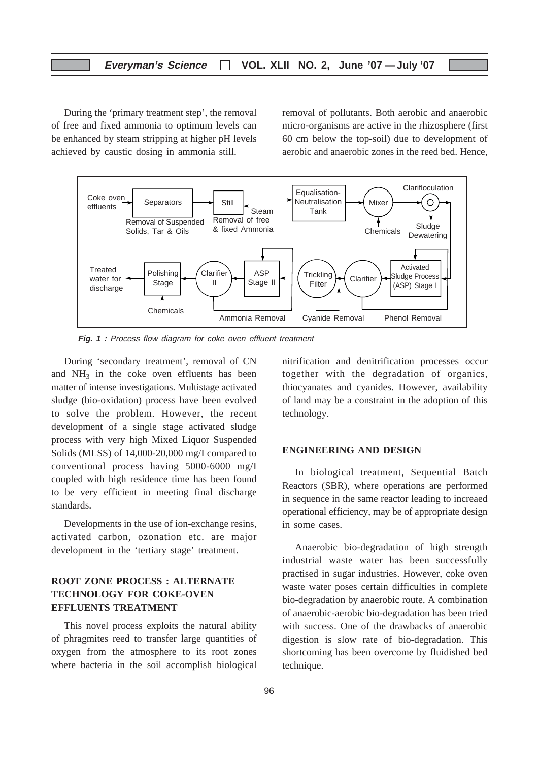During the 'primary treatment step', the removal of free and fixed ammonia to optimum levels can be enhanced by steam stripping at higher pH levels achieved by caustic dosing in ammonia still.

During 'secondary treatment', removal of CN and $NH_3$ in the coke oven effluents has been matter of intense investigations. Multistage activated sludge (bio-oxidation) process have been evolved to solve the problem. However, the recent development of a single stage activated sludge process with very high Mixed Liquor Suspended Solids (MLSS) of 14,000-20,000 mg/I compared to conventional process having 5000-6000 mg/I coupled with high residence time has been found to be very efficient in meeting final discharge standards.

Developments in the use of ion-exchange resins, activated carbon, ozonation etc. are major development in the 'tertiary stage' treatment.

## ROOT ZONE PROCESS : ALTERNATE TECHNOLOGY FOR COKE-OVEN EFFLUENTS TREATMENT

This novel process exploits the natural ability of phragmites reed to transfer large quantities of oxygen from the atmosphere to its root zones where bacteria in the soil accomplish biological removal of pollutants. Both aerobic and anaerobic micro-organisms are active in the rhizosphere (first 60 cm below the top-soil) due to development of aerobic and anaerobic zones in the reed bed. Hence, nitrification and denitrification processes occur together with the degradation of organics, thiocyanates and cyanides. However, availability of land may be a constraint in the adoption of this technology.

*Fig. 1 : Process flow diagram for coke oven effluent treatment*

## ENGINEERING AND DESIGN

In biological treatment, Sequential Batch Reactors (SBR), where operations are performed in sequence in the same reactor leading to increaed operational efficiency, may be of appropriate design in some cases.

Anaerobic bio-degradation of high strength industrial waste water has been successfully practised in sugar industries. However, coke oven waste water poses certain difficulties in complete bio-degradation by anaerobic route. A combination of anaerobic-aerobic bio-degradation has been tried with success. One of the drawbacks of anaerobic digestion is slow rate of bio-degradation. This shortcoming has been overcome by fluidished bed technique.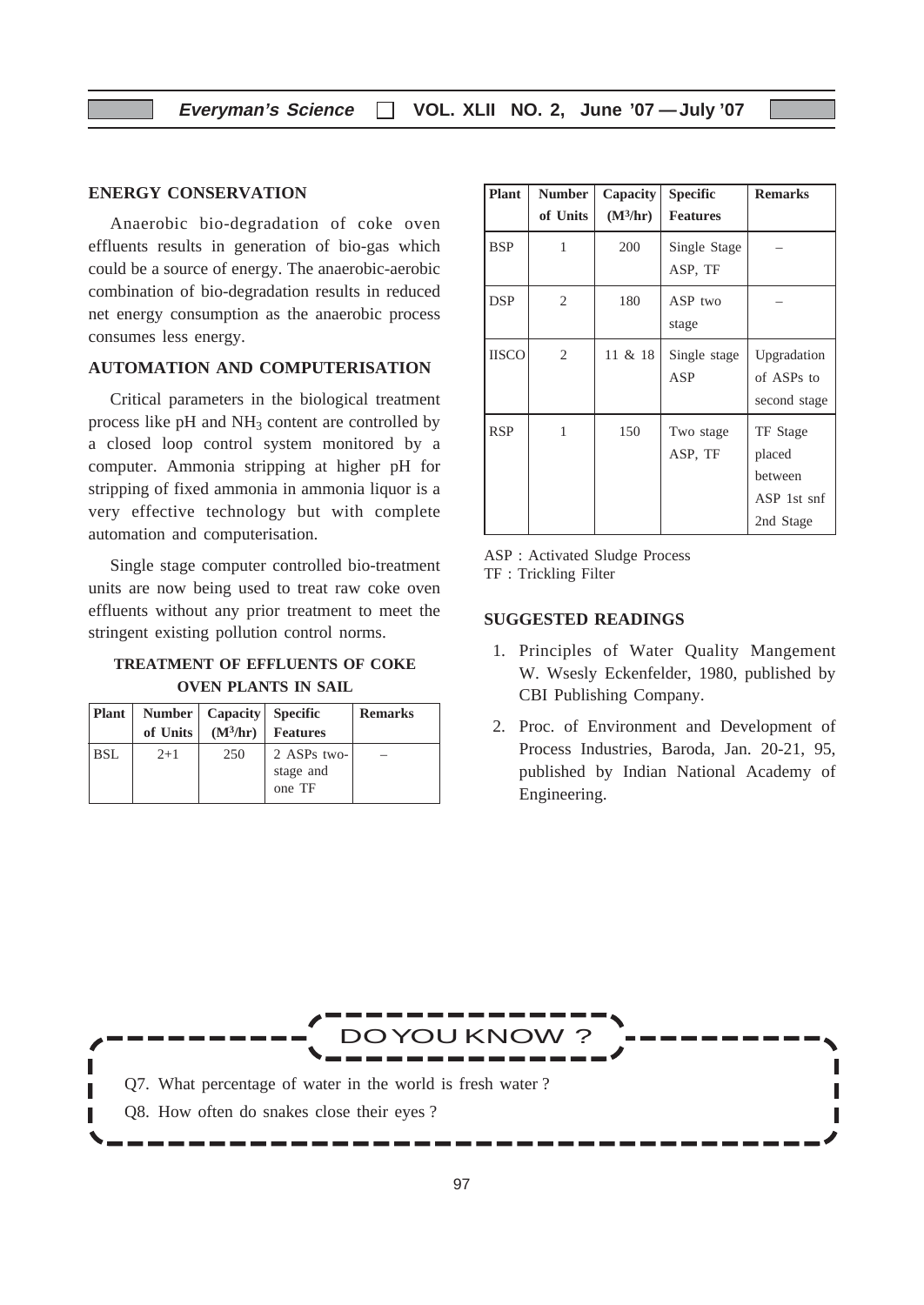## ENERGY CONSERVATION

Anaerobic bio-degradation of coke oven effluents results in generation of bio-gas which could be a source of energy. The anaerobic-aerobic combination of bio-degradation results in reduced net energy consumption as the anaerobic process consumes less energy.

## AUTOMATION AND COMPUTERISATION

Critical parameters in the biological treatment process like pH and $NH_3$ content are controlled by a closed loop control system monitored by a computer. Ammonia stripping at higher pH for stripping of fixed ammonia in ammonia liquor is a very effective technology but with complete automation and computerisation.

Single stage computer controlled bio-treatment units are now being used to treat raw coke oven effluents without any prior treatment to meet the stringent existing pollution control norms.

**TREATMENT OF EFFLUENTS OF COKE OVEN PLANTS IN SAIL**

| Plant | Number of Units | Capacity ($M^3$/hr) | Specific Features | Remarks |
|---|---|---|---|---|
| BSL | 2+1 | 250 | 2 ASPs two-stage and one TF | – |
| BSP | 1 | 200 | Single Stage ASP, TF | – |
| DSP | 2 | 180 | ASP two stage | – |
| IISCO | 2 | 11 & 18 | Single stage ASP | Upgradation of ASPs to second stage |
| RSP | 1 | 150 | Two stage ASP, TF | TF Stage placed between ASP 1st snf 2nd Stage |

ASP : Activated Sludge Process
TF : Trickling Filter

## SUGGESTED READINGS

1. Principles of Water Quality Mangement W. Wsesly Eckenfelder, 1980, published by CBI Publishing Company.
2. Proc. of Environment and Development of Process Industries, Baroda, Jan. 20-21, 95, published by Indian National Academy of Engineering.

**DO YOU KNOW ?**

Q7. What percentage of water in the world is fresh water ?

Q8. How often do snakes close their eyes ?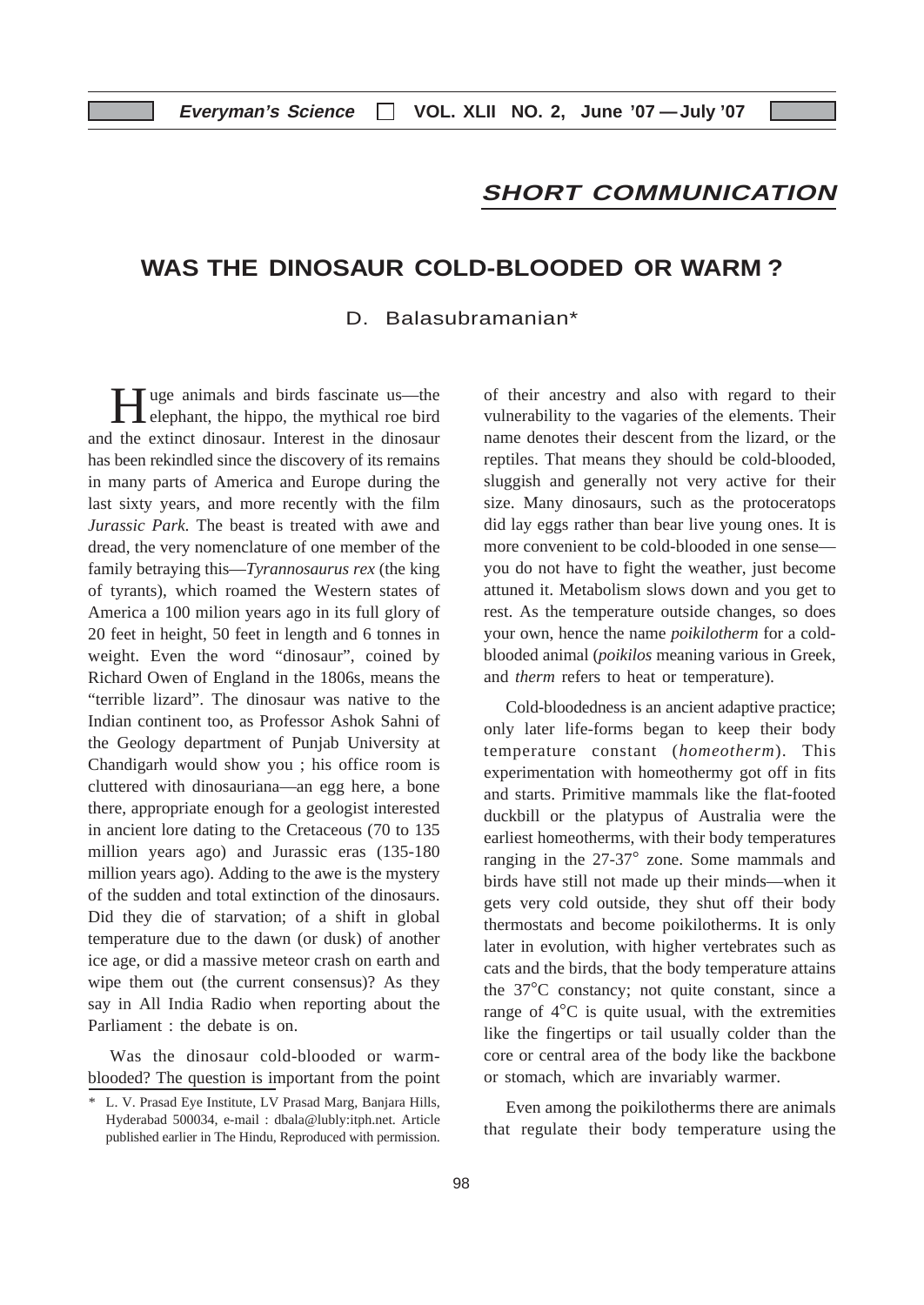## SHORT COMMUNICATION

# WAS THE DINOSAUR COLD-BLOODED OR WARM ?

D. Balasubramanian*

Huge animals and birds fascinate us—the elephant, the hippo, the mythical roe bird and the extinct dinosaur. Interest in the dinosaur has been rekindled since the discovery of its remains in many parts of America and Europe during the last sixty years, and more recently with the film *Jurassic Park*. The beast is treated with awe and dread, the very nomenclature of one member of the family betraying this—*Tyrannosaurus rex* (the king of tyrants), which roamed the Western states of America a 100 milion years ago in its full glory of 20 feet in height, 50 feet in length and 6 tonnes in weight. Even the word "dinosaur", coined by Richard Owen of England in the 1806s, means the "terrible lizard". The dinosaur was native to the Indian continent too, as Professor Ashok Sahni of the Geology department of Punjab University at Chandigarh would show you ; his office room is cluttered with dinosauriana—an egg here, a bone there, appropriate enough for a geologist interested in ancient lore dating to the Cretaceous (70 to 135 million years ago) and Jurassic eras (135-180 million years ago). Adding to the awe is the mystery of the sudden and total extinction of the dinosaurs. Did they die of starvation; of a shift in global temperature due to the dawn (or dusk) of another ice age, or did a massive meteor crash on earth and wipe them out (the current consensus)? As they say in All India Radio when reporting about the Parliament : the debate is on.

Was the dinosaur cold-blooded or warm-blooded? The question is important from the point of their ancestry and also with regard to their vulnerability to the vagaries of the elements. Their name denotes their descent from the lizard, or the reptiles. That means they should be cold-blooded, sluggish and generally not very active for their size. Many dinosaurs, such as the protoceratops did lay eggs rather than bear live young ones. It is more convenient to be cold-blooded in one sense—you do not have to fight the weather, just become attuned it. Metabolism slows down and you get to rest. As the temperature outside changes, so does your own, hence the name *poikilotherm* for a cold-blooded animal (*poikilos* meaning various in Greek, and *therm* refers to heat or temperature).

Cold-bloodedness is an ancient adaptive practice; only later life-forms began to keep their body temperature constant (*homeotherm*). This experimentation with homeothermy got off in fits and starts. Primitive mammals like the flat-footed duckbill or the platypus of Australia were the earliest homeotherms, with their body temperatures ranging in the 27-37° zone. Some mammals and birds have still not made up their minds—when it gets very cold outside, they shut off their body thermostats and become poikilotherms. It is only later in evolution, with higher vertebrates such as cats and the birds, that the body temperature attains the 37°C constancy; not quite constant, since a range of 4°C is quite usual, with the extremities like the fingertips or tail usually colder than the core or central area of the body like the backbone or stomach, which are invariably warmer.

Even among the poikilotherms there are animals that regulate their body temperature using the

\* L. V. Prasad Eye Institute, LV Prasad Marg, Banjara Hills, Hyderabad 500034, e-mail : dbala@lubly:itph.net. Article published earlier in The Hindu, Reproduced with permission.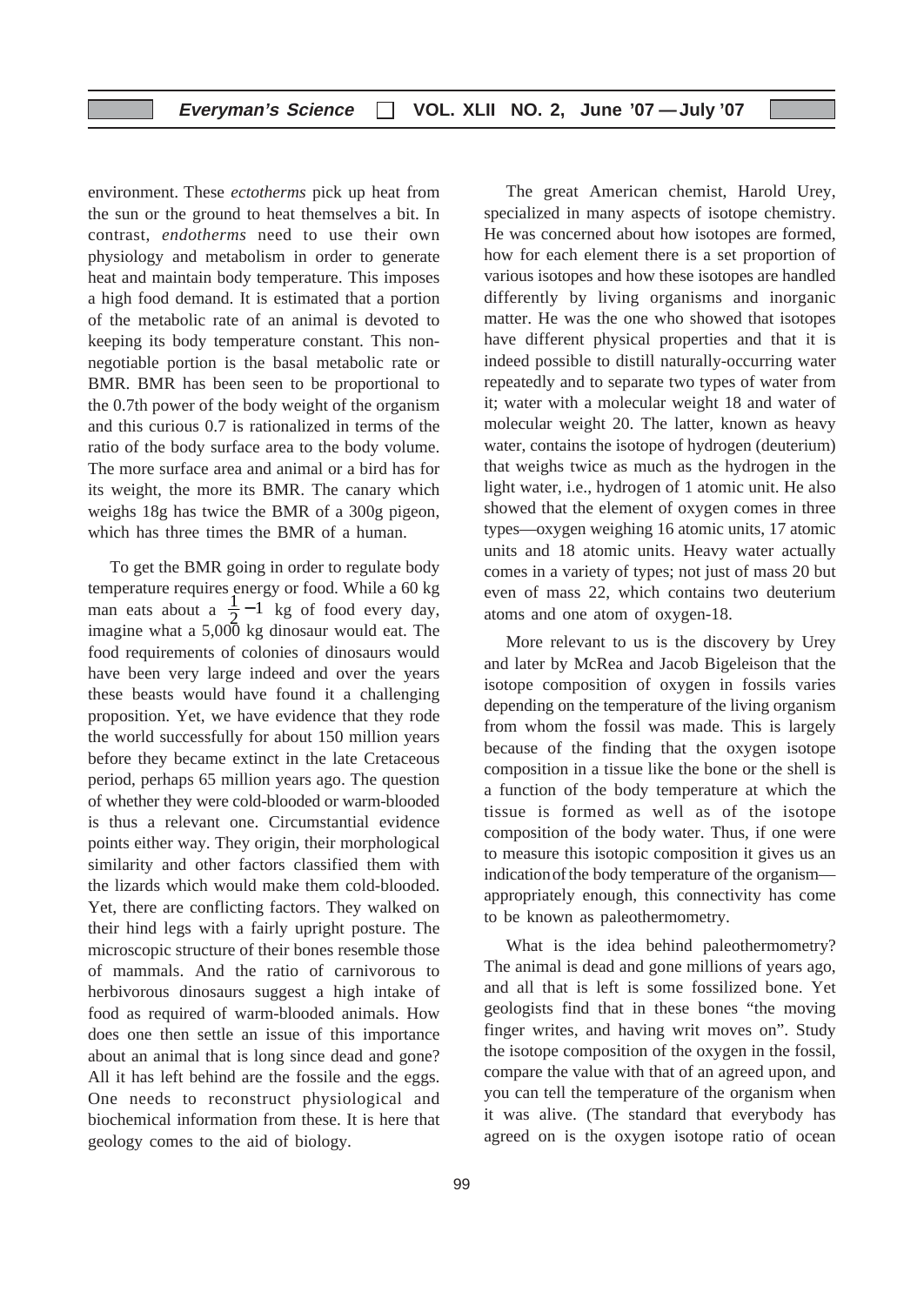environment. These *ectotherms* pick up heat from the sun or the ground to heat themselves a bit. In contrast, *endotherms* need to use their own physiology and metabolism in order to generate heat and maintain body temperature. This imposes a high food demand. It is estimated that a portion of the metabolic rate of an animal is devoted to keeping its body temperature constant. This non-negotiable portion is the basal metabolic rate or BMR. BMR has been seen to be proportional to the 0.7th power of the body weight of the organism and this curious 0.7 is rationalized in terms of the ratio of the body surface area to the body volume. The more surface area and animal or a bird has for its weight, the more its BMR. The canary which weighs 18g has twice the BMR of a 300g pigeon, which has three times the BMR of a human.

To get the BMR going in order to regulate body temperature requires energy or food. While a 60 kg man eats about a $\frac{1}{2}-1$ kg of food every day, imagine what a 5,000 kg dinosaur would eat. The food requirements of colonies of dinosaurs would have been very large indeed and over the years these beasts would have found it a challenging proposition. Yet, we have evidence that they rode the world successfully for about 150 million years before they became extinct in the late Cretaceous period, perhaps 65 million years ago. The question of whether they were cold-blooded or warm-blooded is thus a relevant one. Circumstantial evidence points either way. They origin, their morphological similarity and other factors classified them with the lizards which would make them cold-blooded. Yet, there are conflicting factors. They walked on their hind legs with a fairly upright posture. The microscopic structure of their bones resemble those of mammals. And the ratio of carnivorous to herbivorous dinosaurs suggest a high intake of food as required of warm-blooded animals. How does one then settle an issue of this importance about an animal that is long since dead and gone? All it has left behind are the fossile and the eggs. One needs to reconstruct physiological and biochemical information from these. It is here that geology comes to the aid of biology.

The great American chemist, Harold Urey, specialized in many aspects of isotope chemistry. He was concerned about how isotopes are formed, how for each element there is a set proportion of various isotopes and how these isotopes are handled differently by living organisms and inorganic matter. He was the one who showed that isotopes have different physical properties and that it is indeed possible to distill naturally-occurring water repeatedly and to separate two types of water from it; water with a molecular weight 18 and water of molecular weight 20. The latter, known as heavy water, contains the isotope of hydrogen (deuterium) that weighs twice as much as the hydrogen in the light water, i.e., hydrogen of 1 atomic unit. He also showed that the element of oxygen comes in three types—oxygen weighing 16 atomic units, 17 atomic units and 18 atomic units. Heavy water actually comes in a variety of types; not just of mass 20 but even of mass 22, which contains two deuterium atoms and one atom of oxygen-18.

More relevant to us is the discovery by Urey and later by McRea and Jacob Bigeleison that the isotope composition of oxygen in fossils varies depending on the temperature of the living organism from whom the fossil was made. This is largely because of the finding that the oxygen isotope composition in a tissue like the bone or the shell is a function of the body temperature at which the tissue is formed as well as of the isotope composition of the body water. Thus, if one were to measure this isotopic composition it gives us an indication of the body temperature of the organism—appropriately enough, this connectivity has come to be known as paleothermometry.

What is the idea behind paleothermometry? The animal is dead and gone millions of years ago, and all that is left is some fossilized bone. Yet geologists find that in these bones "the moving finger writes, and having writ moves on". Study the isotope composition of the oxygen in the fossil, compare the value with that of an agreed upon, and you can tell the temperature of the organism when it was alive. (The standard that everybody has agreed on is the oxygen isotope ratio of ocean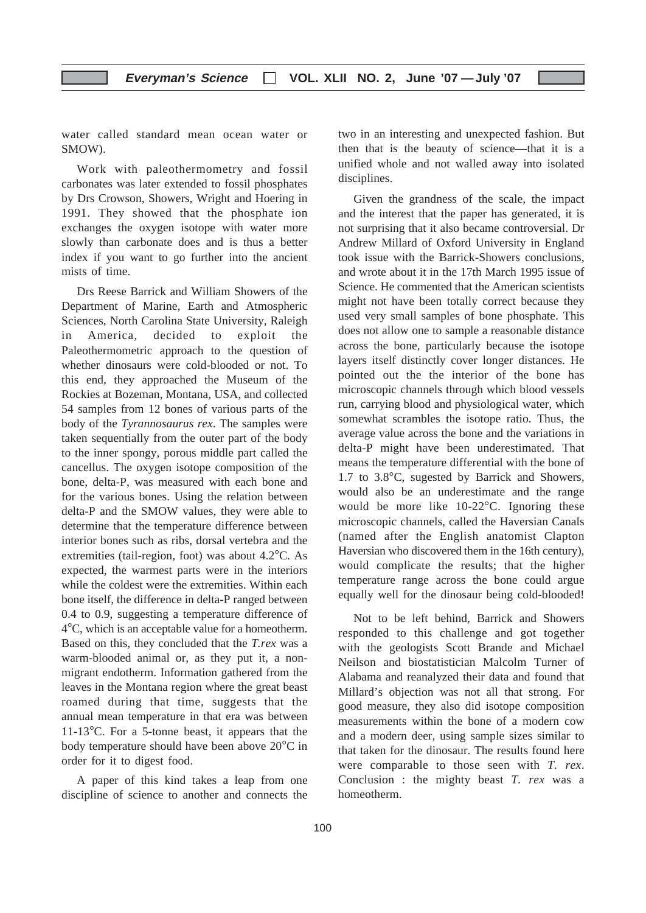water called standard mean ocean water or SMOW).

Work with paleothermometry and fossil carbonates was later extended to fossil phosphates by Drs Crowson, Showers, Wright and Hoering in 1991. They showed that the phosphate ion exchanges the oxygen isotope with water more slowly than carbonate does and is thus a better index if you want to go further into the ancient mists of time.

Drs Reese Barrick and William Showers of the Department of Marine, Earth and Atmospheric Sciences, North Carolina State University, Raleigh in America, decided to exploit the Paleothermometric approach to the question of whether dinosaurs were cold-blooded or not. To this end, they approached the Museum of the Rockies at Bozeman, Montana, USA, and collected 54 samples from 12 bones of various parts of the body of the *Tyrannosaurus rex*. The samples were taken sequentially from the outer part of the body to the inner spongy, porous middle part called the cancellus. The oxygen isotope composition of the bone, delta-P, was measured with each bone and for the various bones. Using the relation between delta-P and the SMOW values, they were able to determine that the temperature difference between interior bones such as ribs, dorsal vertebra and the extremities (tail-region, foot) was about 4.2°C. As expected, the warmest parts were in the interiors while the coldest were the extremities. Within each bone itself, the difference in delta-P ranged between 0.4 to 0.9, suggesting a temperature difference of 4°C, which is an acceptable value for a homeotherm. Based on this, they concluded that the *T.rex* was a warm-blooded animal or, as they put it, a non-migrant endotherm. Information gathered from the leaves in the Montana region where the great beast roamed during that time, suggests that the annual mean temperature in that era was between 11-13°C. For a 5-tonne beast, it appears that the body temperature should have been above 20°C in order for it to digest food.

A paper of this kind takes a leap from one discipline of science to another and connects the two in an interesting and unexpected fashion. But then that is the beauty of science—that it is a unified whole and not walled away into isolated disciplines.

Given the grandness of the scale, the impact and the interest that the paper has generated, it is not surprising that it also became controversial. Dr Andrew Millard of Oxford University in England took issue with the Barrick-Showers conclusions, and wrote about it in the 17th March 1995 issue of Science. He commented that the American scientists might not have been totally correct because they used very small samples of bone phosphate. This does not allow one to sample a reasonable distance across the bone, particularly because the isotope layers itself distinctly cover longer distances. He pointed out the the interior of the bone has microscopic channels through which blood vessels run, carrying blood and physiological water, which somewhat scrambles the isotope ratio. Thus, the average value across the bone and the variations in delta-P might have been underestimated. That means the temperature differential with the bone of 1.7 to 3.8°C, sugested by Barrick and Showers, would also be an underestimate and the range would be more like 10-22°C. Ignoring these microscopic channels, called the Haversian Canals (named after the English anatomist Clapton Haversian who discovered them in the 16th century), would complicate the results; that the higher temperature range across the bone could argue equally well for the dinosaur being cold-blooded!

Not to be left behind, Barrick and Showers responded to this challenge and got together with the geologists Scott Brande and Michael Neilson and biostatistician Malcolm Turner of Alabama and reanalyzed their data and found that Millard's objection was not all that strong. For good measure, they also did isotope composition measurements within the bone of a modern cow and a modern deer, using sample sizes similar to that taken for the dinosaur. The results found here were comparable to those seen with *T. rex*. Conclusion : the mighty beast *T. rex* was a homeotherm.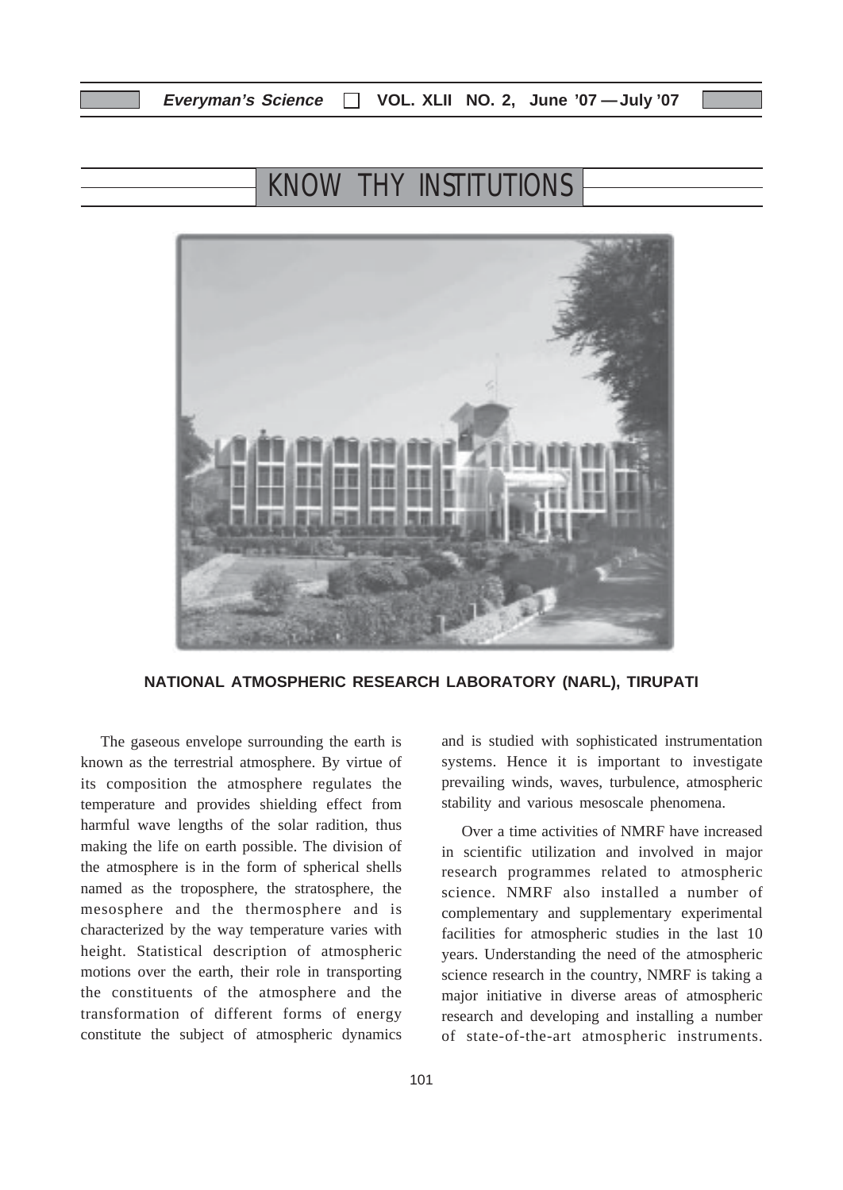# KNOW THY INSTITUTIONS

**NATIONAL ATMOSPHERIC RESEARCH LABORATORY (NARL), TIRUPATI**

The gaseous envelope surrounding the earth is known as the terrestrial atmosphere. By virtue of its composition the atmosphere regulates the temperature and provides shielding effect from harmful wave lengths of the solar radition, thus making the life on earth possible. The division of the atmosphere is in the form of spherical shells named as the troposphere, the stratosphere, the mesosphere and the thermosphere and is characterized by the way temperature varies with height. Statistical description of atmospheric motions over the earth, their role in transporting the constituents of the atmosphere and the transformation of different forms of energy constitute the subject of atmospheric dynamics and is studied with sophisticated instrumentation systems. Hence it is important to investigate prevailing winds, waves, turbulence, atmospheric stability and various mesoscale phenomena.

Over a time activities of NMRF have increased in scientific utilization and involved in major research programmes related to atmospheric science. NMRF also installed a number of complementary and supplementary experimental facilities for atmospheric studies in the last 10 years. Understanding the need of the atmospheric science research in the country, NMRF is taking a major initiative in diverse areas of atmospheric research and developing and installing a number of state-of-the-art atmospheric instruments.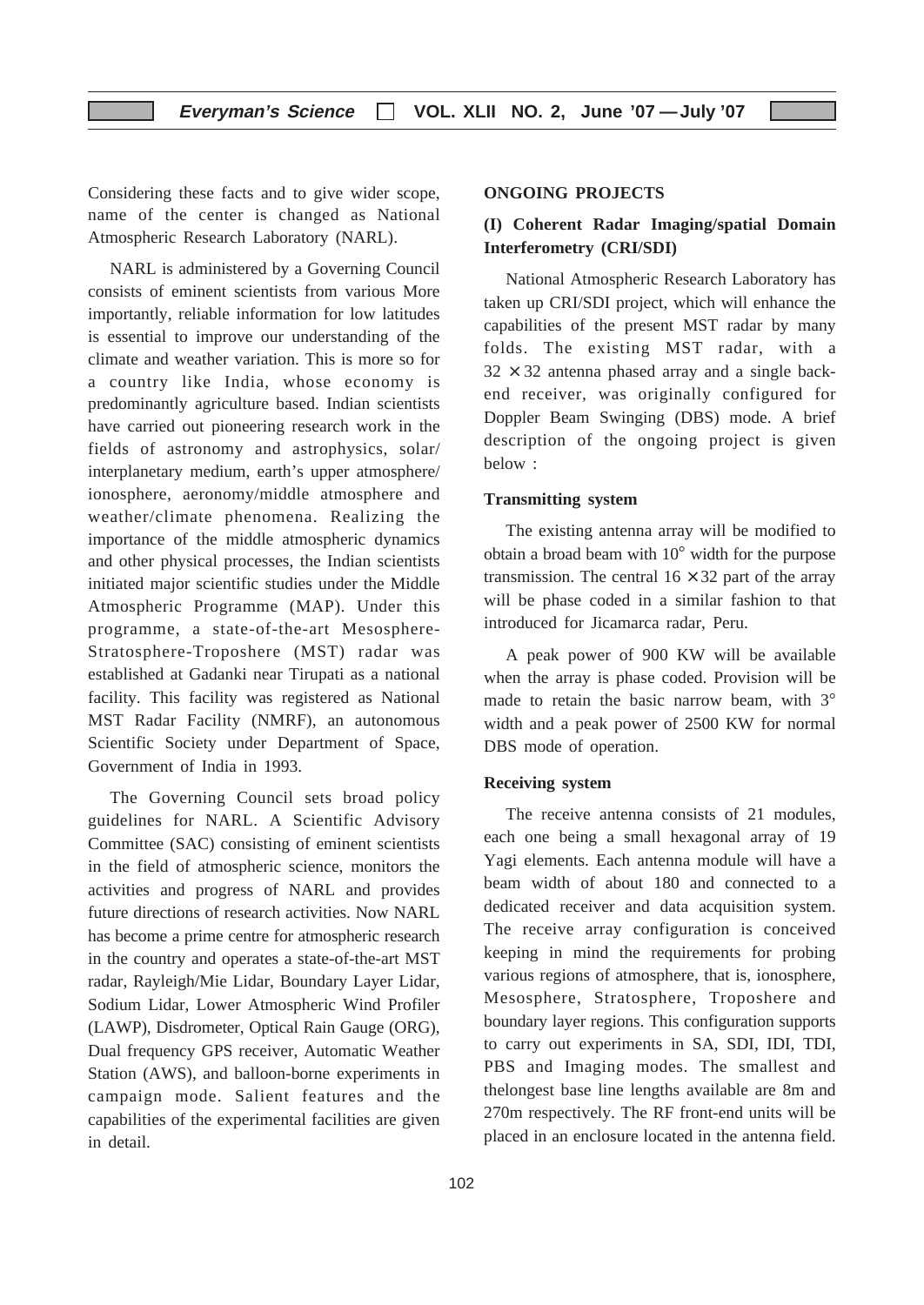Considering these facts and to give wider scope, name of the center is changed as National Atmospheric Research Laboratory (NARL).

NARL is administered by a Governing Council consists of eminent scientists from various More importantly, reliable information for low latitudes is essential to improve our understanding of the climate and weather variation. This is more so for a country like India, whose economy is predominantly agriculture based. Indian scientists have carried out pioneering research work in the fields of astronomy and astrophysics, solar/ interplanetary medium, earth's upper atmosphere/ ionosphere, aeronomy/middle atmosphere and weather/climate phenomena. Realizing the importance of the middle atmospheric dynamics and other physical processes, the Indian scientists initiated major scientific studies under the Middle Atmospheric Programme (MAP). Under this programme, a state-of-the-art Mesosphere-Stratosphere-Troposhere (MST) radar was established at Gadanki near Tirupati as a national facility. This facility was registered as National MST Radar Facility (NMRF), an autonomous Scientific Society under Department of Space, Government of India in 1993.

The Governing Council sets broad policy guidelines for NARL. A Scientific Advisory Committee (SAC) consisting of eminent scientists in the field of atmospheric science, monitors the activities and progress of NARL and provides future directions of research activities. Now NARL has become a prime centre for atmospheric research in the country and operates a state-of-the-art MST radar, Rayleigh/Mie Lidar, Boundary Layer Lidar, Sodium Lidar, Lower Atmospheric Wind Profiler (LAWP), Disdrometer, Optical Rain Gauge (ORG), Dual frequency GPS receiver, Automatic Weather Station (AWS), and balloon-borne experiments in campaign mode. Salient features and the capabilities of the experimental facilities are given in detail.

## ONGOING PROJECTS

### (I) Coherent Radar Imaging/spatial Domain Interferometry (CRI/SDI)

National Atmospheric Research Laboratory has taken up CRI/SDI project, which will enhance the capabilities of the present MST radar by many folds. The existing MST radar, with a $32 \times 32$ antenna phased array and a single back-end receiver, was originally configured for Doppler Beam Swinging (DBS) mode. A brief description of the ongoing project is given below :

#### Transmitting system

The existing antenna array will be modified to obtain a broad beam with $10°$ width for the purpose transmission. The central $16 \times 32$ part of the array will be phase coded in a similar fashion to that introduced for Jicamarca radar, Peru.

A peak power of 900 KW will be available when the array is phase coded. Provision will be made to retain the basic narrow beam, with $3°$ width and a peak power of 2500 KW for normal DBS mode of operation.

#### Receiving system

The receive antenna consists of 21 modules, each one being a small hexagonal array of 19 Yagi elements. Each antenna module will have a beam width of about 180 and connected to a dedicated receiver and data acquisition system. The receive array configuration is conceived keeping in mind the requirements for probing various regions of atmosphere, that is, ionosphere, Mesosphere, Stratosphere, Troposhere and boundary layer regions. This configuration supports to carry out experiments in SA, SDI, IDI, TDI, PBS and Imaging modes. The smallest and thelongest base line lengths available are 8m and 270m respectively. The RF front-end units will be placed in an enclosure located in the antenna field.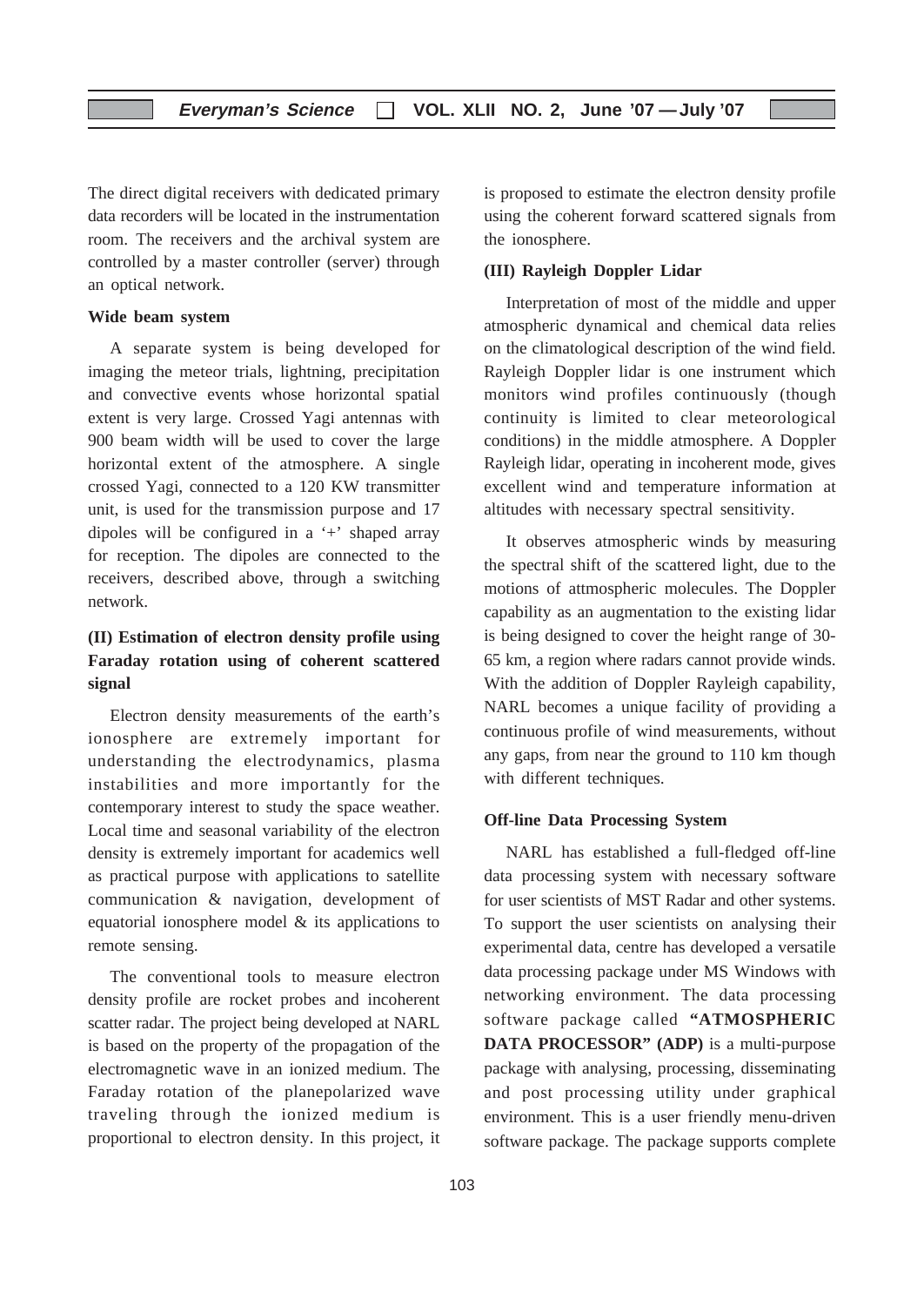The direct digital receivers with dedicated primary data recorders will be located in the instrumentation room. The receivers and the archival system are controlled by a master controller (server) through an optical network.

**Wide beam system**

A separate system is being developed for imaging the meteor trials, lightning, precipitation and convective events whose horizontal spatial extent is very large. Crossed Yagi antennas with 900 beam width will be used to cover the large horizontal extent of the atmosphere. A single crossed Yagi, connected to a 120 KW transmitter unit, is used for the transmission purpose and 17 dipoles will be configured in a '+' shaped array for reception. The dipoles are connected to the receivers, described above, through a switching network.

**(II) Estimation of electron density profile using Faraday rotation using of coherent scattered signal**

Electron density measurements of the earth's ionosphere are extremely important for understanding the electrodynamics, plasma instabilities and more importantly for the contemporary interest to study the space weather. Local time and seasonal variability of the electron density is extremely important for academics well as practical purpose with applications to satellite communication & navigation, development of equatorial ionosphere model & its applications to remote sensing.

The conventional tools to measure electron density profile are rocket probes and incoherent scatter radar. The project being developed at NARL is based on the property of the propagation of the electromagnetic wave in an ionized medium. The Faraday rotation of the planepolarized wave traveling through the ionized medium is proportional to electron density. In this project, it is proposed to estimate the electron density profile using the coherent forward scattered signals from the ionosphere.

**(III) Rayleigh Doppler Lidar**

Interpretation of most of the middle and upper atmospheric dynamical and chemical data relies on the climatological description of the wind field. Rayleigh Doppler lidar is one instrument which monitors wind profiles continuously (though continuity is limited to clear meteorological conditions) in the middle atmosphere. A Doppler Rayleigh lidar, operating in incoherent mode, gives excellent wind and temperature information at altitudes with necessary spectral sensitivity.

It observes atmospheric winds by measuring the spectral shift of the scattered light, due to the motions of attmospheric molecules. The Doppler capability as an augmentation to the existing lidar is being designed to cover the height range of 30-65 km, a region where radars cannot provide winds. With the addition of Doppler Rayleigh capability, NARL becomes a unique facility of providing a continuous profile of wind measurements, without any gaps, from near the ground to 110 km though with different techniques.

**Off-line Data Processing System**

NARL has established a full-fledged off-line data processing system with necessary software for user scientists of MST Radar and other systems. To support the user scientists on analysing their experimental data, centre has developed a versatile data processing package under MS Windows with networking environment. The data processing software package called **"ATMOSPHERIC DATA PROCESSOR" (ADP)** is a multi-purpose package with analysing, processing, disseminating and post processing utility under graphical environment. This is a user friendly menu-driven software package. The package supports complete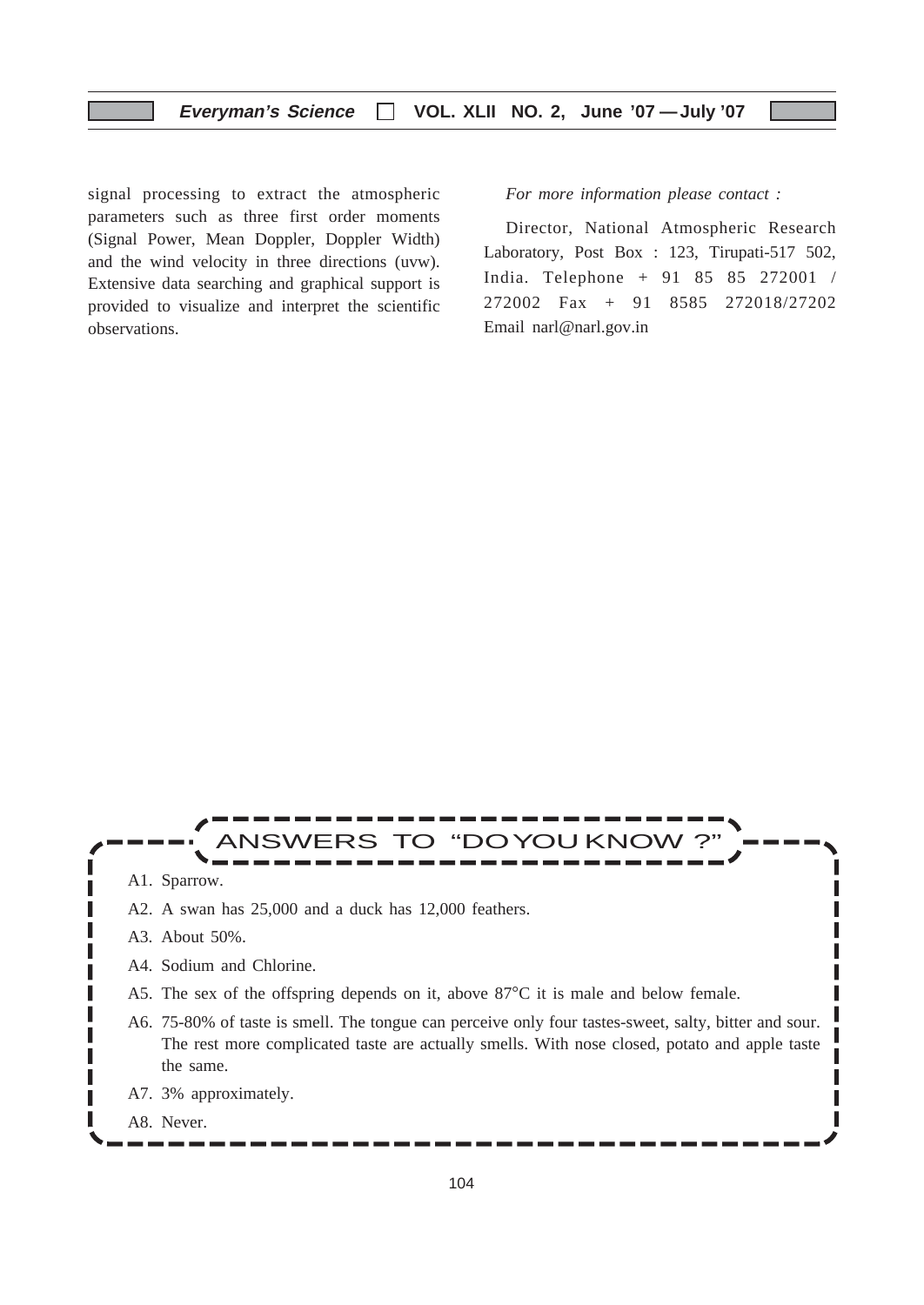signal processing to extract the atmospheric parameters such as three first order moments (Signal Power, Mean Doppler, Doppler Width) and the wind velocity in three directions (uvw). Extensive data searching and graphical support is provided to visualize and interpret the scientific observations.

*For more information please contact :*

Director, National Atmospheric Research Laboratory, Post Box : 123, Tirupati-517 502, India. Telephone + 91 85 85 272001 / 272002 Fax + 91 8585 272018/27202 Email narl@narl.gov.in

## ANSWERS TO "DO YOU KNOW ?"

A1. Sparrow.

A2. A swan has 25,000 and a duck has 12,000 feathers.

A3. About 50%.

A4. Sodium and Chlorine.

A5. The sex of the offspring depends on it, above 87°C it is male and below female.

A6. 75-80% of taste is smell. The tongue can perceive only four tastes-sweet, salty, bitter and sour. The rest more complicated taste are actually smells. With nose closed, potato and apple taste the same.

A7. 3% approximately.

A8. Never.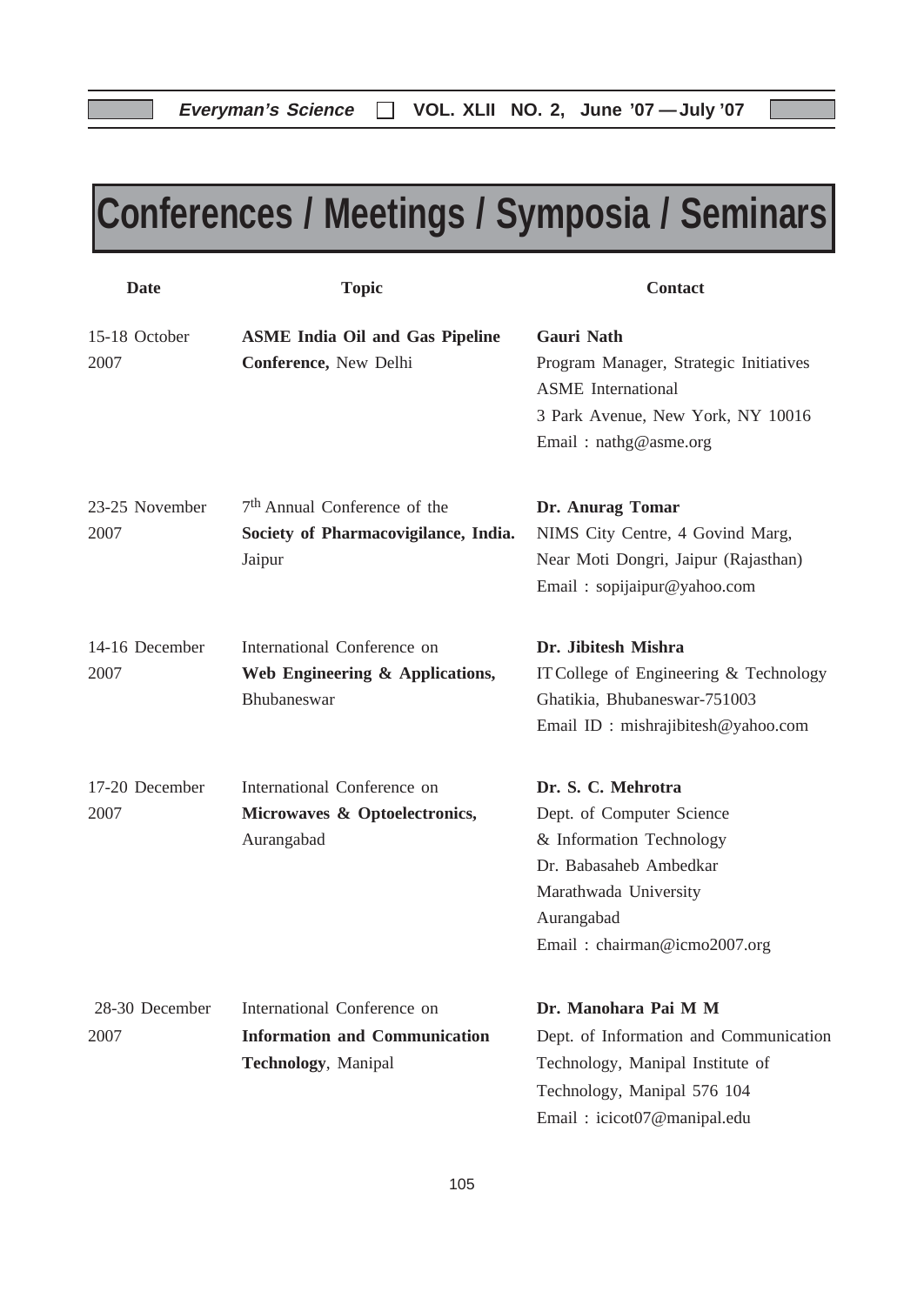# Conferences / Meetings / Symposia / Seminars

| Date | Topic | Contact |
|---|---|---|
| 15-18 October 2007 | **ASME India Oil and Gas Pipeline Conference,** New Delhi | **Gauri Nath**<br>Program Manager, Strategic Initiatives<br>ASME International<br>3 Park Avenue, New York, NY 10016<br>Email : nathg@asme.org |
| 23-25 November 2007 | 7th Annual Conference of the **Society of Pharmacovigilance, India.** Jaipur | **Dr. Anurag Tomar**<br>NIMS City Centre, 4 Govind Marg,<br>Near Moti Dongri, Jaipur (Rajasthan)<br>Email : sopijaipur@yahoo.com |
| 14-16 December 2007 | International Conference on **Web Engineering & Applications,** Bhubaneswar | **Dr. Jibitesh Mishra**<br>IT College of Engineering & Technology<br>Ghatikia, Bhubaneswar-751003<br>Email ID : mishrajibitesh@yahoo.com |
| 17-20 December 2007 | International Conference on **Microwaves & Optoelectronics,** Aurangabad | **Dr. S. C. Mehrotra**<br>Dept. of Computer Science<br>& Information Technology<br>Dr. Babasaheb Ambedkar<br>Marathwada University<br>Aurangabad<br>Email : chairman@icmo2007.org |
| 28-30 December 2007 | International Conference on **Information and Communication Technology**, Manipal | **Dr. Manohara Pai M M**<br>Dept. of Information and Communication<br>Technology, Manipal Institute of<br>Technology, Manipal 576 104<br>Email : icicot07@manipal.edu |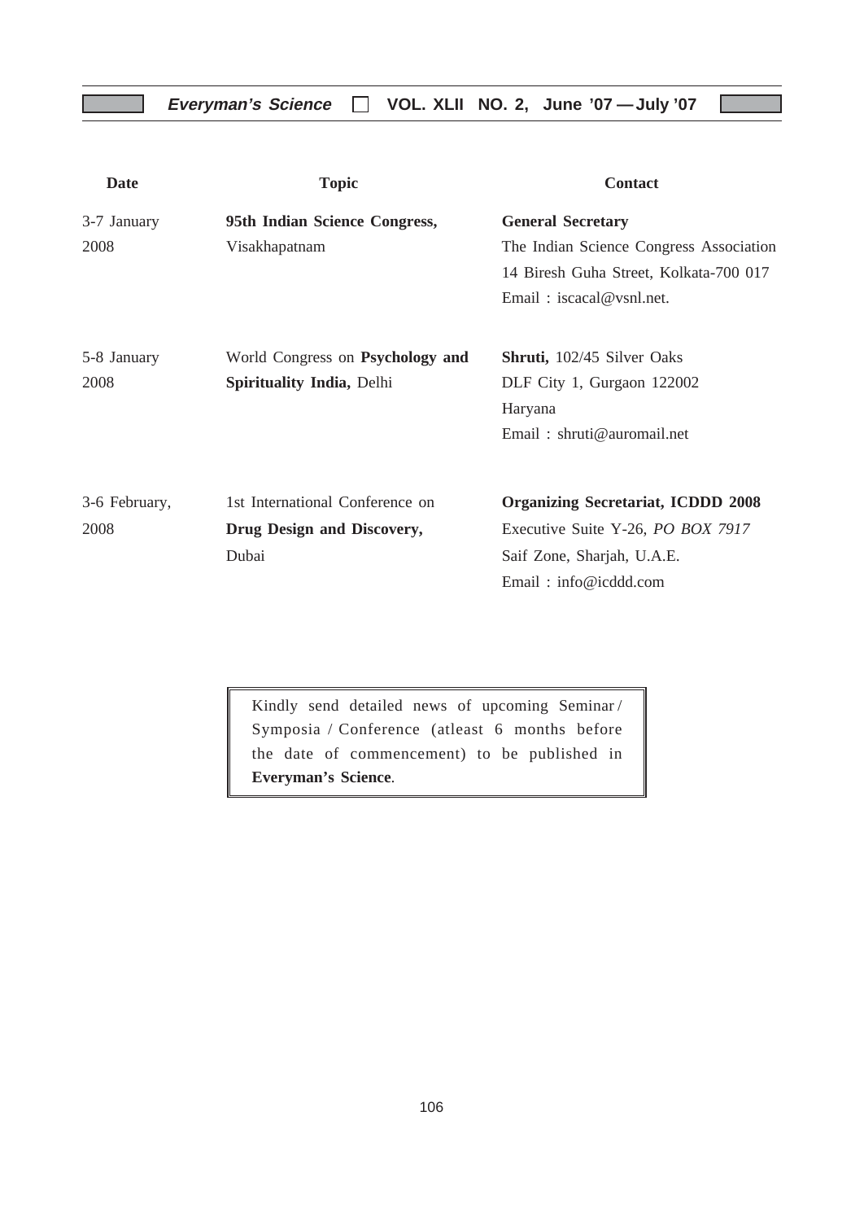| Date | Topic | Contact |
| --- | --- | --- |
| 3-7 January 2008 | **95th Indian Science Congress,** Visakhapatnam | **General Secretary** The Indian Science Congress Association 14 Biresh Guha Street, Kolkata-700 017 Email : iscacal@vsnl.net. |
| 5-8 January 2008 | World Congress on **Psychology and Spirituality India,** Delhi | **Shruti,** 102/45 Silver Oaks DLF City 1, Gurgaon 122002 Haryana Email : shruti@auromail.net |
| 3-6 February, 2008 | 1st International Conference on **Drug Design and Discovery,** Dubai | **Organizing Secretariat, ICDDD 2008** Executive Suite Y-26, *PO BOX 7917* Saif Zone, Sharjah, U.A.E. Email : info@icddd.com |

Kindly send detailed news of upcoming Seminar / Symposia / Conference (atleast 6 months before the date of commencement) to be published in **Everyman's Science**.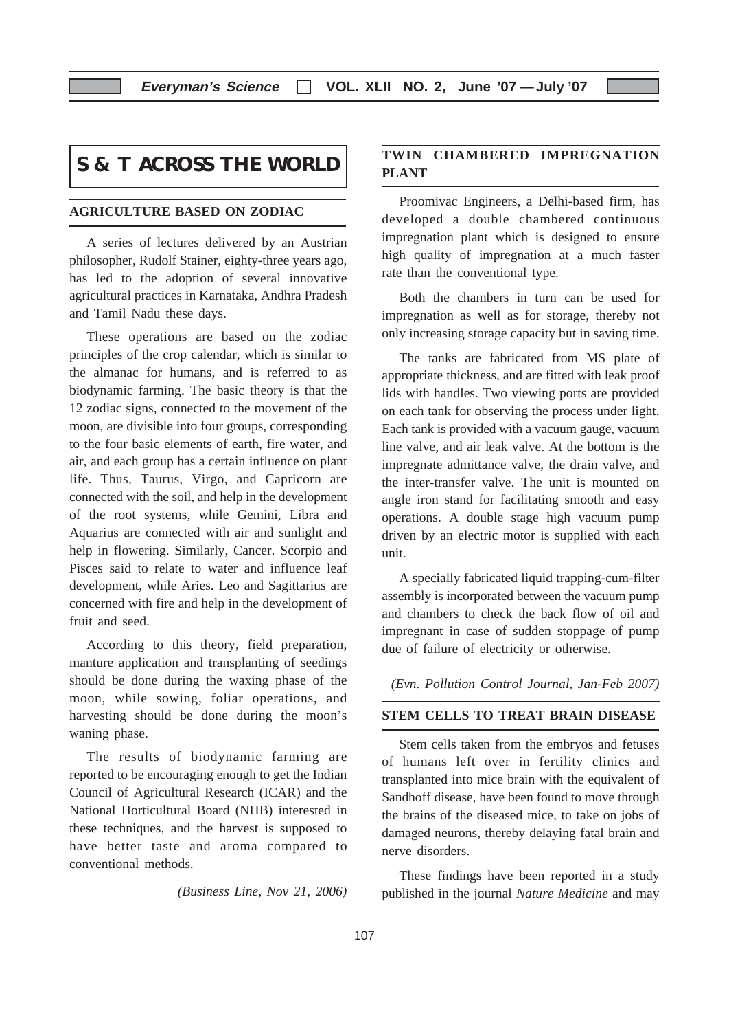# S & T ACROSS THE WORLD

## AGRICULTURE BASED ON ZODIAC

A series of lectures delivered by an Austrian philosopher, Rudolf Stainer, eighty-three years ago, has led to the adoption of several innovative agricultural practices in Karnataka, Andhra Pradesh and Tamil Nadu these days.

These operations are based on the zodiac principles of the crop calendar, which is similar to the almanac for humans, and is referred to as biodynamic farming. The basic theory is that the 12 zodiac signs, connected to the movement of the moon, are divisible into four groups, corresponding to the four basic elements of earth, fire water, and air, and each group has a certain influence on plant life. Thus, Taurus, Virgo, and Capricorn are connected with the soil, and help in the development of the root systems, while Gemini, Libra and Aquarius are connected with air and sunlight and help in flowering. Similarly, Cancer. Scorpio and Pisces said to relate to water and influence leaf development, while Aries. Leo and Sagittarius are concerned with fire and help in the development of fruit and seed.

According to this theory, field preparation, manture application and transplanting of seedings should be done during the waxing phase of the moon, while sowing, foliar operations, and harvesting should be done during the moon's waning phase.

The results of biodynamic farming are reported to be encouraging enough to get the Indian Council of Agricultural Research (ICAR) and the National Horticultural Board (NHB) interested in these techniques, and the harvest is supposed to have better taste and aroma compared to conventional methods.

*(Business Line, Nov 21, 2006)*

## TWIN CHAMBERED IMPREGNATION PLANT

Proomivac Engineers, a Delhi-based firm, has developed a double chambered continuous impregnation plant which is designed to ensure high quality of impregnation at a much faster rate than the conventional type.

Both the chambers in turn can be used for impregnation as well as for storage, thereby not only increasing storage capacity but in saving time.

The tanks are fabricated from MS plate of appropriate thickness, and are fitted with leak proof lids with handles. Two viewing ports are provided on each tank for observing the process under light. Each tank is provided with a vacuum gauge, vacuum line valve, and air leak valve. At the bottom is the impregnate admittance valve, the drain valve, and the inter-transfer valve. The unit is mounted on angle iron stand for facilitating smooth and easy operations. A double stage high vacuum pump driven by an electric motor is supplied with each unit.

A specially fabricated liquid trapping-cum-filter assembly is incorporated between the vacuum pump and chambers to check the back flow of oil and impregnant in case of sudden stoppage of pump due of failure of electricity or otherwise.

*(Evn. Pollution Control Journal, Jan-Feb 2007)*

## STEM CELLS TO TREAT BRAIN DISEASE

Stem cells taken from the embryos and fetuses of humans left over in fertility clinics and transplanted into mice brain with the equivalent of Sandhoff disease, have been found to move through the brains of the diseased mice, to take on jobs of damaged neurons, thereby delaying fatal brain and nerve disorders.

These findings have been reported in a study published in the journal *Nature Medicine* and may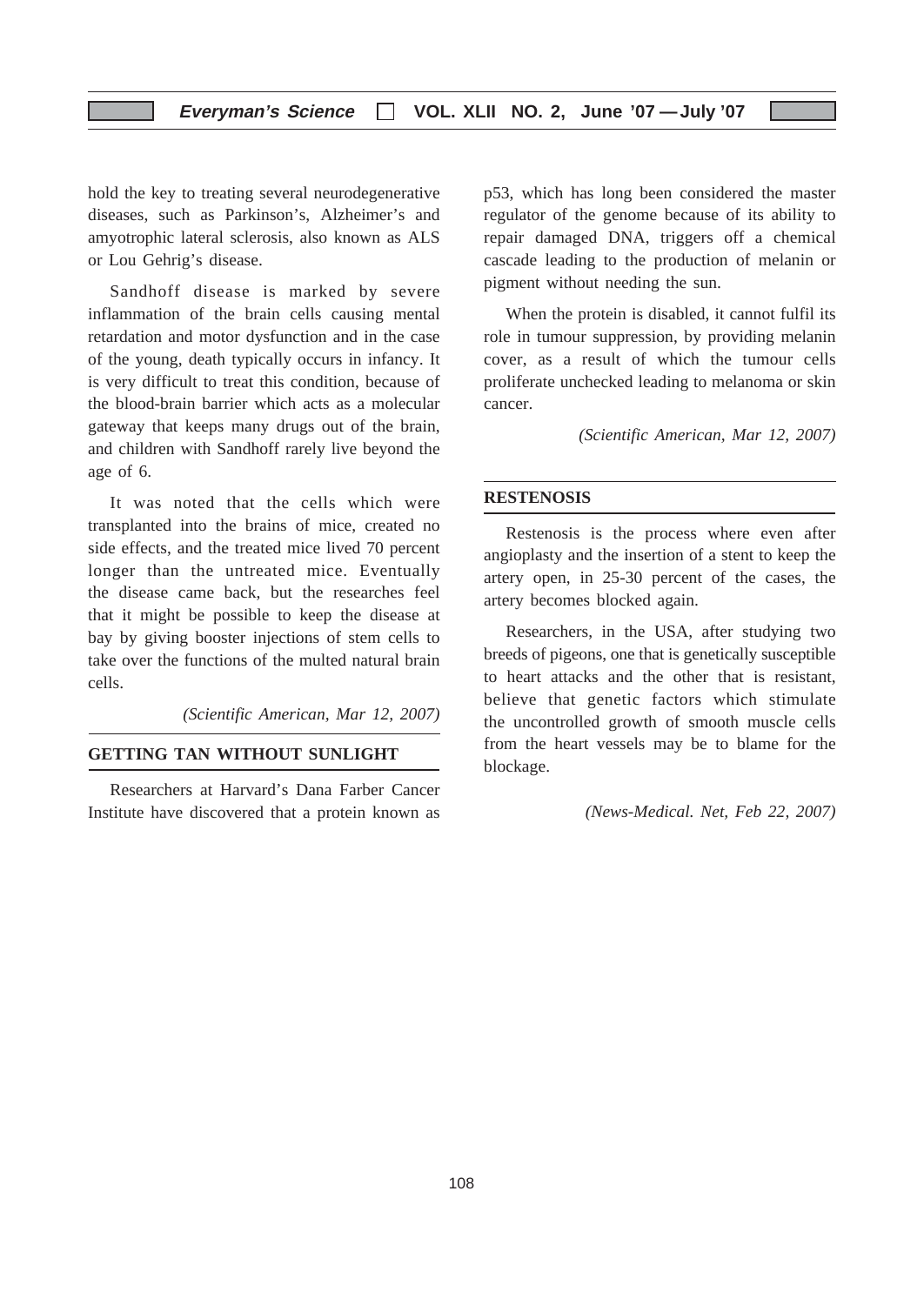hold the key to treating several neurodegenerative diseases, such as Parkinson's, Alzheimer's and amyotrophic lateral sclerosis, also known as ALS or Lou Gehrig's disease.

Sandhoff disease is marked by severe inflammation of the brain cells causing mental retardation and motor dysfunction and in the case of the young, death typically occurs in infancy. It is very difficult to treat this condition, because of the blood-brain barrier which acts as a molecular gateway that keeps many drugs out of the brain, and children with Sandhoff rarely live beyond the age of 6.

It was noted that the cells which were transplanted into the brains of mice, created no side effects, and the treated mice lived 70 percent longer than the untreated mice. Eventually the disease came back, but the researches feel that it might be possible to keep the disease at bay by giving booster injections of stem cells to take over the functions of the multed natural brain cells.

*(Scientific American, Mar 12, 2007)*

## GETTING TAN WITHOUT SUNLIGHT

Researchers at Harvard's Dana Farber Cancer Institute have discovered that a protein known as p53, which has long been considered the master regulator of the genome because of its ability to repair damaged DNA, triggers off a chemical cascade leading to the production of melanin or pigment without needing the sun.

When the protein is disabled, it cannot fulfil its role in tumour suppression, by providing melanin cover, as a result of which the tumour cells proliferate unchecked leading to melanoma or skin cancer.

*(Scientific American, Mar 12, 2007)*

## RESTENOSIS

Restenosis is the process where even after angioplasty and the insertion of a stent to keep the artery open, in 25-30 percent of the cases, the artery becomes blocked again.

Researchers, in the USA, after studying two breeds of pigeons, one that is genetically susceptible to heart attacks and the other that is resistant, believe that genetic factors which stimulate the uncontrolled growth of smooth muscle cells from the heart vessels may be to blame for the blockage.

*(News-Medical. Net, Feb 22, 2007)*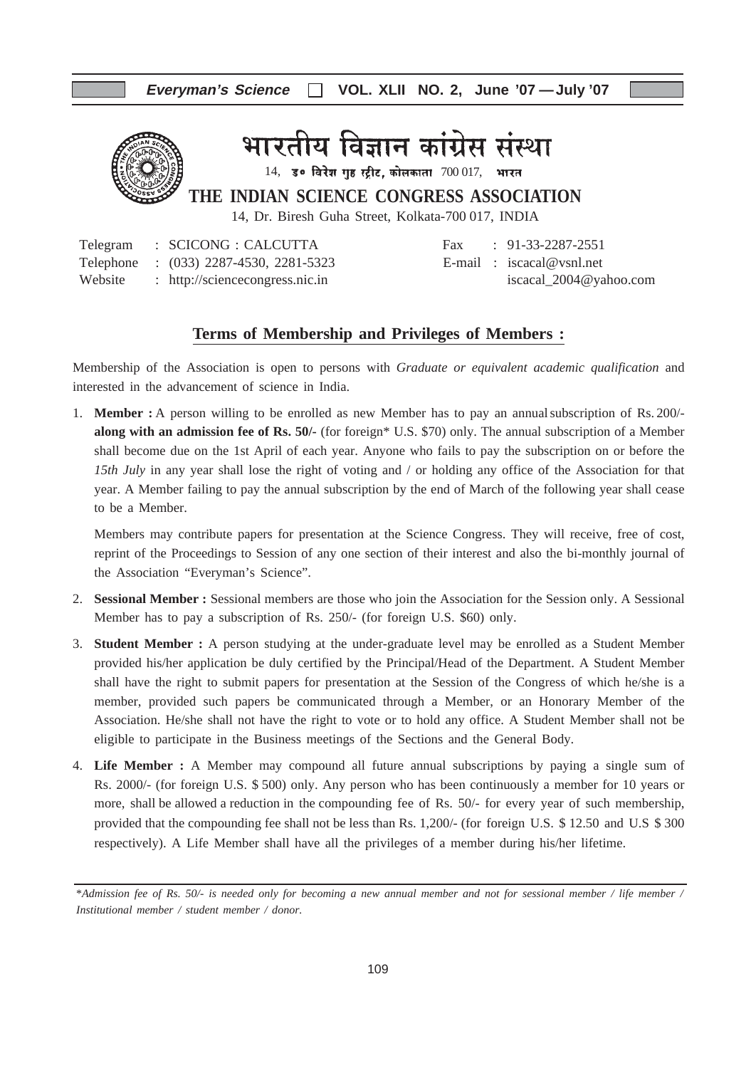# भारतीय विज्ञान कांग्रेस संस्था

14, डॉ॰ विरेश गुह स्ट्रीट, कोलकाता 700 017, भारत

## THE INDIAN SCIENCE CONGRESS ASSOCIATION

14, Dr. Biresh Guha Street, Kolkata-700 017, INDIA

Telegram : SCICONG : CALCUTTA
Telephone : (033) 2287-4530, 2281-5323
Website : http://sciencecongress.nic.in

Fax : 91-33-2287-2551
E-mail : iscacal@vsnl.net
iscacal_2004@yahoo.com

### Terms of Membership and Privileges of Members :

Membership of the Association is open to persons with *Graduate or equivalent academic qualification* and interested in the advancement of science in India.

1. **Member :** A person willing to be enrolled as new Member has to pay an annual subscription of Rs. 200/- **along with an admission fee of Rs. 50/-** (for foreign* U.S. $70) only. The annual subscription of a Member shall become due on the 1st April of each year. Anyone who fails to pay the subscription on or before the *15th July* in any year shall lose the right of voting and / or holding any office of the Association for that year. A Member failing to pay the annual subscription by the end of March of the following year shall cease to be a Member.

   Members may contribute papers for presentation at the Science Congress. They will receive, free of cost, reprint of the Proceedings to Session of any one section of their interest and also the bi-monthly journal of the Association "Everyman's Science".

2. **Sessional Member :** Sessional members are those who join the Association for the Session only. A Sessional Member has to pay a subscription of Rs. 250/- (for foreign U.S. $60) only.

3. **Student Member :** A person studying at the under-graduate level may be enrolled as a Student Member provided his/her application be duly certified by the Principal/Head of the Department. A Student Member shall have the right to submit papers for presentation at the Session of the Congress of which he/she is a member, provided such papers be communicated through a Member, or an Honorary Member of the Association. He/she shall not have the right to vote or to hold any office. A Student Member shall not be eligible to participate in the Business meetings of the Sections and the General Body.

4. **Life Member :** A Member may compound all future annual subscriptions by paying a single sum of Rs. 2000/- (for foreign U.S. $ 500) only. Any person who has been continuously a member for 10 years or more, shall be allowed a reduction in the compounding fee of Rs. 50/- for every year of such membership, provided that the compounding fee shall not be less than Rs. 1,200/- (for foreign U.S. $ 12.50 and U.S $ 300 respectively). A Life Member shall have all the privileges of a member during his/her lifetime.

*\*Admission fee of Rs. 50/- is needed only for becoming a new annual member and not for sessional member / life member / Institutional member / student member / donor.*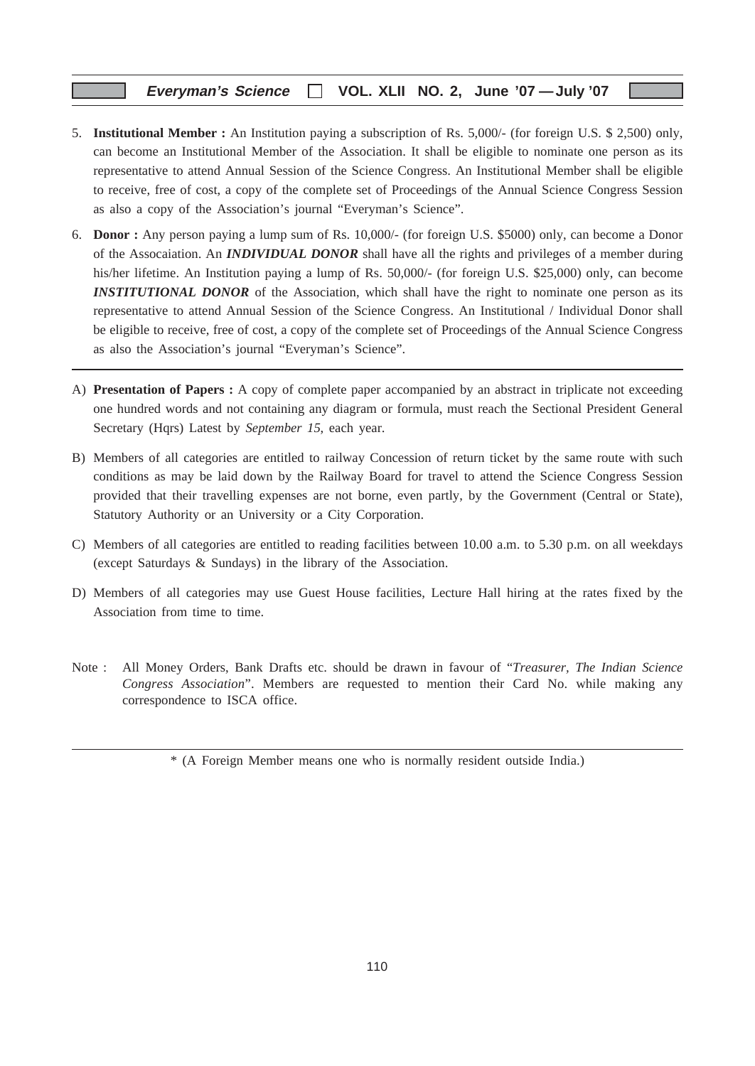5. **Institutional Member :** An Institution paying a subscription of Rs. 5,000/- (for foreign U.S. $ 2,500) only, can become an Institutional Member of the Association. It shall be eligible to nominate one person as its representative to attend Annual Session of the Science Congress. An Institutional Member shall be eligible to receive, free of cost, a copy of the complete set of Proceedings of the Annual Science Congress Session as also a copy of the Association's journal "Everyman's Science".

6. **Donor :** Any person paying a lump sum of Rs. 10,000/- (for foreign U.S. $5000) only, can become a Donor of the Assocaiation. An ***INDIVIDUAL DONOR*** shall have all the rights and privileges of a member during his/her lifetime. An Institution paying a lump of Rs. 50,000/- (for foreign U.S. $25,000) only, can become ***INSTITUTIONAL DONOR*** of the Association, which shall have the right to nominate one person as its representative to attend Annual Session of the Science Congress. An Institutional / Individual Donor shall be eligible to receive, free of cost, a copy of the complete set of Proceedings of the Annual Science Congress as also the Association's journal "Everyman's Science".

---

A) **Presentation of Papers :** A copy of complete paper accompanied by an abstract in triplicate not exceeding one hundred words and not containing any diagram or formula, must reach the Sectional President General Secretary (Hqrs) Latest by *September 15*, each year.

B) Members of all categories are entitled to railway Concession of return ticket by the same route with such conditions as may be laid down by the Railway Board for travel to attend the Science Congress Session provided that their travelling expenses are not borne, even partly, by the Government (Central or State), Statutory Authority or an University or a City Corporation.

C) Members of all categories are entitled to reading facilities between 10.00 a.m. to 5.30 p.m. on all weekdays (except Saturdays & Sundays) in the library of the Association.

D) Members of all categories may use Guest House facilities, Lecture Hall hiring at the rates fixed by the Association from time to time.

Note : All Money Orders, Bank Drafts etc. should be drawn in favour of "*Treasurer, The Indian Science Congress Association*". Members are requested to mention their Card No. while making any correspondence to ISCA office.

---

* (A Foreign Member means one who is normally resident outside India.)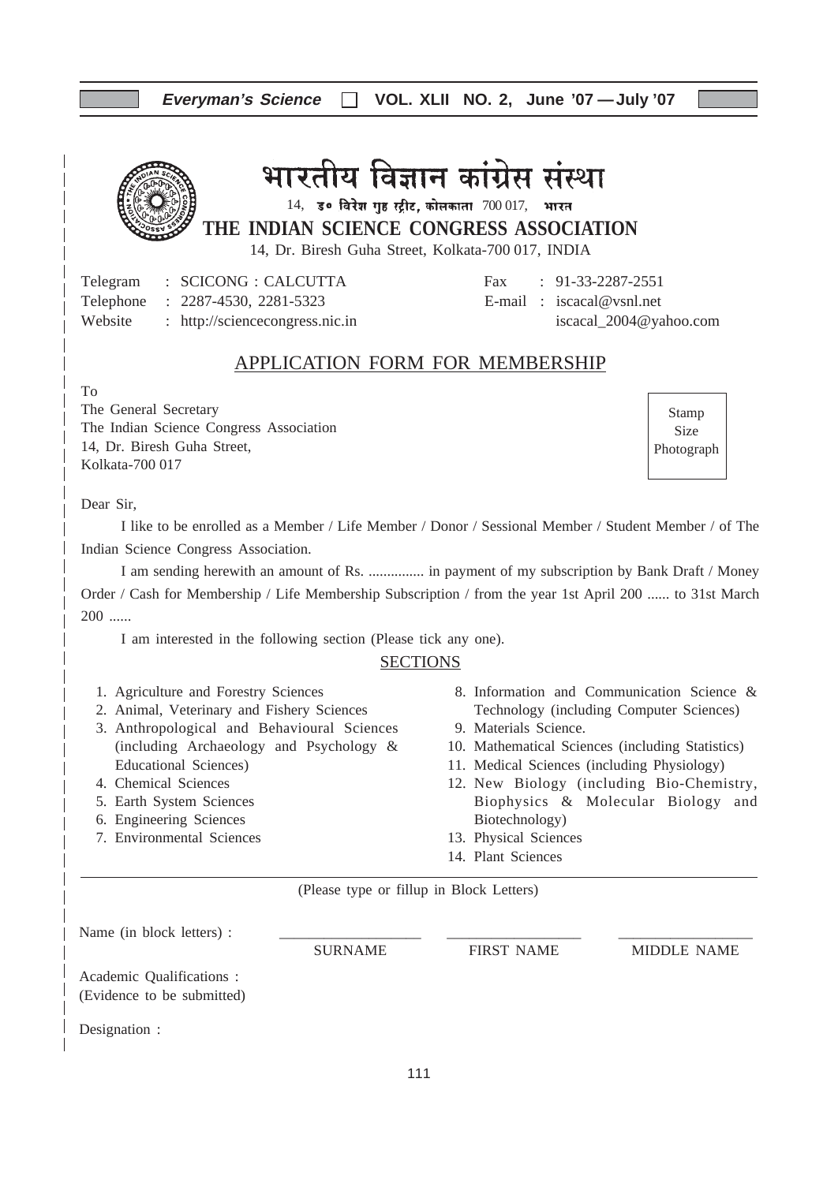# भारतीय विज्ञान कांग्रेस संस्था

14, डॉ॰ विरेश गुह स्ट्रीट, कोलकाता 700 017, भारत

## THE INDIAN SCIENCE CONGRESS ASSOCIATION

14, Dr. Biresh Guha Street, Kolkata-700 017, INDIA

Telegram : SCICONG : CALCUTTA
Telephone : 2287-4530, 2281-5323
Website : http://sciencecongress.nic.in

Fax : 91-33-2287-2551
E-mail : iscacal@vsnl.net
iscacal_2004@yahoo.com

## APPLICATION FORM FOR MEMBERSHIP

To
The General Secretary
The Indian Science Congress Association
14, Dr. Biresh Guha Street,
Kolkata-700 017

Stamp Size Photograph

Dear Sir,

I like to be enrolled as a Member / Life Member / Donor / Sessional Member / Student Member / of The Indian Science Congress Association.

I am sending herewith an amount of Rs. ............... in payment of my subscription by Bank Draft / Money Order / Cash for Membership / Life Membership Subscription / from the year 1st April 200 ...... to 31st March 200 ......

I am interested in the following section (Please tick any one).

### SECTIONS

1. Agriculture and Forestry Sciences
2. Animal, Veterinary and Fishery Sciences
3. Anthropological and Behavioural Sciences (including Archaeology and Psychology & Educational Sciences)
4. Chemical Sciences
5. Earth System Sciences
6. Engineering Sciences
7. Environmental Sciences
8. Information and Communication Science & Technology (including Computer Sciences)
9. Materials Science.
10. Mathematical Sciences (including Statistics)
11. Medical Sciences (including Physiology)
12. New Biology (including Bio-Chemistry, Biophysics & Molecular Biology and Biotechnology)
13. Physical Sciences
14. Plant Sciences

---

(Please type or fillup in Block Letters)

Name (in block letters) : ____________________ ____________________ ____________________
SURNAME FIRST NAME MIDDLE NAME

Academic Qualifications :
(Evidence to be submitted)

Designation :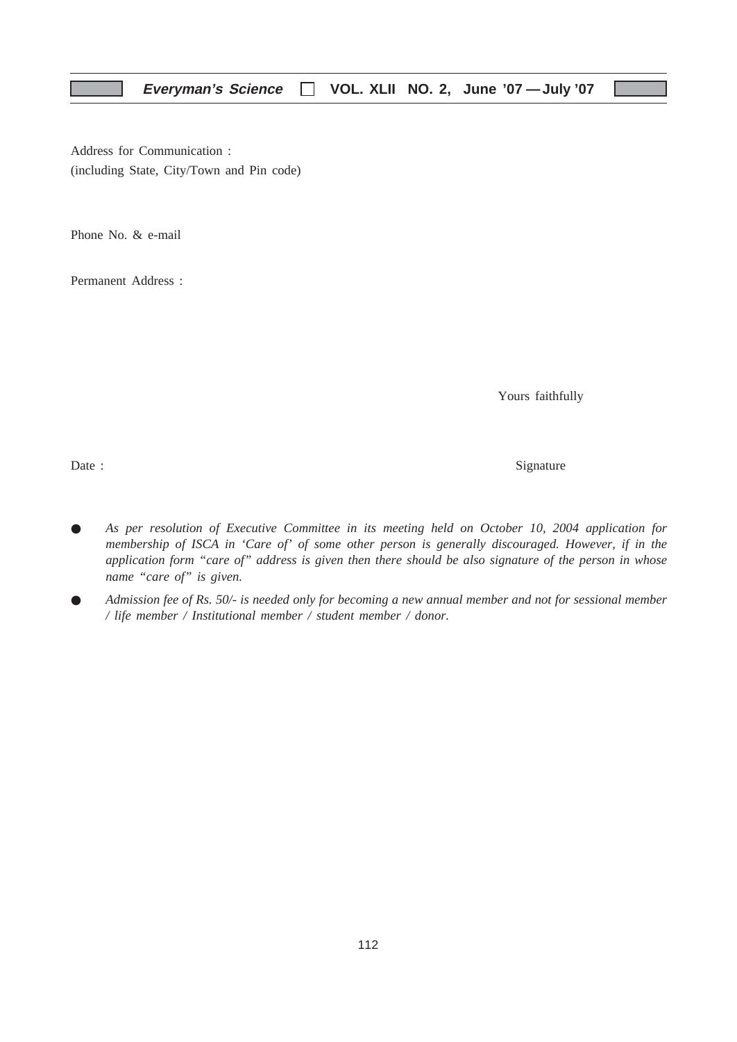Address for Communication :
(including State, City/Town and Pin code)

Phone No. & e-mail

Permanent Address :

Yours faithfully

Date : Signature

- *As per resolution of Executive Committee in its meeting held on October 10, 2004 application for membership of ISCA in 'Care of' of some other person is generally discouraged. However, if in the application form "care of" address is given then there should be also signature of the person in whose name "care of" is given.*
- *Admission fee of Rs. 50/- is needed only for becoming a new annual member and not for sessional member / life member / Institutional member / student member / donor.*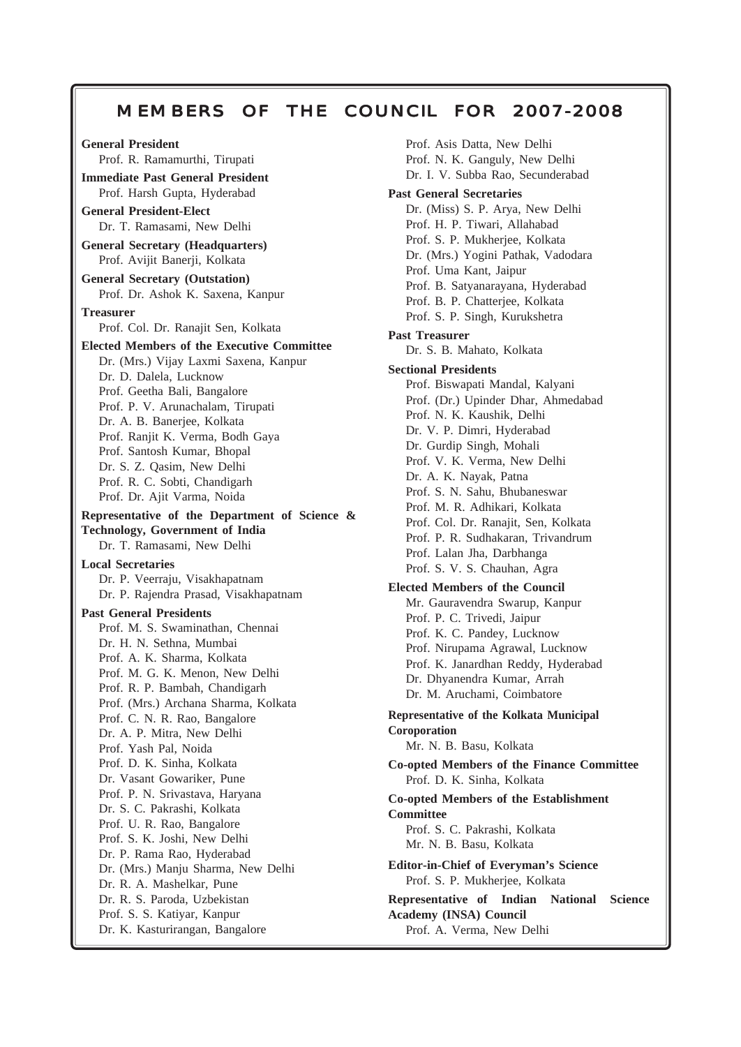# MEMBERS OF THE COUNCIL FOR 2007-2008

**General President**
Prof. R. Ramamurthi, Tirupati

**Immediate Past General President**
Prof. Harsh Gupta, Hyderabad

**General President-Elect**
Dr. T. Ramasami, New Delhi

**General Secretary (Headquarters)**
Prof. Avijit Banerji, Kolkata

**General Secretary (Outstation)**
Prof. Dr. Ashok K. Saxena, Kanpur

**Treasurer**
Prof. Col. Dr. Ranajit Sen, Kolkata

**Elected Members of the Executive Committee**
Dr. (Mrs.) Vijay Laxmi Saxena, Kanpur
Dr. D. Dalela, Lucknow
Prof. Geetha Bali, Bangalore
Prof. P. V. Arunachalam, Tirupati
Dr. A. B. Banerjee, Kolkata
Prof. Ranjit K. Verma, Bodh Gaya
Prof. Santosh Kumar, Bhopal
Dr. S. Z. Qasim, New Delhi
Prof. R. C. Sobti, Chandigarh
Prof. Dr. Ajit Varma, Noida

**Representative of the Department of Science & Technology, Government of India**
Dr. T. Ramasami, New Delhi

**Local Secretaries**
Dr. P. Veerraju, Visakhapatnam
Dr. P. Rajendra Prasad, Visakhapatnam

**Past General Presidents**
Prof. M. S. Swaminathan, Chennai
Dr. H. N. Sethna, Mumbai
Prof. A. K. Sharma, Kolkata
Prof. M. G. K. Menon, New Delhi
Prof. R. P. Bambah, Chandigarh
Prof. (Mrs.) Archana Sharma, Kolkata
Prof. C. N. R. Rao, Bangalore
Dr. A. P. Mitra, New Delhi
Prof. Yash Pal, Noida
Prof. D. K. Sinha, Kolkata
Dr. Vasant Gowariker, Pune
Prof. P. N. Srivastava, Haryana
Dr. S. C. Pakrashi, Kolkata
Prof. U. R. Rao, Bangalore
Prof. S. K. Joshi, New Delhi
Dr. P. Rama Rao, Hyderabad
Dr. (Mrs.) Manju Sharma, New Delhi
Dr. R. A. Mashelkar, Pune
Dr. R. S. Paroda, Uzbekistan
Prof. S. S. Katiyar, Kanpur
Dr. K. Kasturirangan, Bangalore
Prof. Asis Datta, New Delhi
Prof. N. K. Ganguly, New Delhi
Dr. I. V. Subba Rao, Secunderabad

**Past General Secretaries**
Dr. (Miss) S. P. Arya, New Delhi
Prof. H. P. Tiwari, Allahabad
Prof. S. P. Mukherjee, Kolkata
Dr. (Mrs.) Yogini Pathak, Vadodara
Prof. Uma Kant, Jaipur
Prof. B. Satyanarayana, Hyderabad
Prof. B. P. Chatterjee, Kolkata
Prof. S. P. Singh, Kurukshetra

**Past Treasurer**
Dr. S. B. Mahato, Kolkata

**Sectional Presidents**
Prof. Biswapati Mandal, Kalyani
Prof. (Dr.) Upinder Dhar, Ahmedabad
Prof. N. K. Kaushik, Delhi
Dr. V. P. Dimri, Hyderabad
Dr. Gurdip Singh, Mohali
Prof. V. K. Verma, New Delhi
Dr. A. K. Nayak, Patna
Prof. S. N. Sahu, Bhubaneswar
Prof. M. R. Adhikari, Kolkata
Prof. Col. Dr. Ranajit, Sen, Kolkata
Prof. P. R. Sudhakaran, Trivandrum
Prof. Lalan Jha, Darbhanga
Prof. S. V. S. Chauhan, Agra

**Elected Members of the Council**
Mr. Gauravendra Swarup, Kanpur
Prof. P. C. Trivedi, Jaipur
Prof. K. C. Pandey, Lucknow
Prof. Nirupama Agrawal, Lucknow
Prof. K. Janardhan Reddy, Hyderabad
Dr. Dhyanendra Kumar, Arrah
Dr. M. Aruchami, Coimbatore

**Representative of the Kolkata Municipal Coroporation**
Mr. N. B. Basu, Kolkata

**Co-opted Members of the Finance Committee**
Prof. D. K. Sinha, Kolkata

**Co-opted Members of the Establishment Committee**
Prof. S. C. Pakrashi, Kolkata
Mr. N. B. Basu, Kolkata

**Editor-in-Chief of Everyman's Science**
Prof. S. P. Mukherjee, Kolkata

**Representative of Indian National Science Academy (INSA) Council**
Prof. A. Verma, New Delhi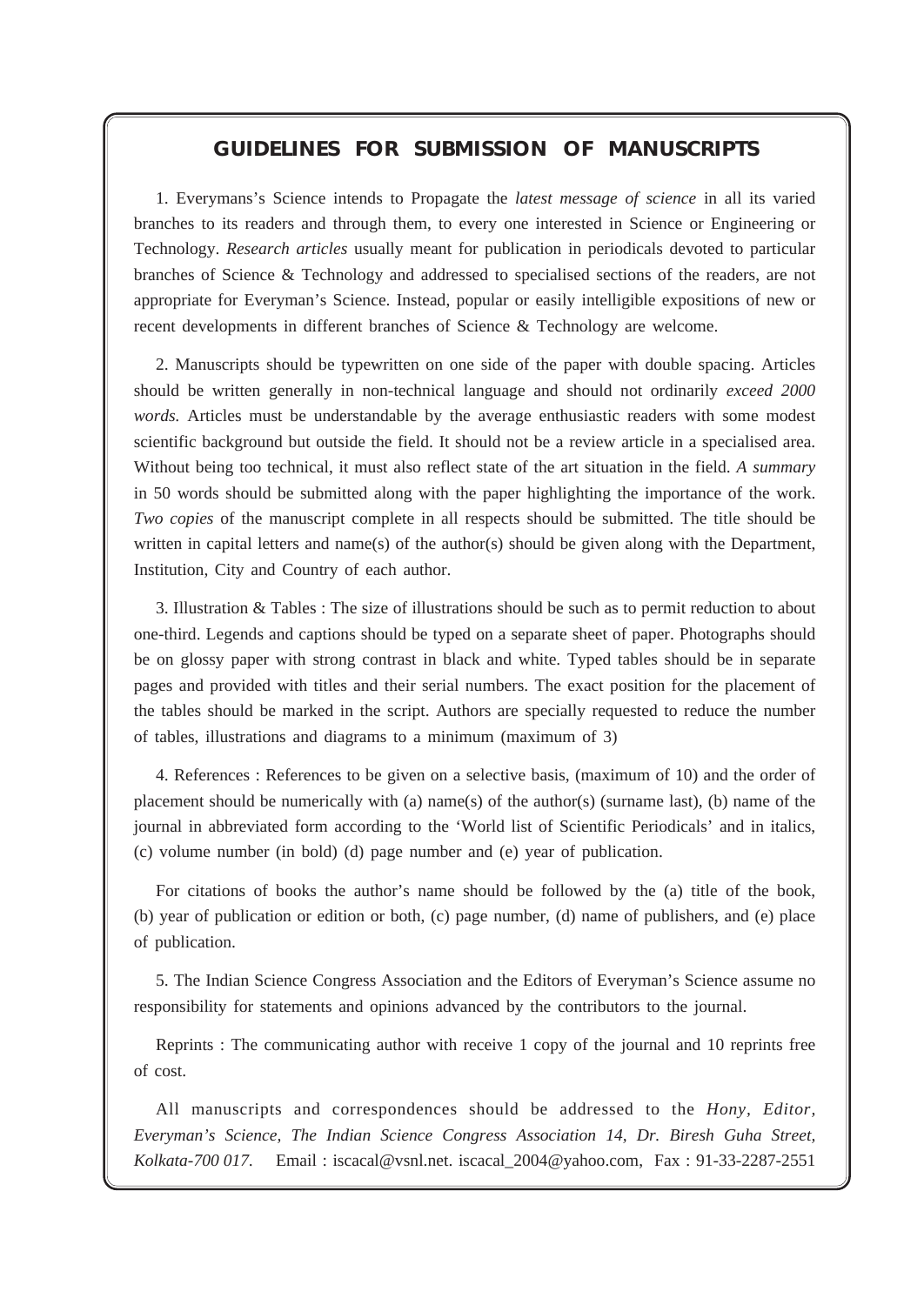## GUIDELINES FOR SUBMISSION OF MANUSCRIPTS

1. Everymans's Science intends to Propagate the *latest message of science* in all its varied branches to its readers and through them, to every one interested in Science or Engineering or Technology. *Research articles* usually meant for publication in periodicals devoted to particular branches of Science & Technology and addressed to specialised sections of the readers, are not appropriate for Everyman's Science. Instead, popular or easily intelligible expositions of new or recent developments in different branches of Science & Technology are welcome.

2. Manuscripts should be typewritten on one side of the paper with double spacing. Articles should be written generally in non-technical language and should not ordinarily *exceed 2000 words.* Articles must be understandable by the average enthusiastic readers with some modest scientific background but outside the field. It should not be a review article in a specialised area. Without being too technical, it must also reflect state of the art situation in the field. *A summary* in 50 words should be submitted along with the paper highlighting the importance of the work. *Two copies* of the manuscript complete in all respects should be submitted. The title should be written in capital letters and name(s) of the author(s) should be given along with the Department, Institution, City and Country of each author.

3. Illustration & Tables : The size of illustrations should be such as to permit reduction to about one-third. Legends and captions should be typed on a separate sheet of paper. Photographs should be on glossy paper with strong contrast in black and white. Typed tables should be in separate pages and provided with titles and their serial numbers. The exact position for the placement of the tables should be marked in the script. Authors are specially requested to reduce the number of tables, illustrations and diagrams to a minimum (maximum of 3)

4. References : References to be given on a selective basis, (maximum of 10) and the order of placement should be numerically with (a) name(s) of the author(s) (surname last), (b) name of the journal in abbreviated form according to the 'World list of Scientific Periodicals' and in italics, (c) volume number (in bold) (d) page number and (e) year of publication.

For citations of books the author's name should be followed by the (a) title of the book, (b) year of publication or edition or both, (c) page number, (d) name of publishers, and (e) place of publication.

5. The Indian Science Congress Association and the Editors of Everyman's Science assume no responsibility for statements and opinions advanced by the contributors to the journal.

Reprints : The communicating author with receive 1 copy of the journal and 10 reprints free of cost.

All manuscripts and correspondences should be addressed to the *Hony, Editor, Everyman's Science, The Indian Science Congress Association 14, Dr. Biresh Guha Street, Kolkata-700 017.* Email : iscacal@vsnl.net. iscacal_2004@yahoo.com, Fax : 91-33-2287-2551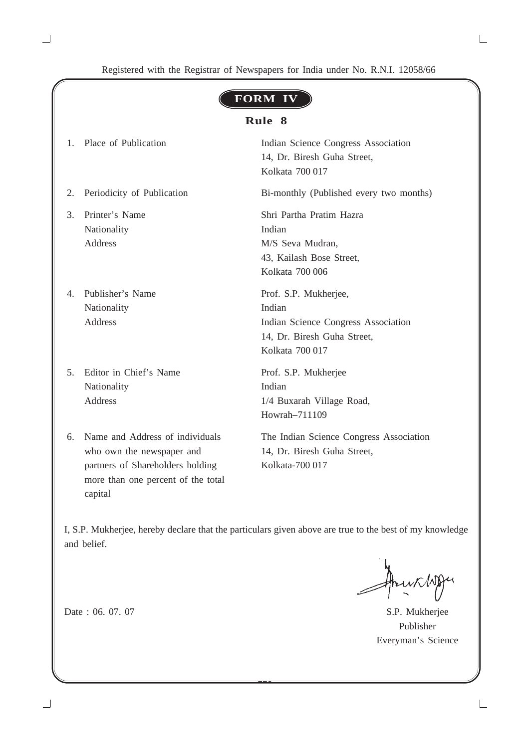Registered with the Registrar of Newspapers for India under No. R.N.I. 12058/66

## FORM IV

### Rule 8

| | | |
|---|---|---|
| 1. | Place of Publication | Indian Science Congress Association<br>14, Dr. Biresh Guha Street,<br>Kolkata 700 017 |
| 2. | Periodicity of Publication | Bi-monthly (Published every two months) |
| 3. | Printer's Name<br>Nationality<br>Address | Shri Partha Pratim Hazra<br>Indian<br>M/S Seva Mudran,<br>43, Kailash Bose Street,<br>Kolkata 700 006 |
| 4. | Publisher's Name<br>Nationality<br>Address | Prof. S.P. Mukherjee,<br>Indian<br>Indian Science Congress Association<br>14, Dr. Biresh Guha Street,<br>Kolkata 700 017 |
| 5. | Editor in Chief's Name<br>Nationality<br>Address | Prof. S.P. Mukherjee<br>Indian<br>1/4 Buxarah Village Road,<br>Howrah–711109 |
| 6. | Name and Address of individuals who own the newspaper and partners of Shareholders holding more than one percent of the total capital | The Indian Science Congress Association<br>14, Dr. Biresh Guha Street,<br>Kolkata-700 017 |

I, S.P. Mukherjee, hereby declare that the particulars given above are true to the best of my knowledge and belief.

Date : 06. 07. 07

S.P. Mukherjee
Publisher
Everyman's Science